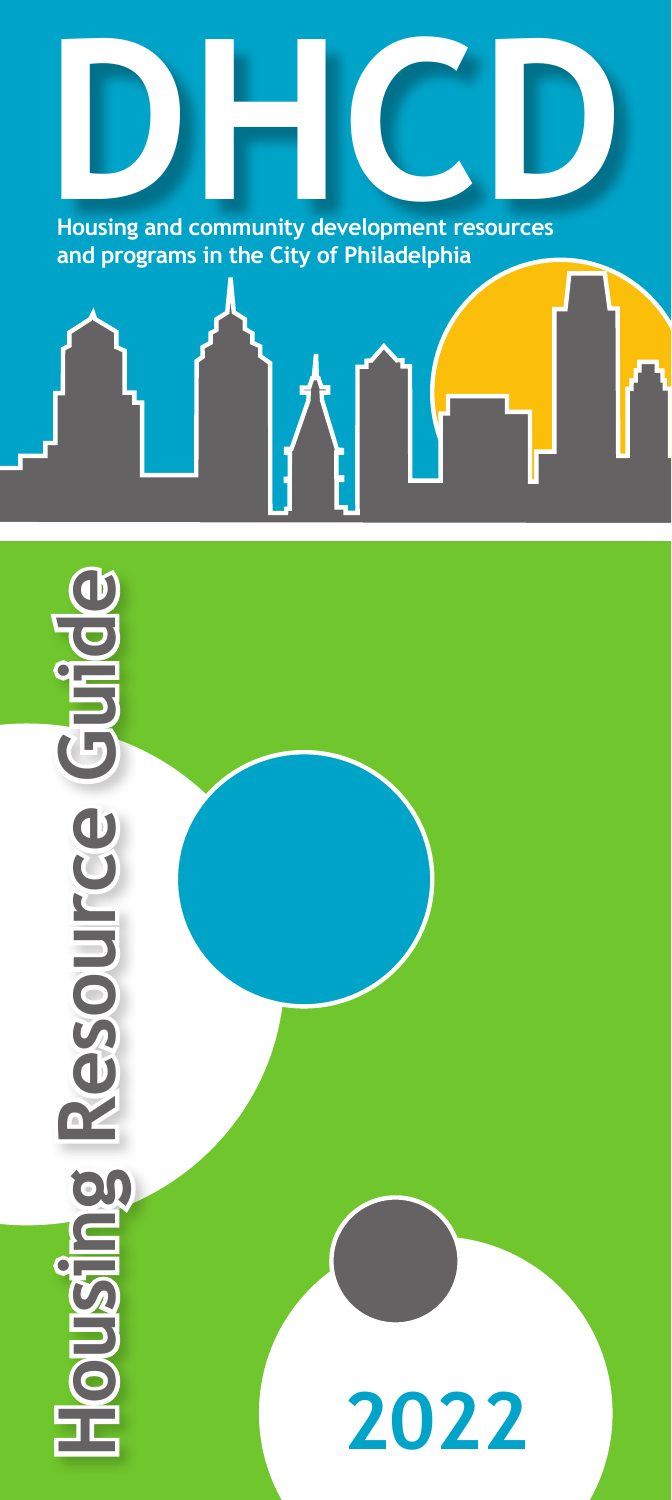# DHCD

Housing and community development resources and programs in the City of Philadelphia

# Housing Resource Guide

2022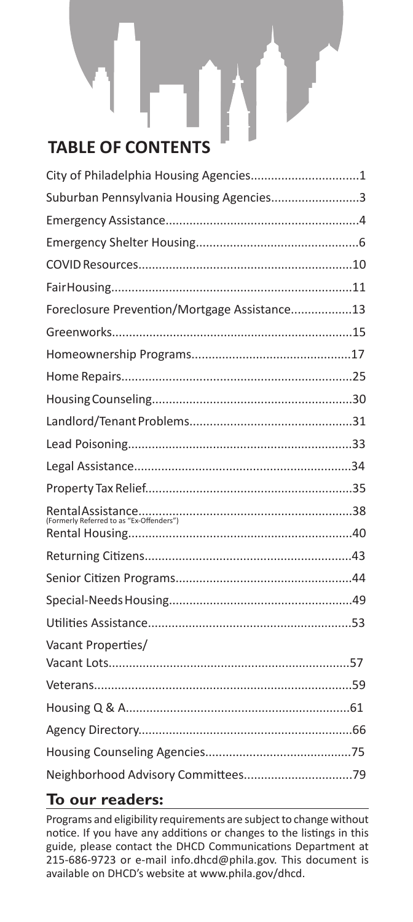# TABLE OF CONTENTS

| | |
|---|---|
| City of Philadelphia Housing Agencies | 1 |
| Suburban Pennsylvania Housing Agencies | 3 |
| Emergency Assistance | 4 |
| Emergency Shelter Housing | 6 |
| COVID Resources | 10 |
| Fair Housing | 11 |
| Foreclosure Prevention/Mortgage Assistance | 13 |
| Greenworks | 15 |
| Homeownership Programs | 17 |
| Home Repairs | 25 |
| Housing Counseling | 30 |
| Landlord/Tenant Problems | 31 |
| Lead Poisoning | 33 |
| Legal Assistance | 34 |
| Property Tax Relief | 35 |
| Rental Assistance (Formerly Referred to as "Ex-Offenders") | 38 |
| Rental Housing | 40 |
| Returning Citizens | 43 |
| Senior Citizen Programs | 44 |
| Special-Needs Housing | 49 |
| Utilities Assistance | 53 |
| Vacant Properties/ Vacant Lots | 57 |
| Veterans | 59 |
| Housing Q & A | 61 |
| Agency Directory | 66 |
| Housing Counseling Agencies | 75 |
| Neighborhood Advisory Committees | 79 |

## To our readers:

Programs and eligibility requirements are subject to change without notice. If you have any additions or changes to the listings in this guide, please contact the DHCD Communications Department at 215-686-9723 or e-mail info.dhcd@phila.gov. This document is available on DHCD's website at www.phila.gov/dhcd.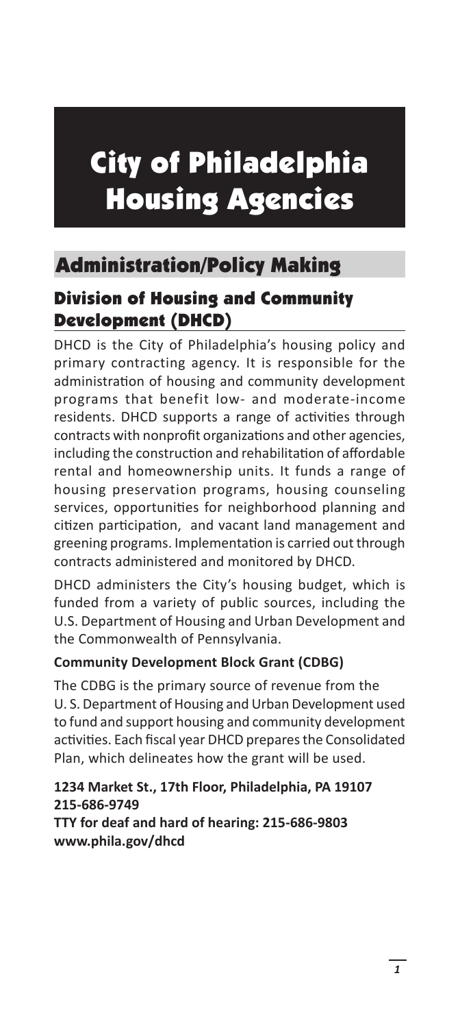# City of Philadelphia Housing Agencies

## Administration/Policy Making

### Division of Housing and Community Development (DHCD)

DHCD is the City of Philadelphia's housing policy and primary contracting agency. It is responsible for the administration of housing and community development programs that benefit low- and moderate-income residents. DHCD supports a range of activities through contracts with nonprofit organizations and other agencies, including the construction and rehabilitation of affordable rental and homeownership units. It funds a range of housing preservation programs, housing counseling services, opportunities for neighborhood planning and citizen participation, and vacant land management and greening programs. Implementation is carried out through contracts administered and monitored by DHCD.

DHCD administers the City's housing budget, which is funded from a variety of public sources, including the U.S. Department of Housing and Urban Development and the Commonwealth of Pennsylvania.

**Community Development Block Grant (CDBG)**

The CDBG is the primary source of revenue from the U. S. Department of Housing and Urban Development used to fund and support housing and community development activities. Each fiscal year DHCD prepares the Consolidated Plan, which delineates how the grant will be used.

**1234 Market St., 17th Floor, Philadelphia, PA 19107**
**215-686-9749**
**TTY for deaf and hard of hearing: 215-686-9803**
**www.phila.gov/dhcd**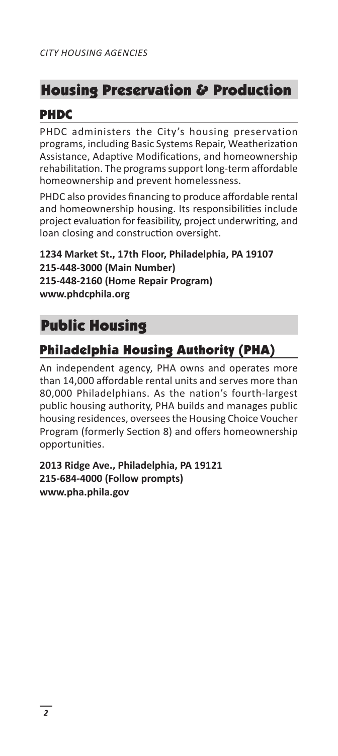# Housing Preservation & Production

## PHDC

PHDC administers the City's housing preservation programs, including Basic Systems Repair, Weatherization Assistance, Adaptive Modifications, and homeownership rehabilitation. The programs support long-term affordable homeownership and prevent homelessness.

PHDC also provides financing to produce affordable rental and homeownership housing. Its responsibilities include project evaluation for feasibility, project underwriting, and loan closing and construction oversight.

**1234 Market St., 17th Floor, Philadelphia, PA 19107**
**215-448-3000 (Main Number)**
**215-448-2160 (Home Repair Program)**
**www.phdcphila.org**

# Public Housing

## Philadelphia Housing Authority (PHA)

An independent agency, PHA owns and operates more than 14,000 affordable rental units and serves more than 80,000 Philadelphians. As the nation's fourth-largest public housing authority, PHA builds and manages public housing residences, oversees the Housing Choice Voucher Program (formerly Section 8) and offers homeownership opportunities.

**2013 Ridge Ave., Philadelphia, PA 19121**
**215-684-4000 (Follow prompts)**
**www.pha.phila.gov**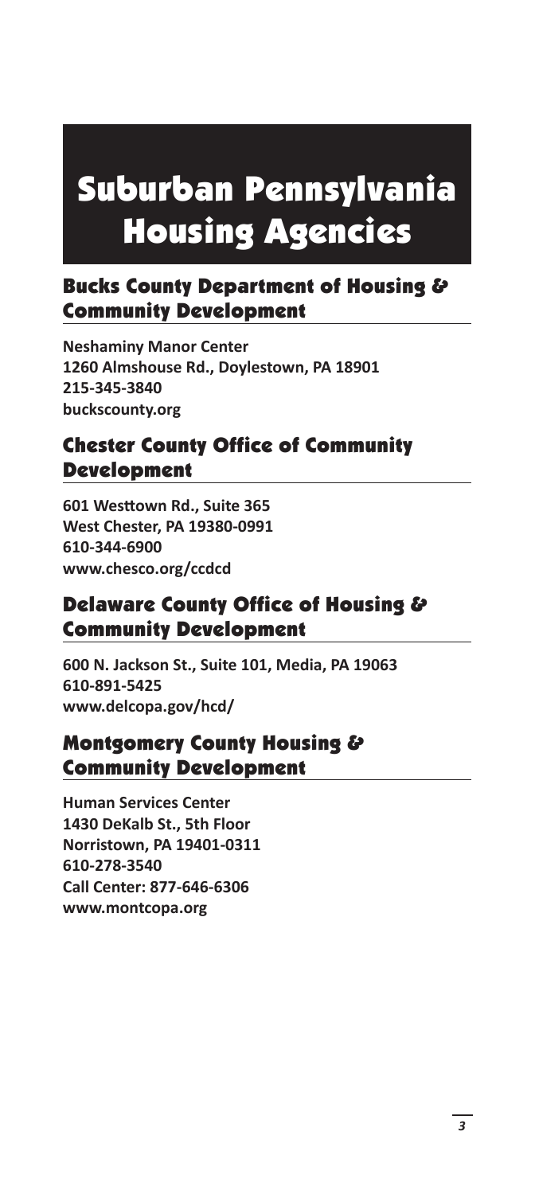# Suburban Pennsylvania Housing Agencies

## Bucks County Department of Housing & Community Development

**Neshaminy Manor Center**
**1260 Almshouse Rd., Doylestown, PA 18901**
**215-345-3840**
**buckscounty.org**

## Chester County Office of Community Development

**601 Westtown Rd., Suite 365**
**West Chester, PA 19380-0991**
**610-344-6900**
**www.chesco.org/ccdcd**

## Delaware County Office of Housing & Community Development

**600 N. Jackson St., Suite 101, Media, PA 19063**
**610-891-5425**
**www.delcopa.gov/hcd/**

## Montgomery County Housing & Community Development

**Human Services Center**
**1430 DeKalb St., 5th Floor**
**Norristown, PA 19401-0311**
**610-278-3540**
**Call Center: 877-646-6306**
**www.montcopa.org**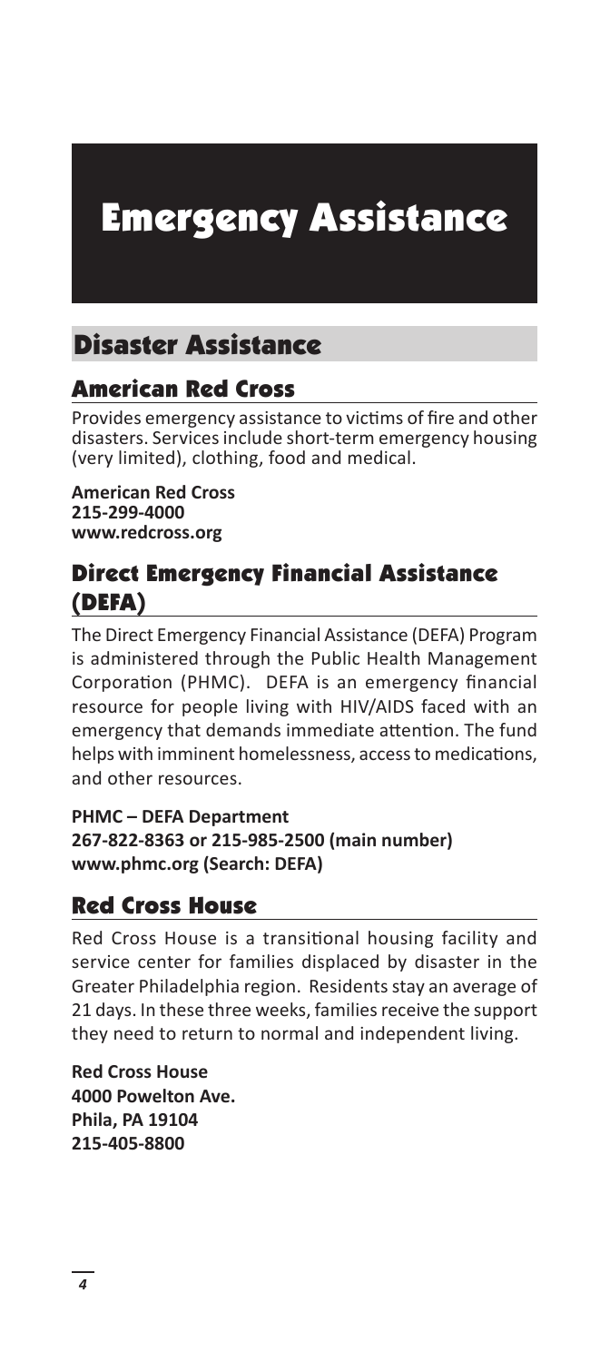# Emergency Assistance

## Disaster Assistance

### American Red Cross

Provides emergency assistance to victims of fire and other disasters. Services include short-term emergency housing (very limited), clothing, food and medical.

**American Red Cross**
**215-299-4000**
**www.redcross.org**

### Direct Emergency Financial Assistance (DEFA)

The Direct Emergency Financial Assistance (DEFA) Program is administered through the Public Health Management Corporation (PHMC). DEFA is an emergency financial resource for people living with HIV/AIDS faced with an emergency that demands immediate attention. The fund helps with imminent homelessness, access to medications, and other resources.

**PHMC – DEFA Department**
**267-822-8363 or 215-985-2500 (main number)**
**www.phmc.org (Search: DEFA)**

### Red Cross House

Red Cross House is a transitional housing facility and service center for families displaced by disaster in the Greater Philadelphia region. Residents stay an average of 21 days. In these three weeks, families receive the support they need to return to normal and independent living.

**Red Cross House**
**4000 Powelton Ave.**
**Phila, PA 19104**
**215-405-8800**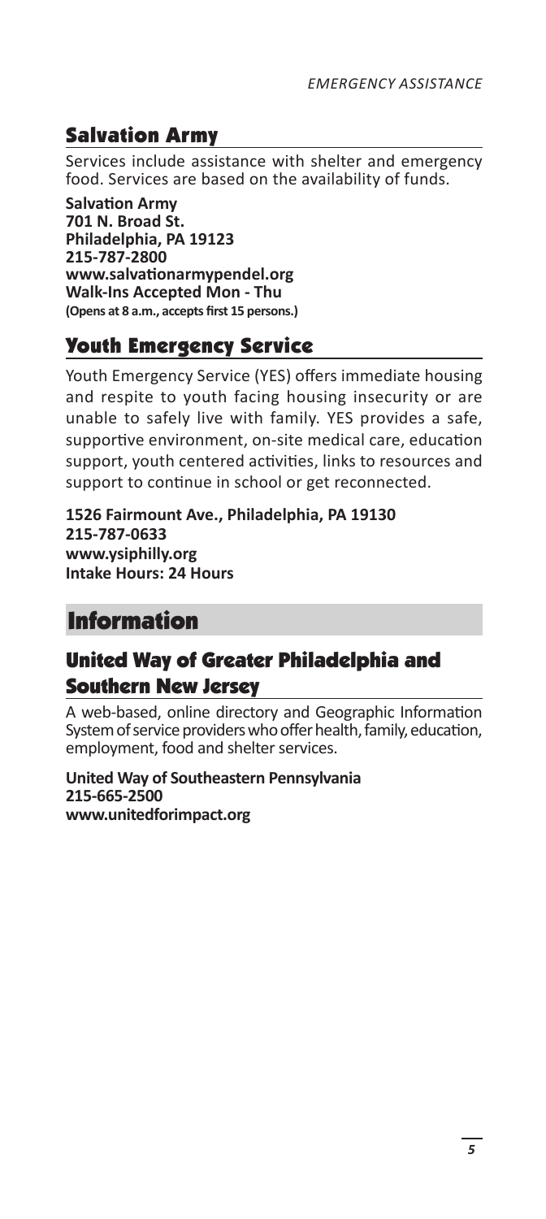## Salvation Army

Services include assistance with shelter and emergency food. Services are based on the availability of funds.

**Salvation Army**
**701 N. Broad St.**
**Philadelphia, PA 19123**
**215-787-2800**
**www.salvationarmypendel.org**
**Walk-Ins Accepted Mon - Thu**
**(Opens at 8 a.m., accepts first 15 persons.)**

## Youth Emergency Service

Youth Emergency Service (YES) offers immediate housing and respite to youth facing housing insecurity or are unable to safely live with family. YES provides a safe, supportive environment, on-site medical care, education support, youth centered activities, links to resources and support to continue in school or get reconnected.

**1526 Fairmount Ave., Philadelphia, PA 19130**
**215-787-0633**
**www.ysiphilly.org**
**Intake Hours: 24 Hours**

# Information

## United Way of Greater Philadelphia and Southern New Jersey

A web-based, online directory and Geographic Information System of service providers who offer health, family, education, employment, food and shelter services.

**United Way of Southeastern Pennsylvania**
**215-665-2500**
**www.unitedforimpact.org**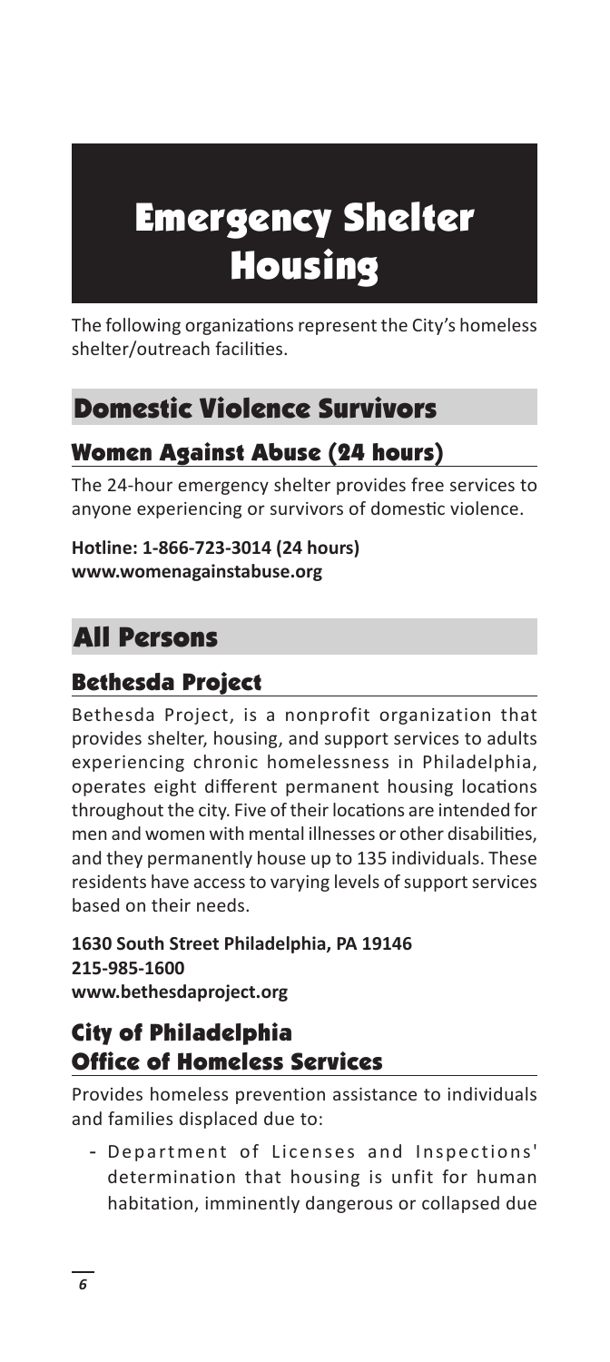# Emergency Shelter Housing

The following organizations represent the City's homeless shelter/outreach facilities.

## Domestic Violence Survivors

### Women Against Abuse (24 hours)

The 24-hour emergency shelter provides free services to anyone experiencing or survivors of domestic violence.

**Hotline: 1-866-723-3014 (24 hours)**
**www.womenagainstabuse.org**

## All Persons

### Bethesda Project

Bethesda Project, is a nonprofit organization that provides shelter, housing, and support services to adults experiencing chronic homelessness in Philadelphia, operates eight different permanent housing locations throughout the city. Five of their locations are intended for men and women with mental illnesses or other disabilities, and they permanently house up to 135 individuals. These residents have access to varying levels of support services based on their needs.

**1630 South Street Philadelphia, PA 19146**
**215-985-1600**
**www.bethesdaproject.org**

### City of Philadelphia Office of Homeless Services

Provides homeless prevention assistance to individuals and families displaced due to:

- Department of Licenses and Inspections' determination that housing is unfit for human habitation, imminently dangerous or collapsed due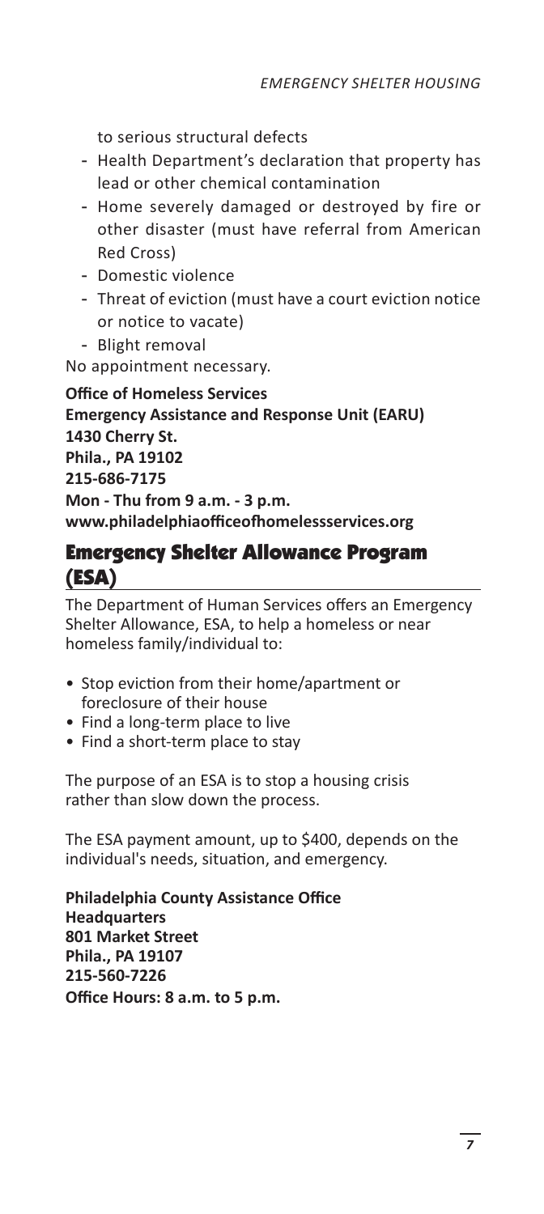to serious structural defects

- Health Department's declaration that property has lead or other chemical contamination
- Home severely damaged or destroyed by fire or other disaster (must have referral from American Red Cross)
- Domestic violence
- Threat of eviction (must have a court eviction notice or notice to vacate)
- Blight removal

No appointment necessary.

**Office of Homeless Services**
**Emergency Assistance and Response Unit (EARU)**
**1430 Cherry St.**
**Phila., PA 19102**
**215-686-7175**
**Mon - Thu from 9 a.m. - 3 p.m.**
**www.philadelphiaofficeofhomelessservices.org**

## Emergency Shelter Allowance Program (ESA)

The Department of Human Services offers an Emergency Shelter Allowance, ESA, to help a homeless or near homeless family/individual to:

- Stop eviction from their home/apartment or foreclosure of their house
- Find a long-term place to live
- Find a short-term place to stay

The purpose of an ESA is to stop a housing crisis rather than slow down the process.

The ESA payment amount, up to $400, depends on the individual's needs, situation, and emergency.

**Philadelphia County Assistance Office**
**Headquarters**
**801 Market Street**
**Phila., PA 19107**
**215-560-7226**
**Office Hours: 8 a.m. to 5 p.m.**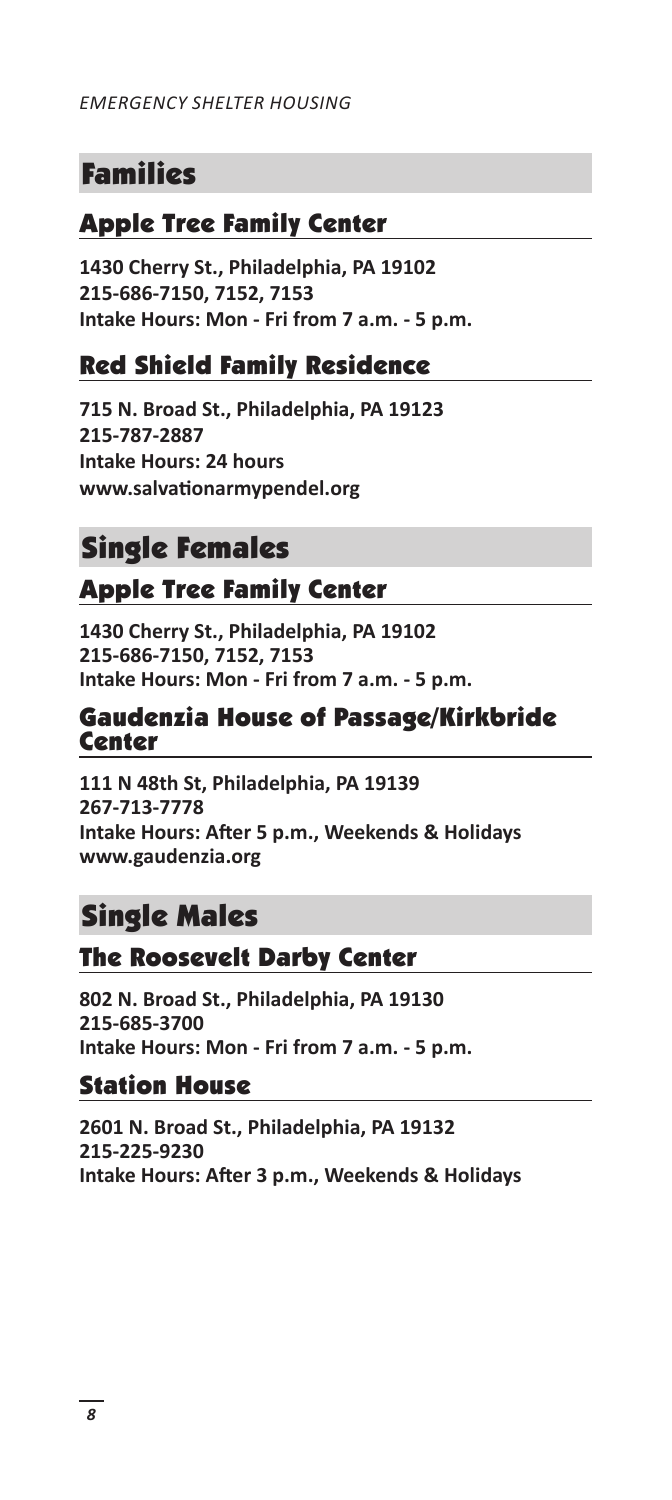*EMERGENCY SHELTER HOUSING*

# Families

## Apple Tree Family Center

**1430 Cherry St., Philadelphia, PA 19102**
**215-686-7150, 7152, 7153**
**Intake Hours: Mon - Fri from 7 a.m. - 5 p.m.**

## Red Shield Family Residence

**715 N. Broad St., Philadelphia, PA 19123**
**215-787-2887**
**Intake Hours: 24 hours**
**www.salvationarmypendel.org**

# Single Females

## Apple Tree Family Center

**1430 Cherry St., Philadelphia, PA 19102**
**215-686-7150, 7152, 7153**
**Intake Hours: Mon - Fri from 7 a.m. - 5 p.m.**

## Gaudenzia House of Passage/Kirkbride Center

**111 N 48th St, Philadelphia, PA 19139**
**267-713-7778**
**Intake Hours: After 5 p.m., Weekends & Holidays**
**www.gaudenzia.org**

# Single Males

## The Roosevelt Darby Center

**802 N. Broad St., Philadelphia, PA 19130**
**215-685-3700**
**Intake Hours: Mon - Fri from 7 a.m. - 5 p.m.**

## Station House

**2601 N. Broad St., Philadelphia, PA 19132**
**215-225-9230**
**Intake Hours: After 3 p.m., Weekends & Holidays**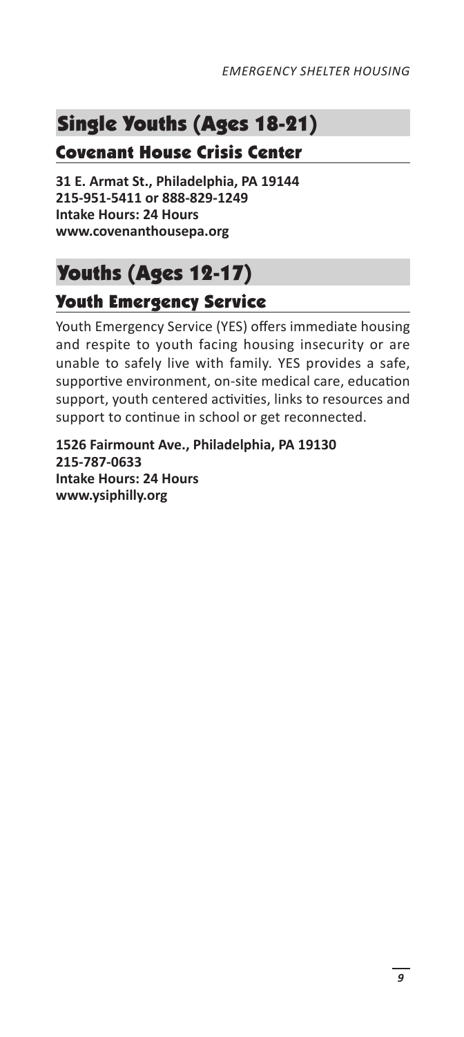## Single Youths (Ages 18-21)

### Covenant House Crisis Center

**31 E. Armat St., Philadelphia, PA 19144**
**215-951-5411 or 888-829-1249**
**Intake Hours: 24 Hours**
**www.covenanthousepa.org**

## Youths (Ages 12-17)

### Youth Emergency Service

Youth Emergency Service (YES) offers immediate housing and respite to youth facing housing insecurity or are unable to safely live with family. YES provides a safe, supportive environment, on-site medical care, education support, youth centered activities, links to resources and support to continue in school or get reconnected.

**1526 Fairmount Ave., Philadelphia, PA 19130**
**215-787-0633**
**Intake Hours: 24 Hours**
**www.ysiphilly.org**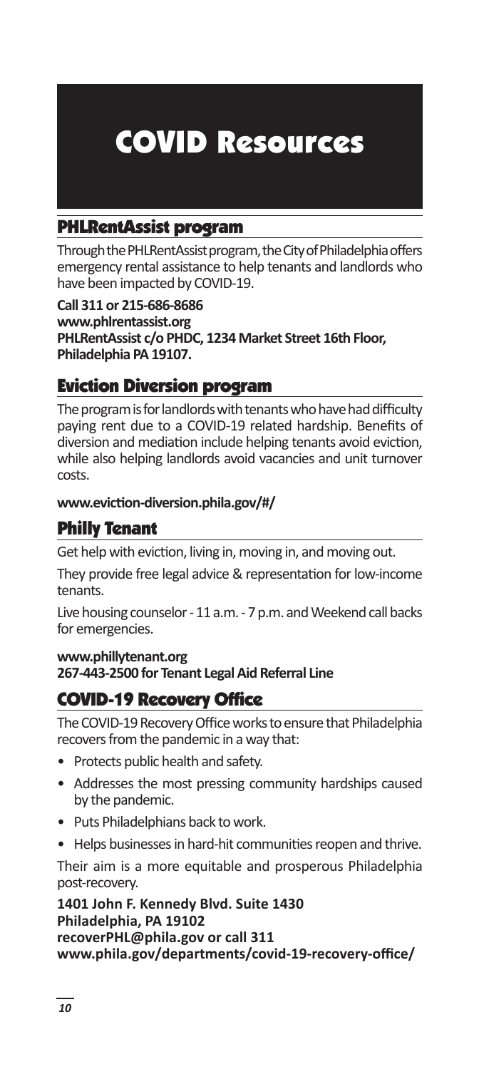# COVID Resources

## PHLRentAssist program

Through the PHLRentAssist program, the City of Philadelphia offers emergency rental assistance to help tenants and landlords who have been impacted by COVID-19.

**Call 311 or 215-686-8686**
**www.phlrentassist.org**
**PHLRentAssist c/o PHDC, 1234 Market Street 16th Floor, Philadelphia PA 19107.**

## Eviction Diversion program

The program is for landlords with tenants who have had difficulty paying rent due to a COVID-19 related hardship. Benefits of diversion and mediation include helping tenants avoid eviction, while also helping landlords avoid vacancies and unit turnover costs.

**www.eviction-diversion.phila.gov/#/**

## Philly Tenant

Get help with eviction, living in, moving in, and moving out.

They provide free legal advice & representation for low-income tenants.

Live housing counselor - 11 a.m. - 7 p.m. and Weekend call backs for emergencies.

**www.phillytenant.org**
**267-443-2500 for Tenant Legal Aid Referral Line**

## COVID-19 Recovery Office

The COVID-19 Recovery Office works to ensure that Philadelphia recovers from the pandemic in a way that:

- Protects public health and safety.
- Addresses the most pressing community hardships caused by the pandemic.
- Puts Philadelphians back to work.
- Helps businesses in hard-hit communities reopen and thrive.

Their aim is a more equitable and prosperous Philadelphia post-recovery.

**1401 John F. Kennedy Blvd. Suite 1430**
**Philadelphia, PA 19102**
**recoverPHL@phila.gov or call 311**
**www.phila.gov/departments/covid-19-recovery-office/**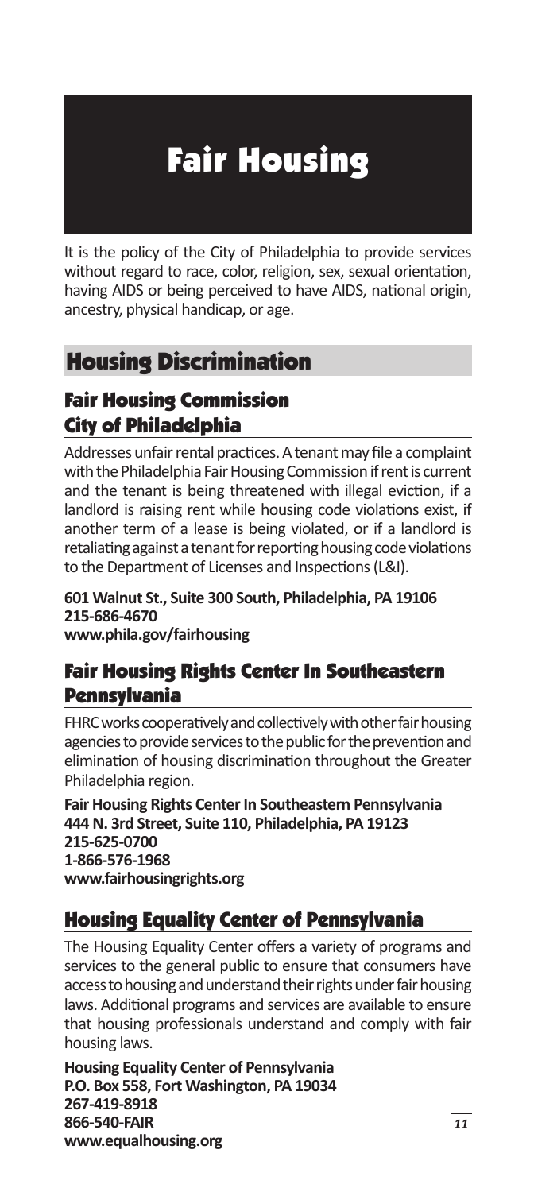# Fair Housing

It is the policy of the City of Philadelphia to provide services without regard to race, color, religion, sex, sexual orientation, having AIDS or being perceived to have AIDS, national origin, ancestry, physical handicap, or age.

## Housing Discrimination

### Fair Housing Commission City of Philadelphia

Addresses unfair rental practices. A tenant may file a complaint with the Philadelphia Fair Housing Commission if rent is current and the tenant is being threatened with illegal eviction, if a landlord is raising rent while housing code violations exist, if another term of a lease is being violated, or if a landlord is retaliating against a tenant for reporting housing code violations to the Department of Licenses and Inspections (L&I).

**601 Walnut St., Suite 300 South, Philadelphia, PA 19106**
**215-686-4670**
**www.phila.gov/fairhousing**

### Fair Housing Rights Center In Southeastern Pennsylvania

FHRC works cooperatively and collectively with other fair housing agencies to provide services to the public for the prevention and elimination of housing discrimination throughout the Greater Philadelphia region.

**Fair Housing Rights Center In Southeastern Pennsylvania**
**444 N. 3rd Street, Suite 110, Philadelphia, PA 19123**
**215-625-0700**
**1-866-576-1968**
**www.fairhousingrights.org**

### Housing Equality Center of Pennsylvania

The Housing Equality Center offers a variety of programs and services to the general public to ensure that consumers have access to housing and understand their rights under fair housing laws. Additional programs and services are available to ensure that housing professionals understand and comply with fair housing laws.

**Housing Equality Center of Pennsylvania**
**P.O. Box 558, Fort Washington, PA 19034**
**267-419-8918**
**866-540-FAIR**
**www.equalhousing.org**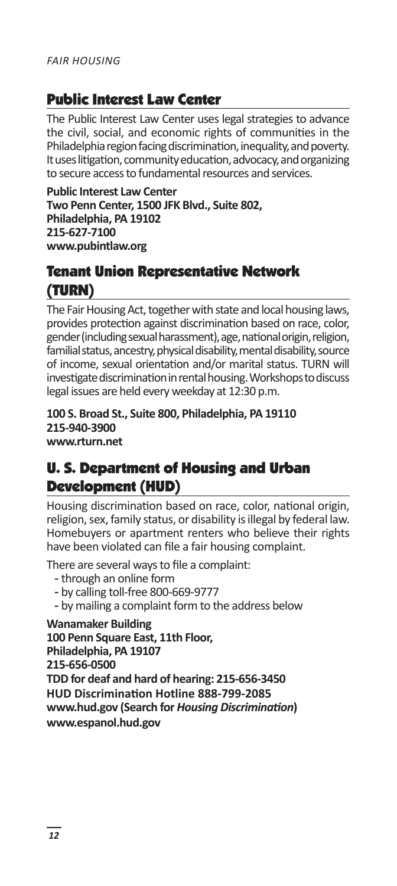## Public Interest Law Center

The Public Interest Law Center uses legal strategies to advance the civil, social, and economic rights of communities in the Philadelphia region facing discrimination, inequality, and poverty. It uses litigation, community education, advocacy, and organizing to secure access to fundamental resources and services.

**Public Interest Law Center**
**Two Penn Center, 1500 JFK Blvd., Suite 802,**
**Philadelphia, PA 19102**
**215-627-7100**
**www.pubintlaw.org**

## Tenant Union Representative Network (TURN)

The Fair Housing Act, together with state and local housing laws, provides protection against discrimination based on race, color, gender (including sexual harassment), age, national origin, religion, familial status, ancestry, physical disability, mental disability, source of income, sexual orientation and/or marital status. TURN will investigate discrimination in rental housing. Workshops to discuss legal issues are held every weekday at 12:30 p.m.

**100 S. Broad St., Suite 800, Philadelphia, PA 19110**
**215-940-3900**
**www.rturn.net**

## U. S. Department of Housing and Urban Development (HUD)

Housing discrimination based on race, color, national origin, religion, sex, family status, or disability is illegal by federal law. Homebuyers or apartment renters who believe their rights have been violated can file a fair housing complaint.

There are several ways to file a complaint:

- through an online form
- by calling toll-free 800-669-9777
- by mailing a complaint form to the address below

**Wanamaker Building**
**100 Penn Square East, 11th Floor,**
**Philadelphia, PA 19107**
**215-656-0500**
**TDD for deaf and hard of hearing: 215-656-3450**
**HUD Discrimination Hotline 888-799-2085**
**www.hud.gov (Search for *Housing Discrimination*)**
**www.espanol.hud.gov**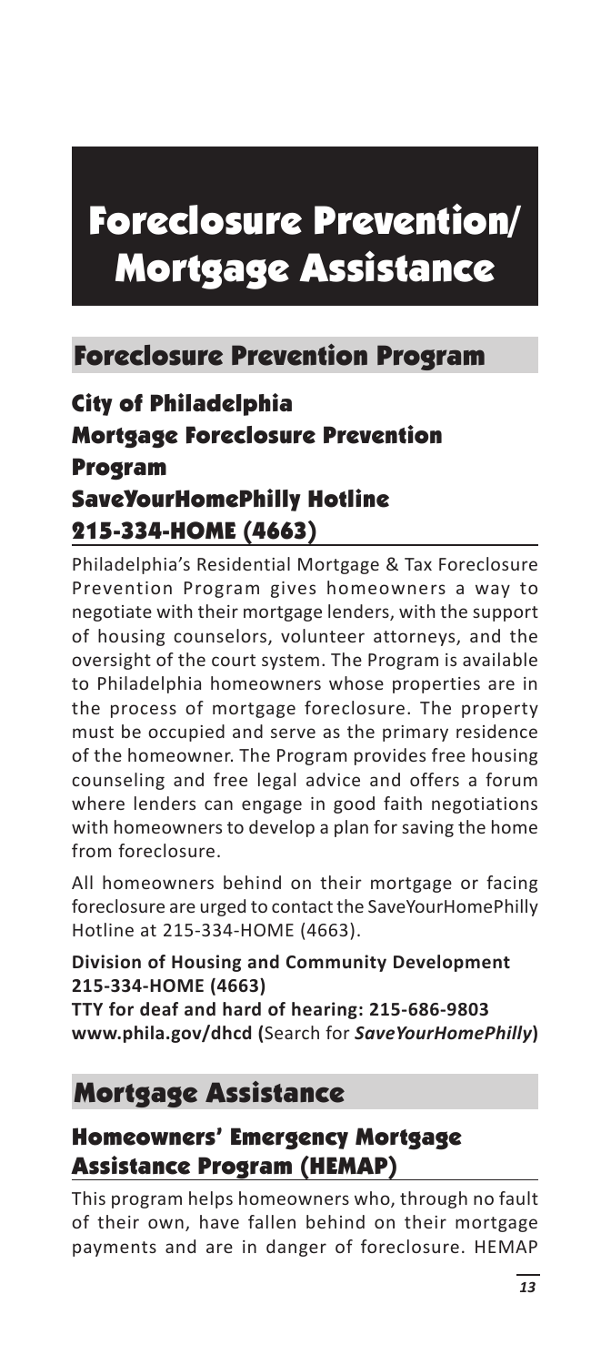# Foreclosure Prevention/ Mortgage Assistance

## Foreclosure Prevention Program

### City of Philadelphia Mortgage Foreclosure Prevention Program SaveYourHomePhilly Hotline 215-334-HOME (4663)

Philadelphia's Residential Mortgage & Tax Foreclosure Prevention Program gives homeowners a way to negotiate with their mortgage lenders, with the support of housing counselors, volunteer attorneys, and the oversight of the court system. The Program is available to Philadelphia homeowners whose properties are in the process of mortgage foreclosure. The property must be occupied and serve as the primary residence of the homeowner. The Program provides free housing counseling and free legal advice and offers a forum where lenders can engage in good faith negotiations with homeowners to develop a plan for saving the home from foreclosure.

All homeowners behind on their mortgage or facing foreclosure are urged to contact the SaveYourHomePhilly Hotline at 215-334-HOME (4663).

**Division of Housing and Community Development**
**215-334-HOME (4663)**
**TTY for deaf and hard of hearing: 215-686-9803**
**www.phila.gov/dhcd (**Search for ***SaveYourHomePhilly*****)**

## Mortgage Assistance

### Homeowners' Emergency Mortgage Assistance Program (HEMAP)

This program helps homeowners who, through no fault of their own, have fallen behind on their mortgage payments and are in danger of foreclosure. HEMAP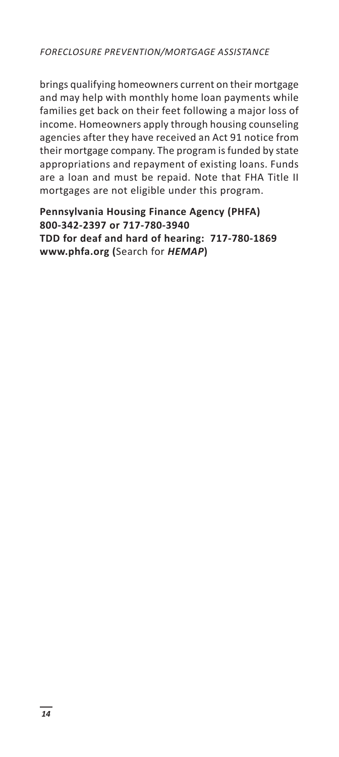brings qualifying homeowners current on their mortgage and may help with monthly home loan payments while families get back on their feet following a major loss of income. Homeowners apply through housing counseling agencies after they have received an Act 91 notice from their mortgage company. The program is funded by state appropriations and repayment of existing loans. Funds are a loan and must be repaid. Note that FHA Title II mortgages are not eligible under this program.

**Pennsylvania Housing Finance Agency (PHFA)**
**800-342-2397 or 717-780-3940**
**TDD for deaf and hard of hearing: 717-780-1869**
**www.phfa.org (**Search for ***HEMAP*****)**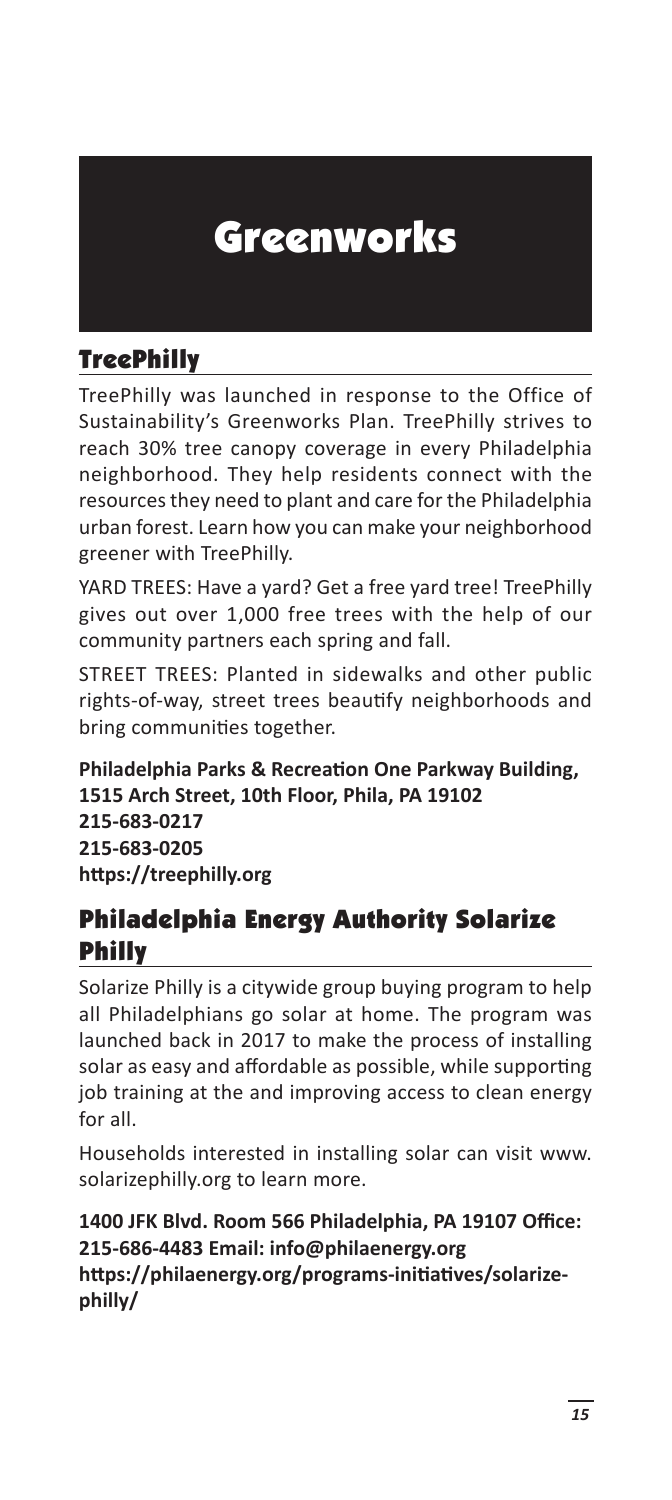# Greenworks

## TreePhilly

TreePhilly was launched in response to the Office of Sustainability's Greenworks Plan. TreePhilly strives to reach 30% tree canopy coverage in every Philadelphia neighborhood. They help residents connect with the resources they need to plant and care for the Philadelphia urban forest. Learn how you can make your neighborhood greener with TreePhilly.

YARD TREES: Have a yard? Get a free yard tree! TreePhilly gives out over 1,000 free trees with the help of our community partners each spring and fall.

STREET TREES: Planted in sidewalks and other public rights-of-way, street trees beautify neighborhoods and bring communities together.

**Philadelphia Parks & Recreation One Parkway Building, 1515 Arch Street, 10th Floor, Phila, PA 19102**
**215-683-0217**
**215-683-0205**
**https://treephilly.org**

## Philadelphia Energy Authority Solarize Philly

Solarize Philly is a citywide group buying program to help all Philadelphians go solar at home. The program was launched back in 2017 to make the process of installing solar as easy and affordable as possible, while supporting job training at the and improving access to clean energy for all.

Households interested in installing solar can visit www.solarizephilly.org to learn more.

**1400 JFK Blvd. Room 566 Philadelphia, PA 19107 Office: 215-686-4483 Email: info@philaenergy.org**
**https://philaenergy.org/programs-initiatives/solarize-philly/**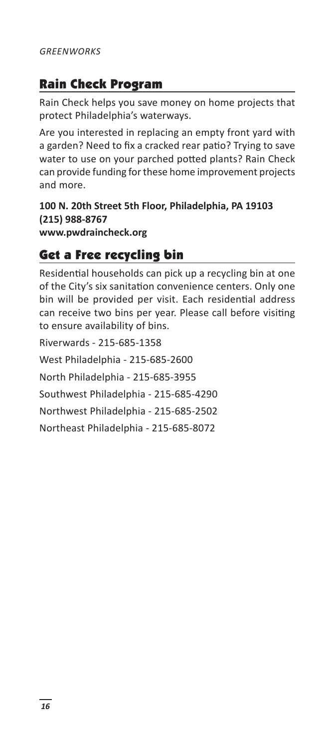## Rain Check Program

Rain Check helps you save money on home projects that protect Philadelphia's waterways.

Are you interested in replacing an empty front yard with a garden? Need to fix a cracked rear patio? Trying to save water to use on your parched potted plants? Rain Check can provide funding for these home improvement projects and more.

**100 N. 20th Street 5th Floor, Philadelphia, PA 19103**
**(215) 988-8767**
**www.pwdraincheck.org**

## Get a Free recycling bin

Residential households can pick up a recycling bin at one of the City's six sanitation convenience centers. Only one bin will be provided per visit. Each residential address can receive two bins per year. Please call before visiting to ensure availability of bins.

Riverwards - 215-685-1358

West Philadelphia - 215-685-2600

North Philadelphia - 215-685-3955

Southwest Philadelphia - 215-685-4290

Northwest Philadelphia - 215-685-2502

Northeast Philadelphia - 215-685-8072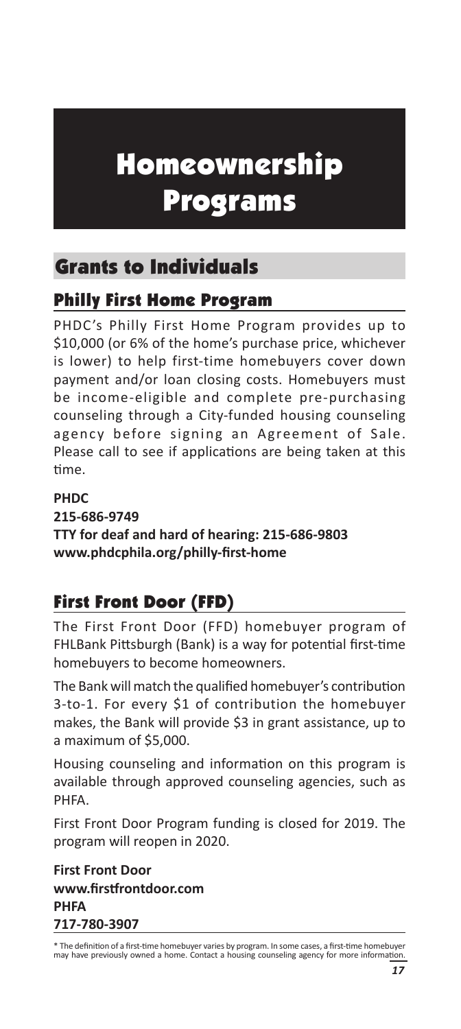# Homeownership Programs

## Grants to Individuals

### Philly First Home Program

PHDC's Philly First Home Program provides up to $10,000 (or 6% of the home's purchase price, whichever is lower) to help first-time homebuyers cover down payment and/or loan closing costs. Homebuyers must be income-eligible and complete pre-purchasing counseling through a City-funded housing counseling agency before signing an Agreement of Sale. Please call to see if applications are being taken at this time.

**PHDC**
**215-686-9749**
**TTY for deaf and hard of hearing: 215-686-9803**
**www.phdcphila.org/philly-first-home**

### First Front Door (FFD)

The First Front Door (FFD) homebuyer program of FHLBank Pittsburgh (Bank) is a way for potential first-time homebuyers to become homeowners.

The Bank will match the qualified homebuyer's contribution 3-to-1. For every $1 of contribution the homebuyer makes, the Bank will provide $3 in grant assistance, up to a maximum of $5,000.

Housing counseling and information on this program is available through approved counseling agencies, such as PHFA.

First Front Door Program funding is closed for 2019. The program will reopen in 2020.

**First Front Door**
**www.firstfrontdoor.com**
**PHFA**
**717-780-3907**

* The definition of a first-time homebuyer varies by program. In some cases, a first-time homebuyer may have previously owned a home. Contact a housing counseling agency for more information.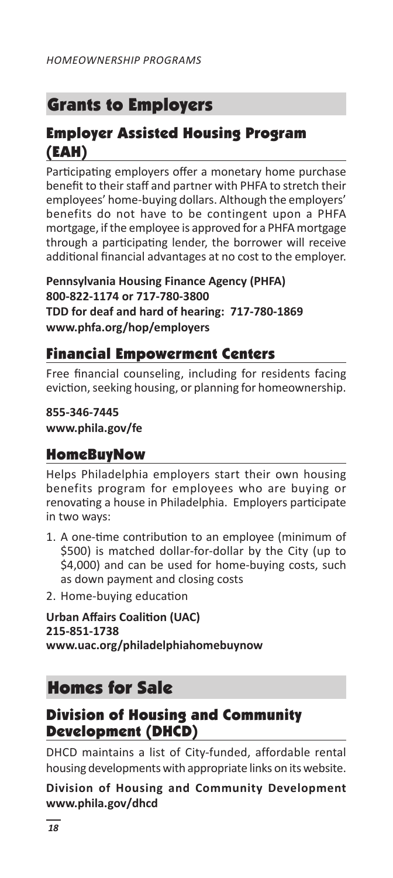## Grants to Employers

### Employer Assisted Housing Program (EAH)

Participating employers offer a monetary home purchase benefit to their staff and partner with PHFA to stretch their employees' home-buying dollars. Although the employers' benefits do not have to be contingent upon a PHFA mortgage, if the employee is approved for a PHFA mortgage through a participating lender, the borrower will receive additional financial advantages at no cost to the employer.

**Pennsylvania Housing Finance Agency (PHFA)**
**800-822-1174 or 717-780-3800**
**TDD for deaf and hard of hearing: 717-780-1869**
**www.phfa.org/hop/employers**

### Financial Empowerment Centers

Free financial counseling, including for residents facing eviction, seeking housing, or planning for homeownership.

**855-346-7445**
**www.phila.gov/fe**

### HomeBuyNow

Helps Philadelphia employers start their own housing benefits program for employees who are buying or renovating a house in Philadelphia. Employers participate in two ways:

1. A one-time contribution to an employee (minimum of $500) is matched dollar-for-dollar by the City (up to $4,000) and can be used for home-buying costs, such as down payment and closing costs
2. Home-buying education

**Urban Affairs Coalition (UAC)**
**215-851-1738**
**www.uac.org/philadelphiahomebuynow**

## Homes for Sale

### Division of Housing and Community Development (DHCD)

DHCD maintains a list of City-funded, affordable rental housing developments with appropriate links on its website.

**Division of Housing and Community Development**
**www.phila.gov/dhcd**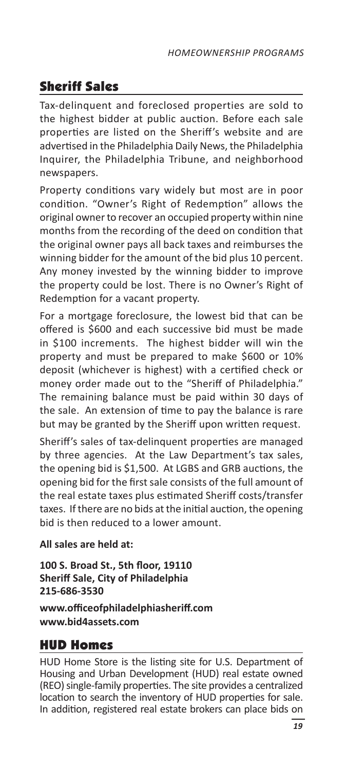## Sheriff Sales

Tax-delinquent and foreclosed properties are sold to the highest bidder at public auction. Before each sale properties are listed on the Sheriff's website and are advertised in the Philadelphia Daily News, the Philadelphia Inquirer, the Philadelphia Tribune, and neighborhood newspapers.

Property conditions vary widely but most are in poor condition. "Owner's Right of Redemption" allows the original owner to recover an occupied property within nine months from the recording of the deed on condition that the original owner pays all back taxes and reimburses the winning bidder for the amount of the bid plus 10 percent. Any money invested by the winning bidder to improve the property could be lost. There is no Owner's Right of Redemption for a vacant property.

For a mortgage foreclosure, the lowest bid that can be offered is $600 and each successive bid must be made in $100 increments. The highest bidder will win the property and must be prepared to make $600 or 10% deposit (whichever is highest) with a certified check or money order made out to the "Sheriff of Philadelphia." The remaining balance must be paid within 30 days of the sale. An extension of time to pay the balance is rare but may be granted by the Sheriff upon written request.

Sheriff's sales of tax-delinquent properties are managed by three agencies. At the Law Department's tax sales, the opening bid is $1,500. At LGBS and GRB auctions, the opening bid for the first sale consists of the full amount of the real estate taxes plus estimated Sheriff costs/transfer taxes. If there are no bids at the initial auction, the opening bid is then reduced to a lower amount.

**All sales are held at:**

**100 S. Broad St., 5th floor, 19110**
**Sheriff Sale, City of Philadelphia**
**215-686-3530**

**www.officeofphiladelphiasheriff.com**
**www.bid4assets.com**

## HUD Homes

HUD Home Store is the listing site for U.S. Department of Housing and Urban Development (HUD) real estate owned (REO) single-family properties. The site provides a centralized location to search the inventory of HUD properties for sale. In addition, registered real estate brokers can place bids on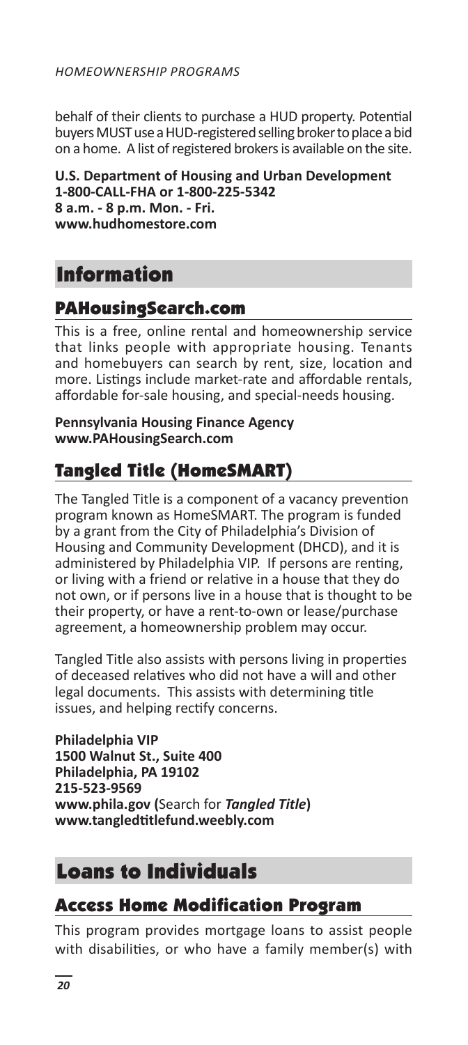behalf of their clients to purchase a HUD property. Potential buyers MUST use a HUD-registered selling broker to place a bid on a home. A list of registered brokers is available on the site.

**U.S. Department of Housing and Urban Development**
**1-800-CALL-FHA or 1-800-225-5342**
**8 a.m. - 8 p.m. Mon. - Fri.**
**www.hudhomestore.com**

# Information

## PAHousingSearch.com

This is a free, online rental and homeownership service that links people with appropriate housing. Tenants and homebuyers can search by rent, size, location and more. Listings include market-rate and affordable rentals, affordable for-sale housing, and special-needs housing.

**Pennsylvania Housing Finance Agency**
**www.PAHousingSearch.com**

## Tangled Title (HomeSMART)

The Tangled Title is a component of a vacancy prevention program known as HomeSMART. The program is funded by a grant from the City of Philadelphia's Division of Housing and Community Development (DHCD), and it is administered by Philadelphia VIP. If persons are renting, or living with a friend or relative in a house that they do not own, or if persons live in a house that is thought to be their property, or have a rent-to-own or lease/purchase agreement, a homeownership problem may occur.

Tangled Title also assists with persons living in properties of deceased relatives who did not have a will and other legal documents. This assists with determining title issues, and helping rectify concerns.

**Philadelphia VIP**
**1500 Walnut St., Suite 400**
**Philadelphia, PA 19102**
**215-523-9569**
**www.phila.gov (**Search for ***Tangled Title*****)**
**www.tangledtitlefund.weebly.com**

# Loans to Individuals

## Access Home Modification Program

This program provides mortgage loans to assist people with disabilities, or who have a family member(s) with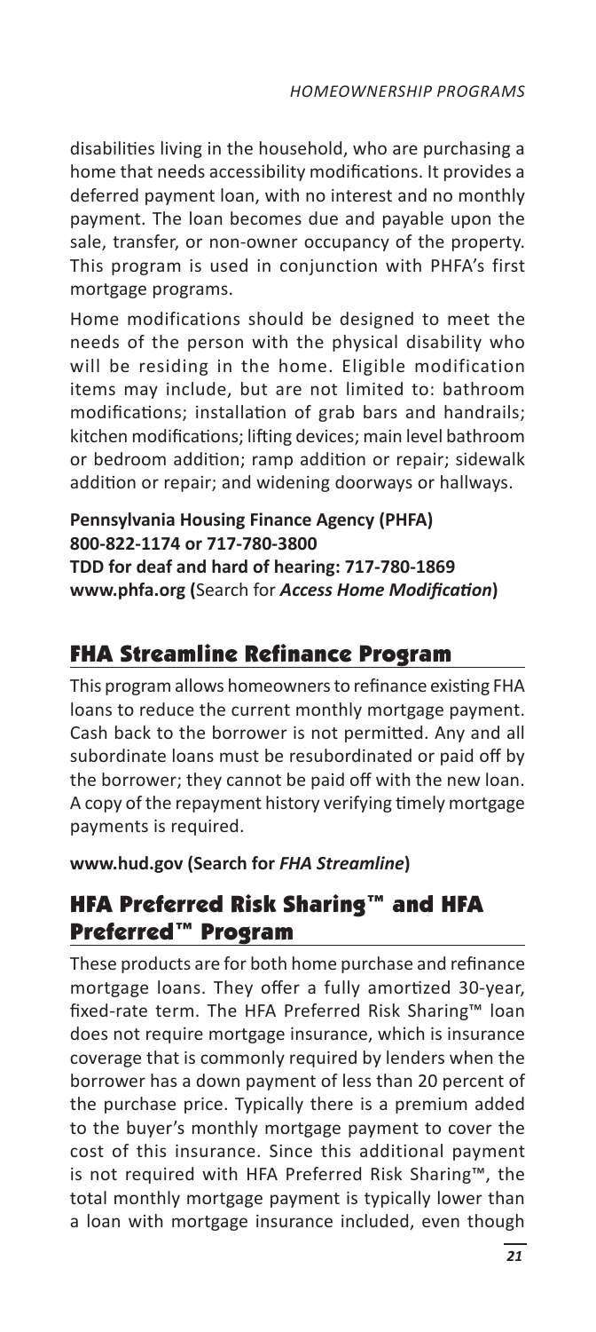disabilities living in the household, who are purchasing a home that needs accessibility modifications. It provides a deferred payment loan, with no interest and no monthly payment. The loan becomes due and payable upon the sale, transfer, or non-owner occupancy of the property. This program is used in conjunction with PHFA's first mortgage programs.

Home modifications should be designed to meet the needs of the person with the physical disability who will be residing in the home. Eligible modification items may include, but are not limited to: bathroom modifications; installation of grab bars and handrails; kitchen modifications; lifting devices; main level bathroom or bedroom addition; ramp addition or repair; sidewalk addition or repair; and widening doorways or hallways.

**Pennsylvania Housing Finance Agency (PHFA)**
**800-822-1174 or 717-780-3800**
**TDD for deaf and hard of hearing: 717-780-1869**
**www.phfa.org (**Search for ***Access Home Modification*****)**

## FHA Streamline Refinance Program

This program allows homeowners to refinance existing FHA loans to reduce the current monthly mortgage payment. Cash back to the borrower is not permitted. Any and all subordinate loans must be resubordinated or paid off by the borrower; they cannot be paid off with the new loan. A copy of the repayment history verifying timely mortgage payments is required.

**www.hud.gov (Search for *FHA Streamline*)**

## HFA Preferred Risk Sharing™ and HFA Preferred™ Program

These products are for both home purchase and refinance mortgage loans. They offer a fully amortized 30-year, fixed-rate term. The HFA Preferred Risk Sharing™ loan does not require mortgage insurance, which is insurance coverage that is commonly required by lenders when the borrower has a down payment of less than 20 percent of the purchase price. Typically there is a premium added to the buyer's monthly mortgage payment to cover the cost of this insurance. Since this additional payment is not required with HFA Preferred Risk Sharing™, the total monthly mortgage payment is typically lower than a loan with mortgage insurance included, even though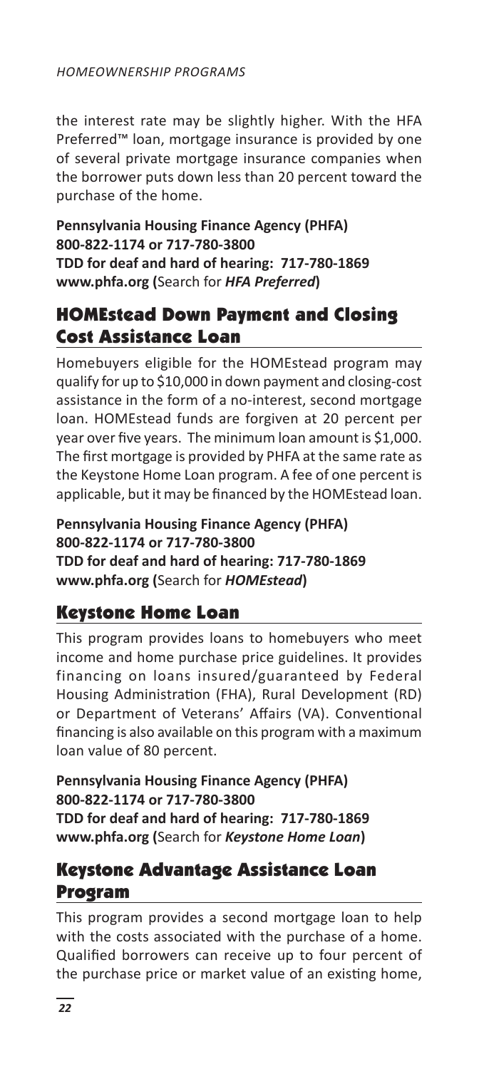the interest rate may be slightly higher. With the HFA Preferred™ loan, mortgage insurance is provided by one of several private mortgage insurance companies when the borrower puts down less than 20 percent toward the purchase of the home.

**Pennsylvania Housing Finance Agency (PHFA)**
**800-822-1174 or 717-780-3800**
**TDD for deaf and hard of hearing: 717-780-1869**
**www.phfa.org (**Search for ***HFA Preferred*****)**

## HOMEstead Down Payment and Closing Cost Assistance Loan

Homebuyers eligible for the HOMEstead program may qualify for up to $10,000 in down payment and closing-cost assistance in the form of a no-interest, second mortgage loan. HOMEstead funds are forgiven at 20 percent per year over five years. The minimum loan amount is $1,000. The first mortgage is provided by PHFA at the same rate as the Keystone Home Loan program. A fee of one percent is applicable, but it may be financed by the HOMEstead loan.

**Pennsylvania Housing Finance Agency (PHFA)**
**800-822-1174 or 717-780-3800**
**TDD for deaf and hard of hearing: 717-780-1869**
**www.phfa.org (**Search for ***HOMEstead*****)**

## Keystone Home Loan

This program provides loans to homebuyers who meet income and home purchase price guidelines. It provides financing on loans insured/guaranteed by Federal Housing Administration (FHA), Rural Development (RD) or Department of Veterans' Affairs (VA). Conventional financing is also available on this program with a maximum loan value of 80 percent.

**Pennsylvania Housing Finance Agency (PHFA)**
**800-822-1174 or 717-780-3800**
**TDD for deaf and hard of hearing: 717-780-1869**
**www.phfa.org (**Search for ***Keystone Home Loan*****)**

## Keystone Advantage Assistance Loan Program

This program provides a second mortgage loan to help with the costs associated with the purchase of a home. Qualified borrowers can receive up to four percent of the purchase price or market value of an existing home,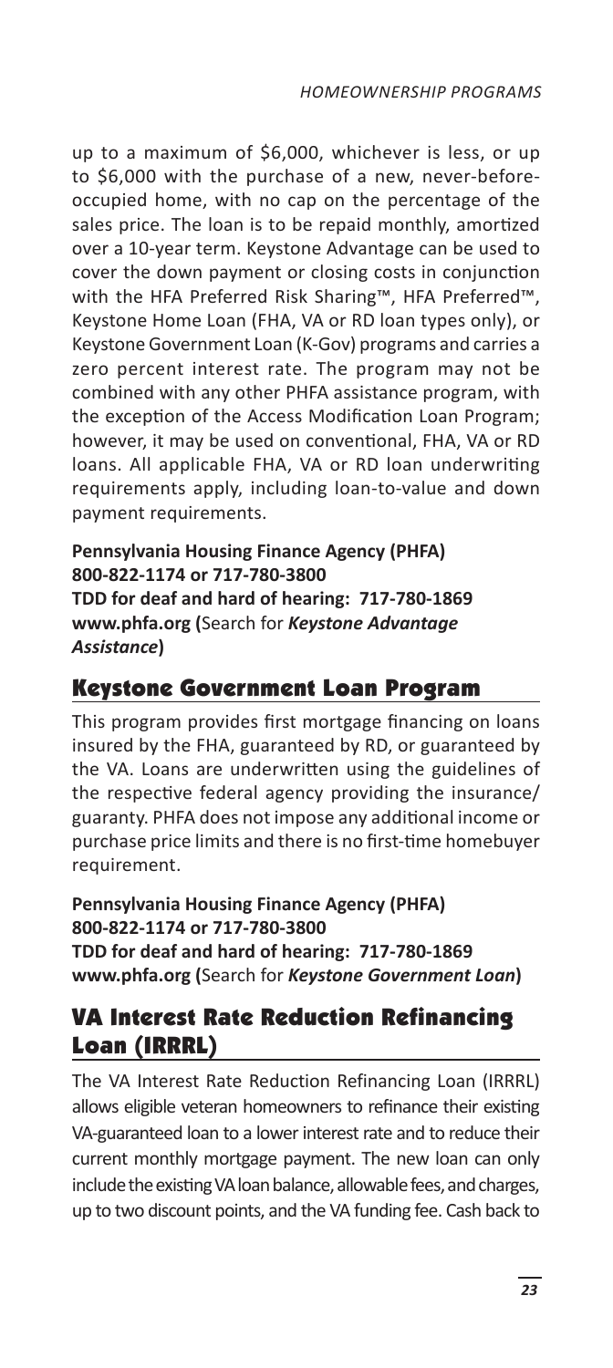up to a maximum of $6,000, whichever is less, or up to $6,000 with the purchase of a new, never-before-occupied home, with no cap on the percentage of the sales price. The loan is to be repaid monthly, amortized over a 10-year term. Keystone Advantage can be used to cover the down payment or closing costs in conjunction with the HFA Preferred Risk Sharing™, HFA Preferred™, Keystone Home Loan (FHA, VA or RD loan types only), or Keystone Government Loan (K-Gov) programs and carries a zero percent interest rate. The program may not be combined with any other PHFA assistance program, with the exception of the Access Modification Loan Program; however, it may be used on conventional, FHA, VA or RD loans. All applicable FHA, VA or RD loan underwriting requirements apply, including loan-to-value and down payment requirements.

**Pennsylvania Housing Finance Agency (PHFA)**
**800-822-1174 or 717-780-3800**
**TDD for deaf and hard of hearing: 717-780-1869**
**www.phfa.org (**Search for ***Keystone Advantage Assistance*****)**

## Keystone Government Loan Program

This program provides first mortgage financing on loans insured by the FHA, guaranteed by RD, or guaranteed by the VA. Loans are underwritten using the guidelines of the respective federal agency providing the insurance/guaranty. PHFA does not impose any additional income or purchase price limits and there is no first-time homebuyer requirement.

**Pennsylvania Housing Finance Agency (PHFA)**
**800-822-1174 or 717-780-3800**
**TDD for deaf and hard of hearing: 717-780-1869**
**www.phfa.org (**Search for ***Keystone Government Loan*****)**

## VA Interest Rate Reduction Refinancing Loan (IRRRL)

The VA Interest Rate Reduction Refinancing Loan (IRRRL) allows eligible veteran homeowners to refinance their existing VA-guaranteed loan to a lower interest rate and to reduce their current monthly mortgage payment. The new loan can only include the existing VA loan balance, allowable fees, and charges, up to two discount points, and the VA funding fee. Cash back to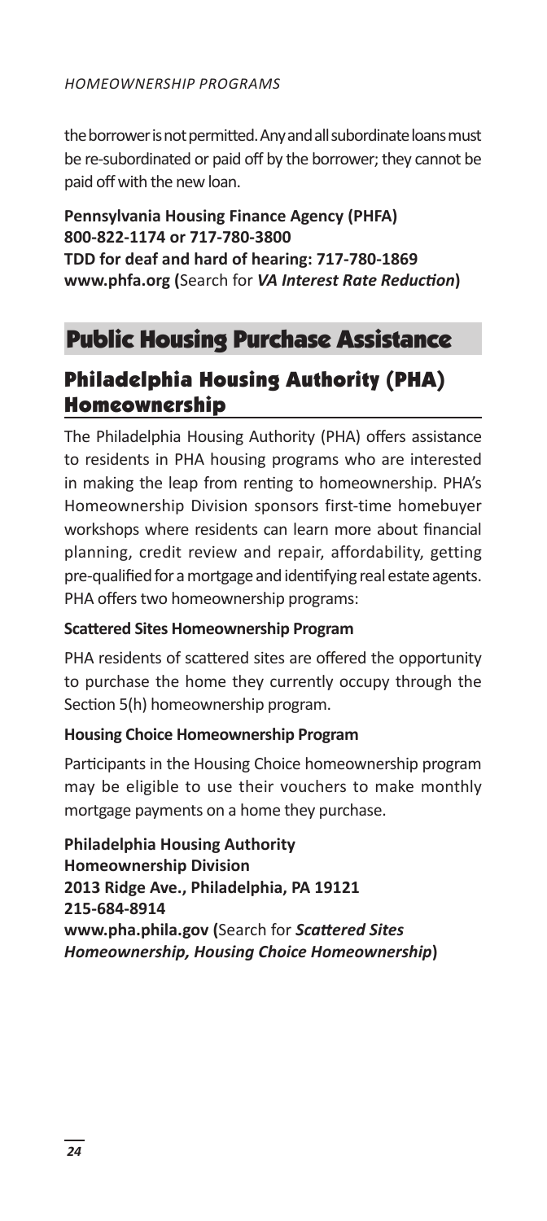the borrower is not permitted. Any and all subordinate loans must be re-subordinated or paid off by the borrower; they cannot be paid off with the new loan.

**Pennsylvania Housing Finance Agency (PHFA)**
**800-822-1174 or 717-780-3800**
**TDD for deaf and hard of hearing: 717-780-1869**
**www.phfa.org (**Search for ***VA Interest Rate Reduction*****)**

## Public Housing Purchase Assistance

### Philadelphia Housing Authority (PHA) Homeownership

The Philadelphia Housing Authority (PHA) offers assistance to residents in PHA housing programs who are interested in making the leap from renting to homeownership. PHA's Homeownership Division sponsors first-time homebuyer workshops where residents can learn more about financial planning, credit review and repair, affordability, getting pre-qualified for a mortgage and identifying real estate agents. PHA offers two homeownership programs:

**Scattered Sites Homeownership Program**

PHA residents of scattered sites are offered the opportunity to purchase the home they currently occupy through the Section 5(h) homeownership program.

**Housing Choice Homeownership Program**

Participants in the Housing Choice homeownership program may be eligible to use their vouchers to make monthly mortgage payments on a home they purchase.

**Philadelphia Housing Authority**
**Homeownership Division**
**2013 Ridge Ave., Philadelphia, PA 19121**
**215-684-8914**
**www.pha.phila.gov (**Search for ***Scattered Sites Homeownership, Housing Choice Homeownership*****)**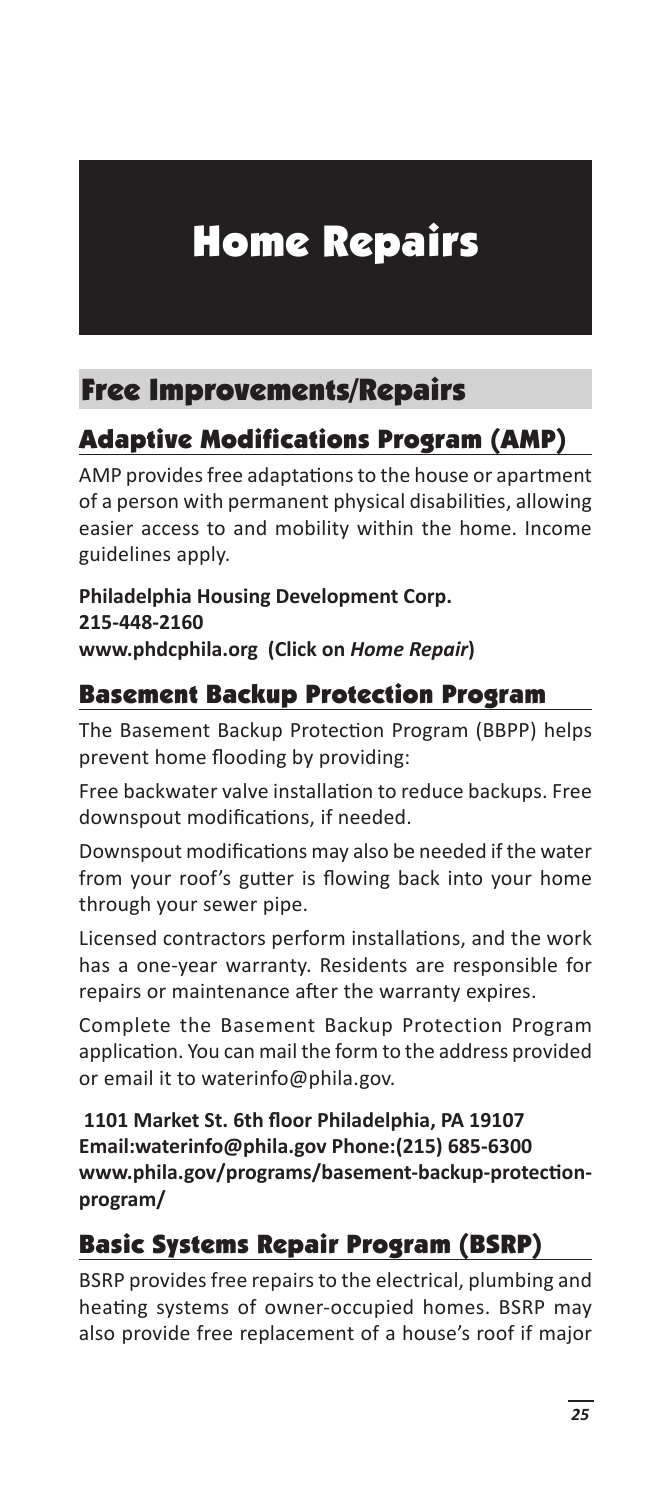# Home Repairs

## Free Improvements/Repairs

### Adaptive Modifications Program (AMP)

AMP provides free adaptations to the house or apartment of a person with permanent physical disabilities, allowing easier access to and mobility within the home. Income guidelines apply.

**Philadelphia Housing Development Corp.**
**215-448-2160**
**www.phdcphila.org (Click on *Home Repair*)**

### Basement Backup Protection Program

The Basement Backup Protection Program (BBPP) helps prevent home flooding by providing:

Free backwater valve installation to reduce backups. Free downspout modifications, if needed.

Downspout modifications may also be needed if the water from your roof's gutter is flowing back into your home through your sewer pipe.

Licensed contractors perform installations, and the work has a one-year warranty. Residents are responsible for repairs or maintenance after the warranty expires.

Complete the Basement Backup Protection Program application. You can mail the form to the address provided or email it to waterinfo@phila.gov.

**1101 Market St. 6th floor Philadelphia, PA 19107**
**Email:waterinfo@phila.gov Phone:(215) 685-6300**
**www.phila.gov/programs/basement-backup-protection-program/**

### Basic Systems Repair Program (BSRP)

BSRP provides free repairs to the electrical, plumbing and heating systems of owner-occupied homes. BSRP may also provide free replacement of a house's roof if major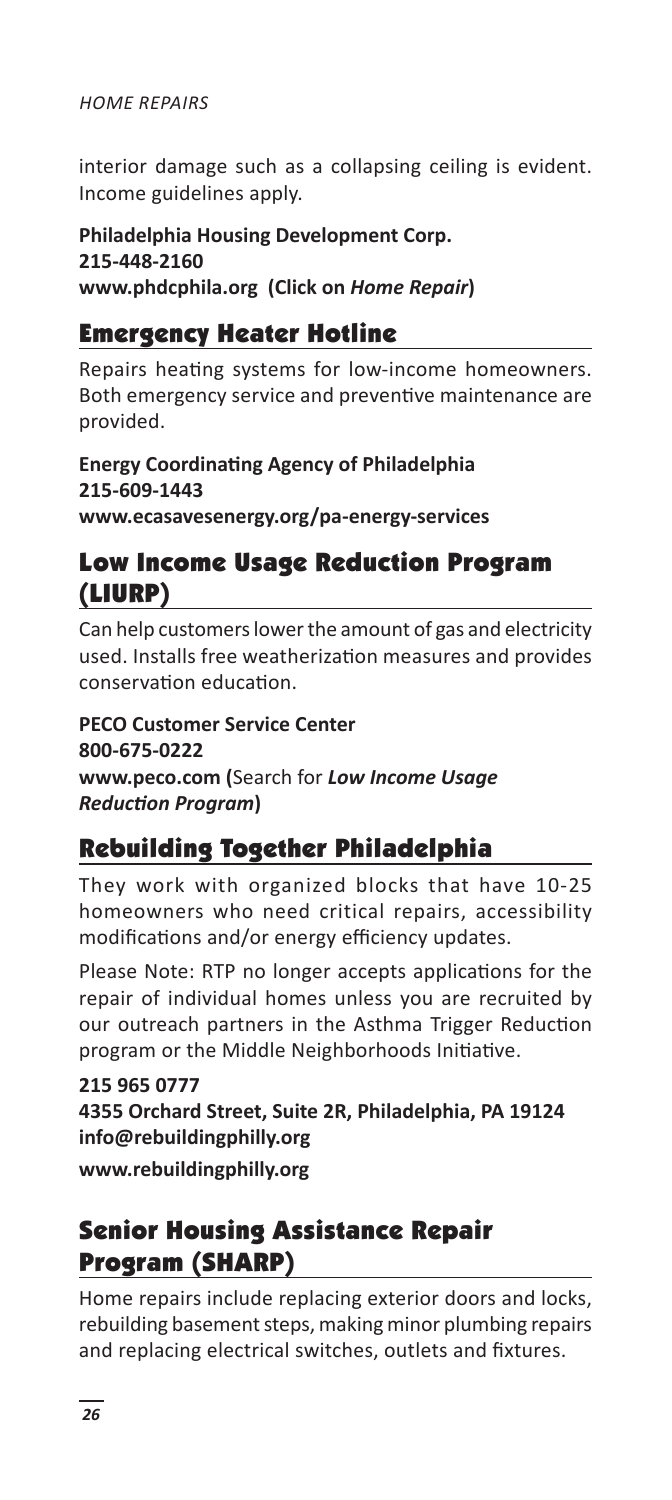interior damage such as a collapsing ceiling is evident. Income guidelines apply.

**Philadelphia Housing Development Corp.**
**215-448-2160**
**www.phdcphila.org (Click on *Home Repair*)**

## Emergency Heater Hotline

Repairs heating systems for low-income homeowners. Both emergency service and preventive maintenance are provided.

**Energy Coordinating Agency of Philadelphia**
**215-609-1443**
**www.ecasavesenergy.org/pa-energy-services**

## Low Income Usage Reduction Program (LIURP)

Can help customers lower the amount of gas and electricity used. Installs free weatherization measures and provides conservation education.

**PECO Customer Service Center**
**800-675-0222**
**www.peco.com (**Search for ***Low Income Usage Reduction Program*****)**

## Rebuilding Together Philadelphia

They work with organized blocks that have 10-25 homeowners who need critical repairs, accessibility modifications and/or energy efficiency updates.

Please Note: RTP no longer accepts applications for the repair of individual homes unless you are recruited by our outreach partners in the Asthma Trigger Reduction program or the Middle Neighborhoods Initiative.

**215 965 0777**
**4355 Orchard Street, Suite 2R, Philadelphia, PA 19124**
**info@rebuildingphilly.org**
**www.rebuildingphilly.org**

## Senior Housing Assistance Repair Program (SHARP)

Home repairs include replacing exterior doors and locks, rebuilding basement steps, making minor plumbing repairs and replacing electrical switches, outlets and fixtures.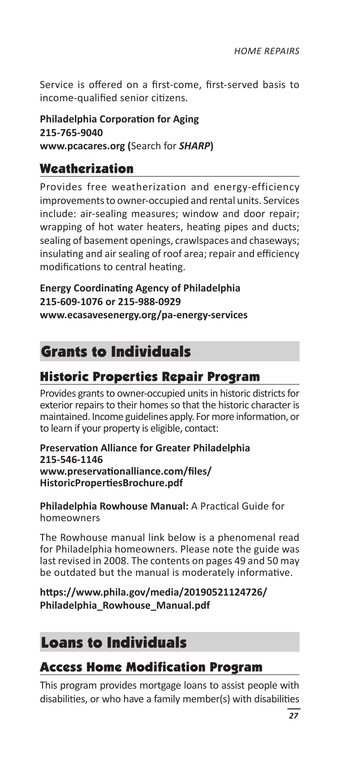Service is offered on a first-come, first-served basis to income-qualified senior citizens.

**Philadelphia Corporation for Aging**
**215-765-9040**
**www.pcacares.org (**Search for ***SHARP*****)**

### Weatherization

Provides free weatherization and energy-efficiency improvements to owner-occupied and rental units. Services include: air-sealing measures; window and door repair; wrapping of hot water heaters, heating pipes and ducts; sealing of basement openings, crawlspaces and chaseways; insulating and air sealing of roof area; repair and efficiency modifications to central heating.

**Energy Coordinating Agency of Philadelphia**
**215-609-1076 or 215-988-0929**
**www.ecasavesenergy.org/pa-energy-services**

## Grants to Individuals

### Historic Properties Repair Program

Provides grants to owner-occupied units in historic districts for exterior repairs to their homes so that the historic character is maintained. Income guidelines apply. For more information, or to learn if your property is eligible, contact:

**Preservation Alliance for Greater Philadelphia**
**215-546-1146**
**www.preservationalliance.com/files/HistoricPropertiesBrochure.pdf**

**Philadelphia Rowhouse Manual:** A Practical Guide for homeowners

The Rowhouse manual link below is a phenomenal read for Philadelphia homeowners. Please note the guide was last revised in 2008. The contents on pages 49 and 50 may be outdated but the manual is moderately informative.

**https://www.phila.gov/media/20190521124726/Philadelphia_Rowhouse_Manual.pdf**

## Loans to Individuals

### Access Home Modification Program

This program provides mortgage loans to assist people with disabilities, or who have a family member(s) with disabilities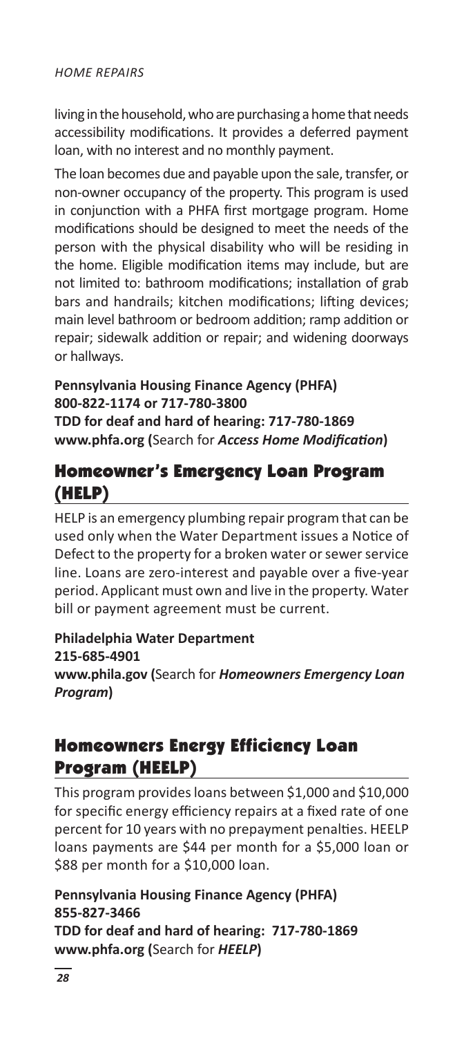living in the household, who are purchasing a home that needs accessibility modifications. It provides a deferred payment loan, with no interest and no monthly payment.

The loan becomes due and payable upon the sale, transfer, or non-owner occupancy of the property. This program is used in conjunction with a PHFA first mortgage program. Home modifications should be designed to meet the needs of the person with the physical disability who will be residing in the home. Eligible modification items may include, but are not limited to: bathroom modifications; installation of grab bars and handrails; kitchen modifications; lifting devices; main level bathroom or bedroom addition; ramp addition or repair; sidewalk addition or repair; and widening doorways or hallways.

**Pennsylvania Housing Finance Agency (PHFA)**
**800-822-1174 or 717-780-3800**
**TDD for deaf and hard of hearing: 717-780-1869**
**www.phfa.org (**Search for ***Access Home Modification*****)**

## Homeowner's Emergency Loan Program (HELP)

HELP is an emergency plumbing repair program that can be used only when the Water Department issues a Notice of Defect to the property for a broken water or sewer service line. Loans are zero-interest and payable over a five-year period. Applicant must own and live in the property. Water bill or payment agreement must be current.

**Philadelphia Water Department**
**215-685-4901**
**www.phila.gov (**Search for ***Homeowners Emergency Loan Program*****)**

## Homeowners Energy Efficiency Loan Program (HEELP)

This program provides loans between $1,000 and $10,000 for specific energy efficiency repairs at a fixed rate of one percent for 10 years with no prepayment penalties. HEELP loans payments are $44 per month for a $5,000 loan or $88 per month for a $10,000 loan.

**Pennsylvania Housing Finance Agency (PHFA)**
**855-827-3466**
**TDD for deaf and hard of hearing: 717-780-1869**
**www.phfa.org (**Search for ***HEELP*****)**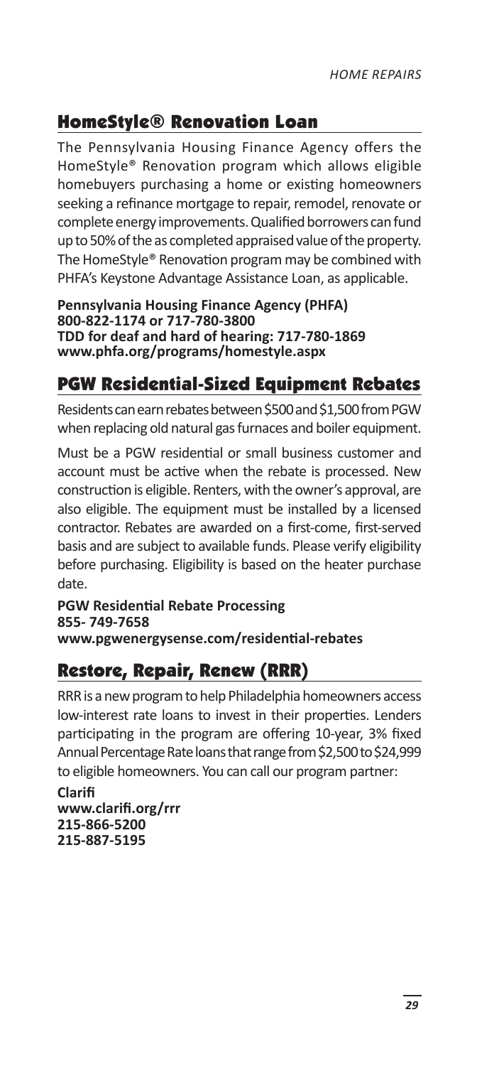## HomeStyle® Renovation Loan

The Pennsylvania Housing Finance Agency offers the HomeStyle® Renovation program which allows eligible homebuyers purchasing a home or existing homeowners seeking a refinance mortgage to repair, remodel, renovate or complete energy improvements. Qualified borrowers can fund up to 50% of the as completed appraised value of the property. The HomeStyle® Renovation program may be combined with PHFA's Keystone Advantage Assistance Loan, as applicable.

**Pennsylvania Housing Finance Agency (PHFA)**
**800-822-1174 or 717-780-3800**
**TDD for deaf and hard of hearing: 717-780-1869**
**www.phfa.org/programs/homestyle.aspx**

## PGW Residential-Sized Equipment Rebates

Residents can earn rebates between $500 and $1,500 from PGW when replacing old natural gas furnaces and boiler equipment.

Must be a PGW residential or small business customer and account must be active when the rebate is processed. New construction is eligible. Renters, with the owner's approval, are also eligible. The equipment must be installed by a licensed contractor. Rebates are awarded on a first-come, first-served basis and are subject to available funds. Please verify eligibility before purchasing. Eligibility is based on the heater purchase date.

**PGW Residential Rebate Processing**
**855- 749-7658**
**www.pgwenergysense.com/residential-rebates**

## Restore, Repair, Renew (RRR)

RRR is a new program to help Philadelphia homeowners access low-interest rate loans to invest in their properties. Lenders participating in the program are offering 10-year, 3% fixed Annual Percentage Rate loans that range from $2,500 to $24,999 to eligible homeowners. You can call our program partner:

**Clarifi**
**www.clarifi.org/rrr**
**215-866-5200**
**215-887-5195**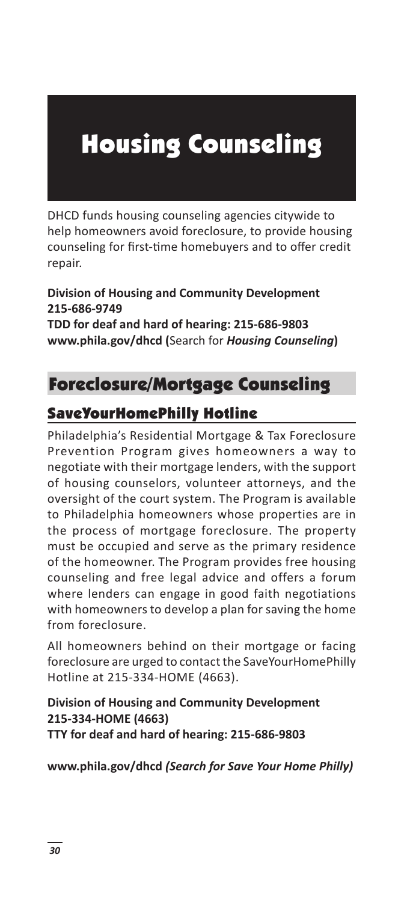# Housing Counseling

DHCD funds housing counseling agencies citywide to help homeowners avoid foreclosure, to provide housing counseling for first-time homebuyers and to offer credit repair.

**Division of Housing and Community Development**
**215-686-9749**
**TDD for deaf and hard of hearing: 215-686-9803**
**www.phila.gov/dhcd (**Search for ***Housing Counseling*****)**

## Foreclosure/Mortgage Counseling

### SaveYourHomePhilly Hotline

Philadelphia's Residential Mortgage & Tax Foreclosure Prevention Program gives homeowners a way to negotiate with their mortgage lenders, with the support of housing counselors, volunteer attorneys, and the oversight of the court system. The Program is available to Philadelphia homeowners whose properties are in the process of mortgage foreclosure. The property must be occupied and serve as the primary residence of the homeowner. The Program provides free housing counseling and free legal advice and offers a forum where lenders can engage in good faith negotiations with homeowners to develop a plan for saving the home from foreclosure.

All homeowners behind on their mortgage or facing foreclosure are urged to contact the SaveYourHomePhilly Hotline at 215-334-HOME (4663).

**Division of Housing and Community Development**
**215-334-HOME (4663)**
**TTY for deaf and hard of hearing: 215-686-9803**

**www.phila.gov/dhcd *(Search for Save Your Home Philly)***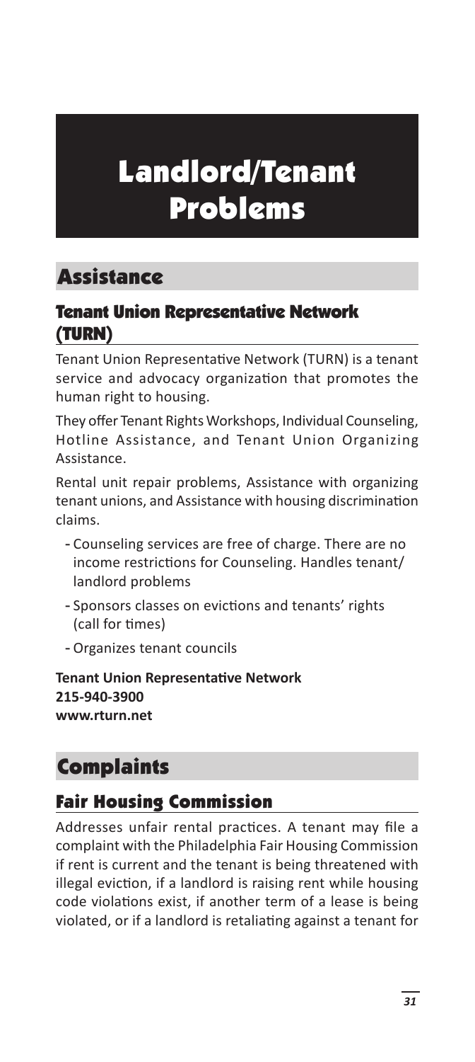# Landlord/Tenant Problems

## Assistance

### Tenant Union Representative Network (TURN)

Tenant Union Representative Network (TURN) is a tenant service and advocacy organization that promotes the human right to housing.

They offer Tenant Rights Workshops, Individual Counseling, Hotline Assistance, and Tenant Union Organizing Assistance.

Rental unit repair problems, Assistance with organizing tenant unions, and Assistance with housing discrimination claims.

- Counseling services are free of charge. There are no income restrictions for Counseling. Handles tenant/landlord problems
- Sponsors classes on evictions and tenants' rights (call for times)
- Organizes tenant councils

**Tenant Union Representative Network**
**215-940-3900**
**www.rturn.net**

## Complaints

### Fair Housing Commission

Addresses unfair rental practices. A tenant may file a complaint with the Philadelphia Fair Housing Commission if rent is current and the tenant is being threatened with illegal eviction, if a landlord is raising rent while housing code violations exist, if another term of a lease is being violated, or if a landlord is retaliating against a tenant for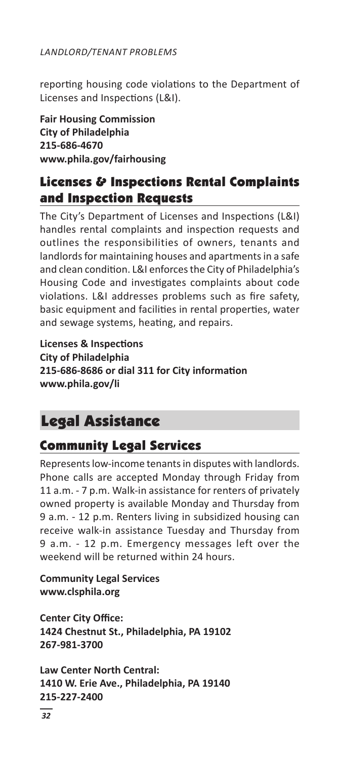reporting housing code violations to the Department of Licenses and Inspections (L&I).

**Fair Housing Commission**
**City of Philadelphia**
**215-686-4670**
**www.phila.gov/fairhousing**

### Licenses & Inspections Rental Complaints and Inspection Requests

The City's Department of Licenses and Inspections (L&I) handles rental complaints and inspection requests and outlines the responsibilities of owners, tenants and landlords for maintaining houses and apartments in a safe and clean condition. L&I enforces the City of Philadelphia's Housing Code and investigates complaints about code violations. L&I addresses problems such as fire safety, basic equipment and facilities in rental properties, water and sewage systems, heating, and repairs.

**Licenses & Inspections**
**City of Philadelphia**
**215-686-8686 or dial 311 for City information**
**www.phila.gov/li**

## Legal Assistance

### Community Legal Services

Represents low-income tenants in disputes with landlords. Phone calls are accepted Monday through Friday from 11 a.m. - 7 p.m. Walk-in assistance for renters of privately owned property is available Monday and Thursday from 9 a.m. - 12 p.m. Renters living in subsidized housing can receive walk-in assistance Tuesday and Thursday from 9 a.m. - 12 p.m. Emergency messages left over the weekend will be returned within 24 hours.

**Community Legal Services**
**www.clsphila.org**

**Center City Office:**
**1424 Chestnut St., Philadelphia, PA 19102**
**267-981-3700**

**Law Center North Central:**
**1410 W. Erie Ave., Philadelphia, PA 19140**
**215-227-2400**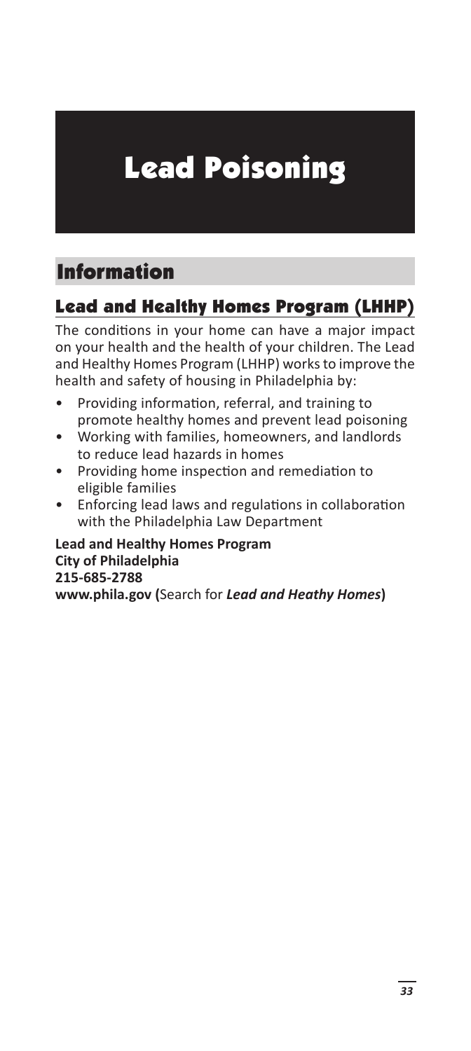# Lead Poisoning

## Information

### Lead and Healthy Homes Program (LHHP)

The conditions in your home can have a major impact on your health and the health of your children. The Lead and Healthy Homes Program (LHHP) works to improve the health and safety of housing in Philadelphia by:

- Providing information, referral, and training to promote healthy homes and prevent lead poisoning
- Working with families, homeowners, and landlords to reduce lead hazards in homes
- Providing home inspection and remediation to eligible families
- Enforcing lead laws and regulations in collaboration with the Philadelphia Law Department

**Lead and Healthy Homes Program**
**City of Philadelphia**
**215-685-2788**
**www.phila.gov (**Search for ***Lead and Heathy Homes*****)**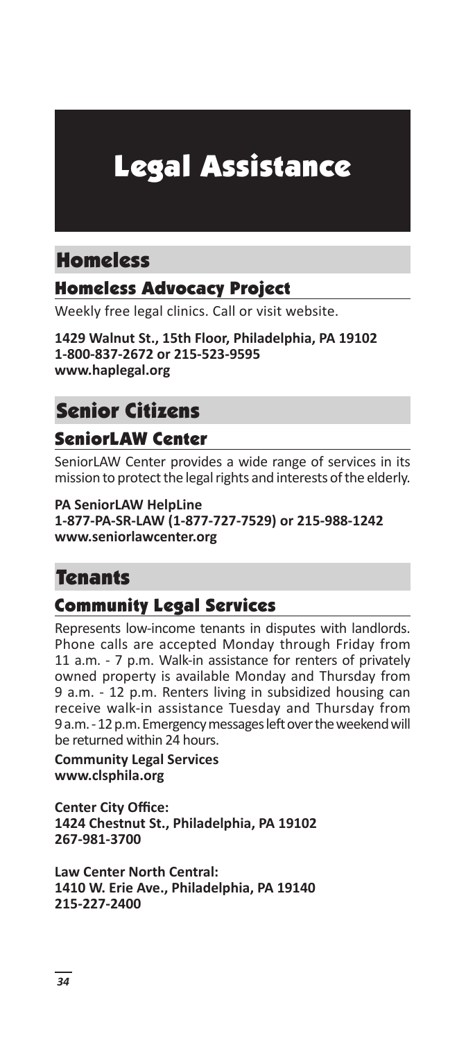# Legal Assistance

## Homeless

### Homeless Advocacy Project

Weekly free legal clinics. Call or visit website.

**1429 Walnut St., 15th Floor, Philadelphia, PA 19102**
**1-800-837-2672 or 215-523-9595**
**www.haplegal.org**

## Senior Citizens

### SeniorLAW Center

SeniorLAW Center provides a wide range of services in its mission to protect the legal rights and interests of the elderly.

**PA SeniorLAW HelpLine**
**1-877-PA-SR-LAW (1-877-727-7529) or 215-988-1242**
**www.seniorlawcenter.org**

## Tenants

### Community Legal Services

Represents low-income tenants in disputes with landlords. Phone calls are accepted Monday through Friday from 11 a.m. - 7 p.m. Walk-in assistance for renters of privately owned property is available Monday and Thursday from 9 a.m. - 12 p.m. Renters living in subsidized housing can receive walk-in assistance Tuesday and Thursday from 9 a.m. - 12 p.m. Emergency messages left over the weekend will be returned within 24 hours.

**Community Legal Services**
**www.clsphila.org**

**Center City Office:**
**1424 Chestnut St., Philadelphia, PA 19102**
**267-981-3700**

**Law Center North Central:**
**1410 W. Erie Ave., Philadelphia, PA 19140**
**215-227-2400**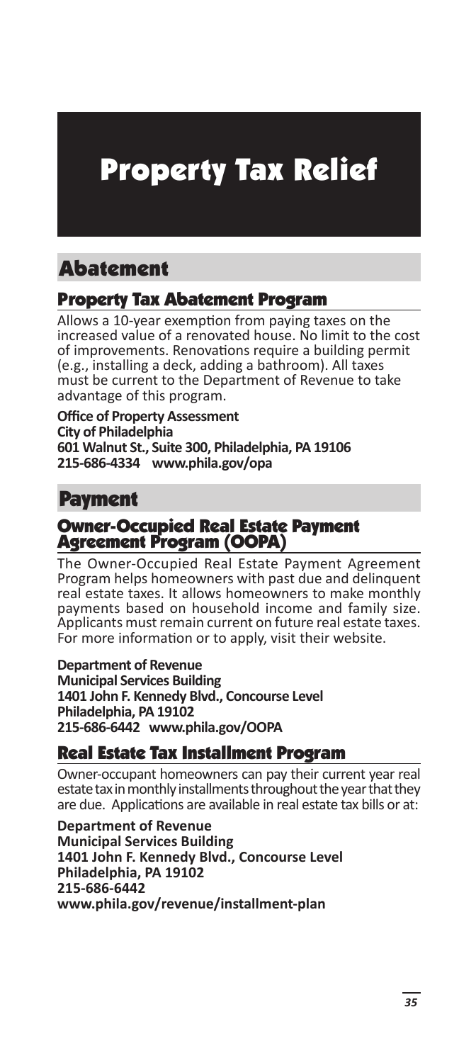# Property Tax Relief

## Abatement

### Property Tax Abatement Program

Allows a 10-year exemption from paying taxes on the increased value of a renovated house. No limit to the cost of improvements. Renovations require a building permit (e.g., installing a deck, adding a bathroom). All taxes must be current to the Department of Revenue to take advantage of this program.

**Office of Property Assessment**
**City of Philadelphia**
**601 Walnut St., Suite 300, Philadelphia, PA 19106**
**215-686-4334 www.phila.gov/opa**

## Payment

### Owner-Occupied Real Estate Payment Agreement Program (OOPA)

The Owner-Occupied Real Estate Payment Agreement Program helps homeowners with past due and delinquent real estate taxes. It allows homeowners to make monthly payments based on household income and family size. Applicants must remain current on future real estate taxes. For more information or to apply, visit their website.

**Department of Revenue**
**Municipal Services Building**
**1401 John F. Kennedy Blvd., Concourse Level**
**Philadelphia, PA 19102**
**215-686-6442 www.phila.gov/OOPA**

### Real Estate Tax Installment Program

Owner-occupant homeowners can pay their current year real estate tax in monthly installments throughout the year that they are due. Applications are available in real estate tax bills or at:

**Department of Revenue**
**Municipal Services Building**
**1401 John F. Kennedy Blvd., Concourse Level**
**Philadelphia, PA 19102**
**215-686-6442**
**www.phila.gov/revenue/installment-plan**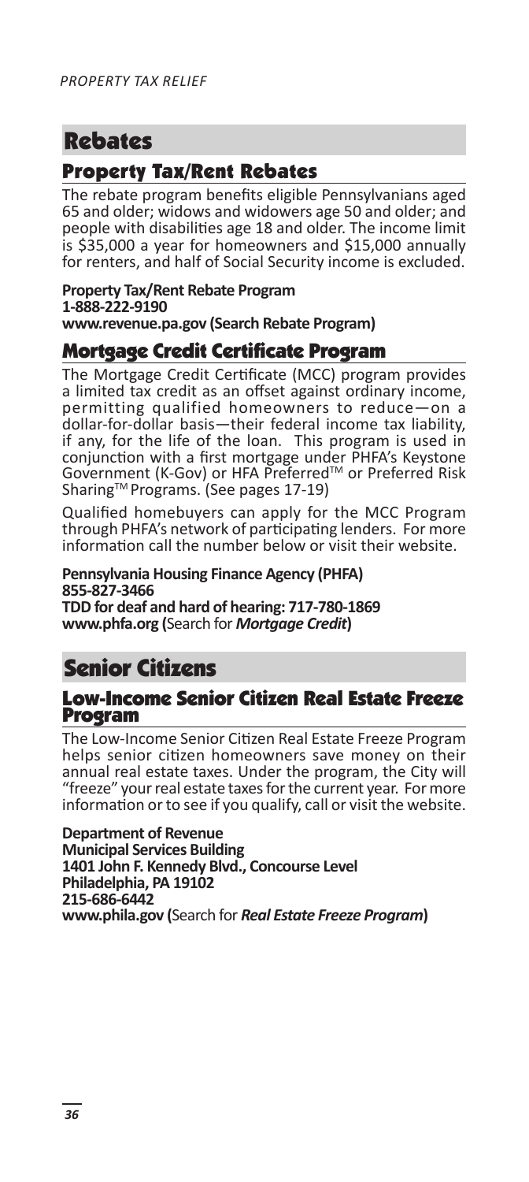# Rebates

## Property Tax/Rent Rebates

The rebate program benefits eligible Pennsylvanians aged 65 and older; widows and widowers age 50 and older; and people with disabilities age 18 and older. The income limit is $35,000 a year for homeowners and $15,000 annually for renters, and half of Social Security income is excluded.

**Property Tax/Rent Rebate Program**
**1-888-222-9190**
**www.revenue.pa.gov (Search Rebate Program)**

## Mortgage Credit Certificate Program

The Mortgage Credit Certificate (MCC) program provides a limited tax credit as an offset against ordinary income, permitting qualified homeowners to reduce—on a dollar-for-dollar basis—their federal income tax liability, if any, for the life of the loan. This program is used in conjunction with a first mortgage under PHFA's Keystone Government (K-Gov) or HFA Preferred™ or Preferred Risk Sharing™ Programs. (See pages 17-19)

Qualified homebuyers can apply for the MCC Program through PHFA's network of participating lenders. For more information call the number below or visit their website.

**Pennsylvania Housing Finance Agency (PHFA)**
**855-827-3466**
**TDD for deaf and hard of hearing: 717-780-1869**
**www.phfa.org (**Search for ***Mortgage Credit*****)**

# Senior Citizens

## Low-Income Senior Citizen Real Estate Freeze Program

The Low-Income Senior Citizen Real Estate Freeze Program helps senior citizen homeowners save money on their annual real estate taxes. Under the program, the City will "freeze" your real estate taxes for the current year. For more information or to see if you qualify, call or visit the website.

**Department of Revenue**
**Municipal Services Building**
**1401 John F. Kennedy Blvd., Concourse Level**
**Philadelphia, PA 19102**
**215-686-6442**
**www.phila.gov (**Search for ***Real Estate Freeze Program*****)**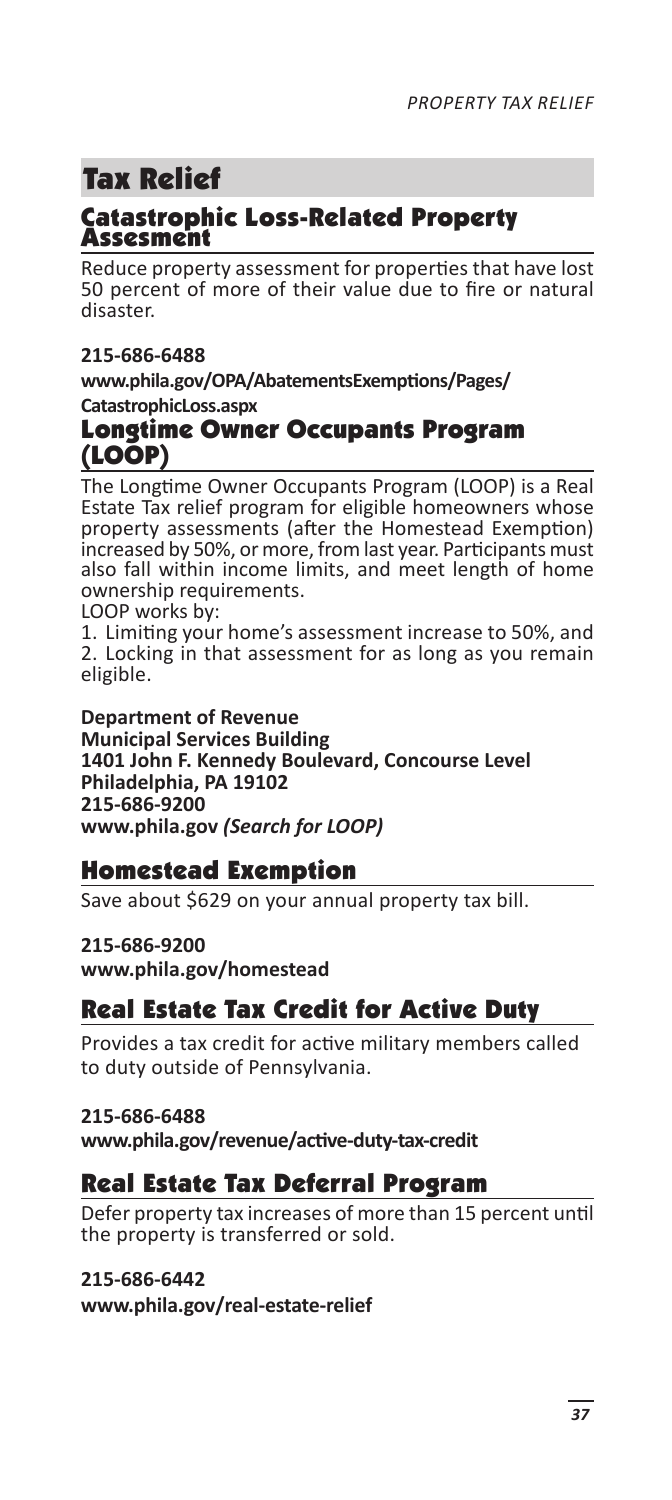# Tax Relief

## Catastrophic Loss-Related Property Assesment

Reduce property assessment for properties that have lost 50 percent of more of their value due to fire or natural disaster.

**215-686-6488**
**www.phila.gov/OPA/AbatementsExemptions/Pages/CatastrophicLoss.aspx**

## Longtime Owner Occupants Program (LOOP)

The Longtime Owner Occupants Program (LOOP) is a Real Estate Tax relief program for eligible homeowners whose property assessments (after the Homestead Exemption) increased by 50%, or more, from last year. Participants must also fall within income limits, and meet length of home ownership requirements.

LOOP works by:

1. Limiting your home's assessment increase to 50%, and
2. Locking in that assessment for as long as you remain eligible.

**Department of Revenue**
**Municipal Services Building**
**1401 John F. Kennedy Boulevard, Concourse Level**
**Philadelphia, PA 19102**
**215-686-9200**
**www.phila.gov** ***(Search for LOOP)***

## Homestead Exemption

Save about $629 on your annual property tax bill.

**215-686-9200**
**www.phila.gov/homestead**

## Real Estate Tax Credit for Active Duty

Provides a tax credit for active military members called to duty outside of Pennsylvania.

**215-686-6488**
**www.phila.gov/revenue/active-duty-tax-credit**

## Real Estate Tax Deferral Program

Defer property tax increases of more than 15 percent until the property is transferred or sold.

**215-686-6442**
**www.phila.gov/real-estate-relief**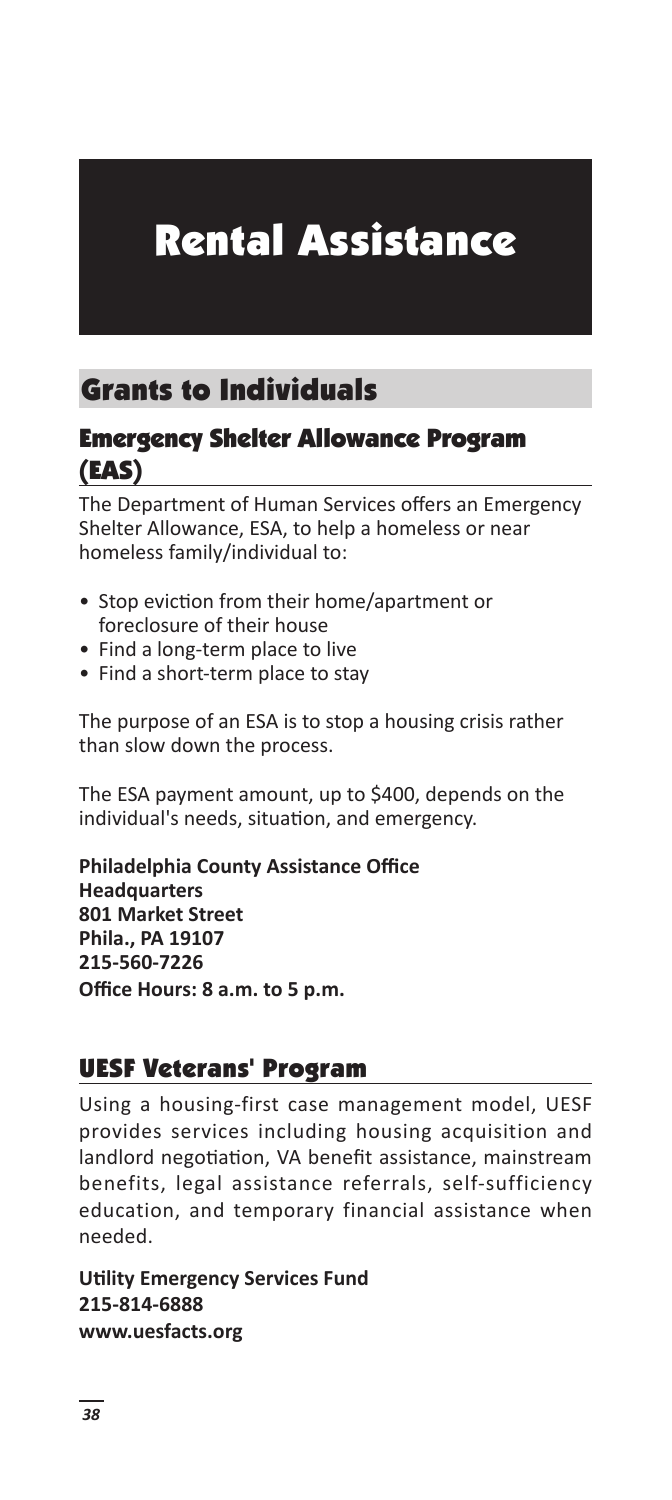# Rental Assistance

## Grants to Individuals

### Emergency Shelter Allowance Program (EAS)

The Department of Human Services offers an Emergency Shelter Allowance, ESA, to help a homeless or near homeless family/individual to:

- Stop eviction from their home/apartment or foreclosure of their house
- Find a long-term place to live
- Find a short-term place to stay

The purpose of an ESA is to stop a housing crisis rather than slow down the process.

The ESA payment amount, up to $400, depends on the individual's needs, situation, and emergency.

**Philadelphia County Assistance Office**
**Headquarters**
**801 Market Street**
**Phila., PA 19107**
**215-560-7226**
**Office Hours: 8 a.m. to 5 p.m.**

### UESF Veterans' Program

Using a housing-first case management model, UESF provides services including housing acquisition and landlord negotiation, VA benefit assistance, mainstream benefits, legal assistance referrals, self-sufficiency education, and temporary financial assistance when needed.

**Utility Emergency Services Fund**
**215-814-6888**
**www.uesfacts.org**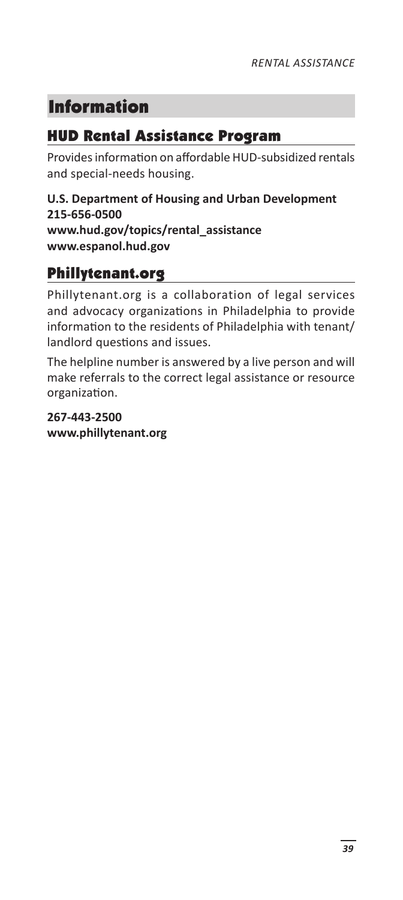## Information

### HUD Rental Assistance Program

Provides information on affordable HUD-subsidized rentals and special-needs housing.

**U.S. Department of Housing and Urban Development**
**215-656-0500**
**www.hud.gov/topics/rental_assistance**
**www.espanol.hud.gov**

### Phillytenant.org

Phillytenant.org is a collaboration of legal services and advocacy organizations in Philadelphia to provide information to the residents of Philadelphia with tenant/landlord questions and issues.

The helpline number is answered by a live person and will make referrals to the correct legal assistance or resource organization.

**267-443-2500**
**www.phillytenant.org**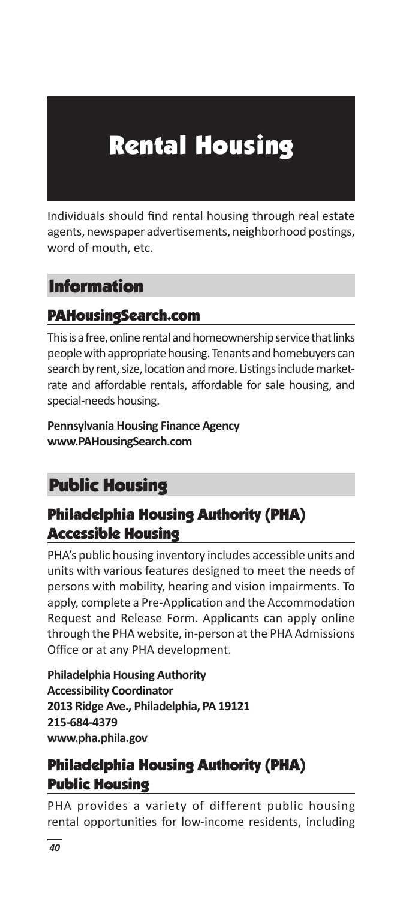# Rental Housing

Individuals should find rental housing through real estate agents, newspaper advertisements, neighborhood postings, word of mouth, etc.

## Information

### PAHousingSearch.com

This is a free, online rental and homeownership service that links people with appropriate housing. Tenants and homebuyers can search by rent, size, location and more. Listings include market-rate and affordable rentals, affordable for sale housing, and special-needs housing.

**Pennsylvania Housing Finance Agency**
**www.PAHousingSearch.com**

## Public Housing

### Philadelphia Housing Authority (PHA) Accessible Housing

PHA's public housing inventory includes accessible units and units with various features designed to meet the needs of persons with mobility, hearing and vision impairments. To apply, complete a Pre-Application and the Accommodation Request and Release Form. Applicants can apply online through the PHA website, in-person at the PHA Admissions Office or at any PHA development.

**Philadelphia Housing Authority**
**Accessibility Coordinator**
**2013 Ridge Ave., Philadelphia, PA 19121**
**215-684-4379**
**www.pha.phila.gov**

### Philadelphia Housing Authority (PHA) Public Housing

PHA provides a variety of different public housing rental opportunities for low-income residents, including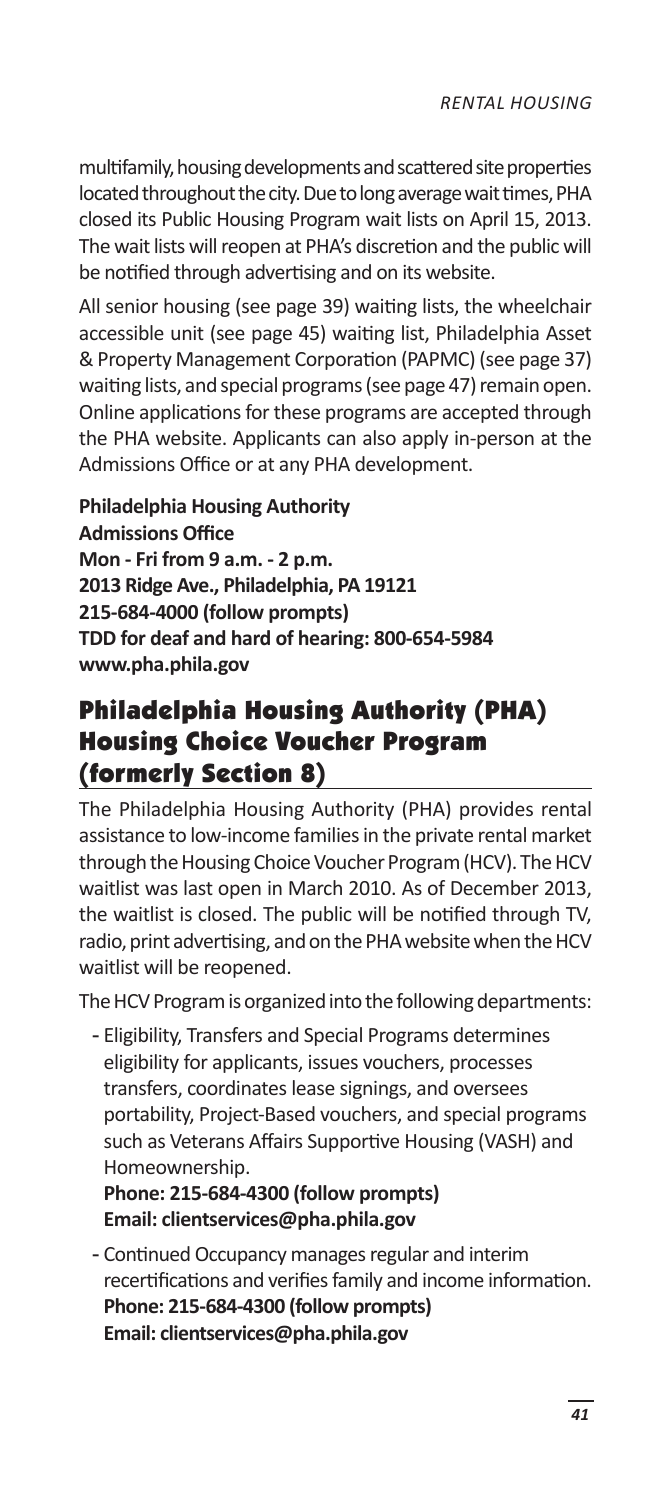multifamily, housing developments and scattered site properties located throughout the city. Due to long average wait times, PHA closed its Public Housing Program wait lists on April 15, 2013. The wait lists will reopen at PHA's discretion and the public will be notified through advertising and on its website.

All senior housing (see page 39) waiting lists, the wheelchair accessible unit (see page 45) waiting list, Philadelphia Asset & Property Management Corporation (PAPMC) (see page 37) waiting lists, and special programs (see page 47) remain open. Online applications for these programs are accepted through the PHA website. Applicants can also apply in-person at the Admissions Office or at any PHA development.

**Philadelphia Housing Authority**
**Admissions Office**
**Mon - Fri from 9 a.m. - 2 p.m.**
**2013 Ridge Ave., Philadelphia, PA 19121**
**215-684-4000 (follow prompts)**
**TDD for deaf and hard of hearing: 800-654-5984**
**www.pha.phila.gov**

## Philadelphia Housing Authority (PHA) Housing Choice Voucher Program (formerly Section 8)

The Philadelphia Housing Authority (PHA) provides rental assistance to low-income families in the private rental market through the Housing Choice Voucher Program (HCV). The HCV waitlist was last open in March 2010. As of December 2013, the waitlist is closed. The public will be notified through TV, radio, print advertising, and on the PHA website when the HCV waitlist will be reopened.

The HCV Program is organized into the following departments:

- Eligibility, Transfers and Special Programs determines eligibility for applicants, issues vouchers, processes transfers, coordinates lease signings, and oversees portability, Project-Based vouchers, and special programs such as Veterans Affairs Supportive Housing (VASH) and Homeownership.
  **Phone: 215-684-4300 (follow prompts)**
  **Email: clientservices@pha.phila.gov**
- Continued Occupancy manages regular and interim recertifications and verifies family and income information.
  **Phone: 215-684-4300 (follow prompts)**
  **Email: clientservices@pha.phila.gov**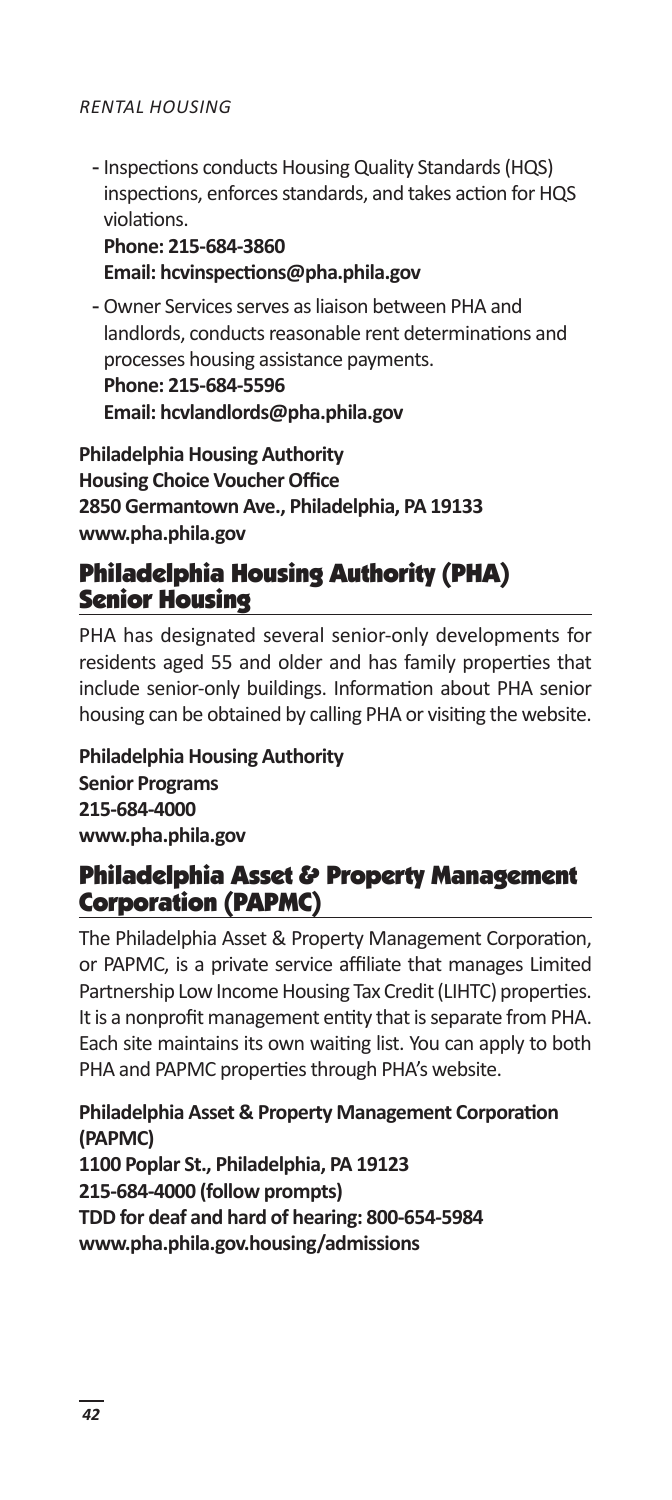- Inspections conducts Housing Quality Standards (HQS) inspections, enforces standards, and takes action for HQS violations.
  **Phone: 215-684-3860**
  **Email: hcvinspections@pha.phila.gov**
- Owner Services serves as liaison between PHA and landlords, conducts reasonable rent determinations and processes housing assistance payments.
  **Phone: 215-684-5596**
  **Email: hcvlandlords@pha.phila.gov**

**Philadelphia Housing Authority**
**Housing Choice Voucher Office**
**2850 Germantown Ave., Philadelphia, PA 19133**
**www.pha.phila.gov**

## Philadelphia Housing Authority (PHA) Senior Housing

PHA has designated several senior-only developments for residents aged 55 and older and has family properties that include senior-only buildings. Information about PHA senior housing can be obtained by calling PHA or visiting the website.

**Philadelphia Housing Authority**
**Senior Programs**
**215-684-4000**
**www.pha.phila.gov**

## Philadelphia Asset & Property Management Corporation (PAPMC)

The Philadelphia Asset & Property Management Corporation, or PAPMC, is a private service affiliate that manages Limited Partnership Low Income Housing Tax Credit (LIHTC) properties. It is a nonprofit management entity that is separate from PHA. Each site maintains its own waiting list. You can apply to both PHA and PAPMC properties through PHA's website.

**Philadelphia Asset & Property Management Corporation (PAPMC)**
**1100 Poplar St., Philadelphia, PA 19123**
**215-684-4000 (follow prompts)**
**TDD for deaf and hard of hearing: 800-654-5984**
**www.pha.phila.gov.housing/admissions**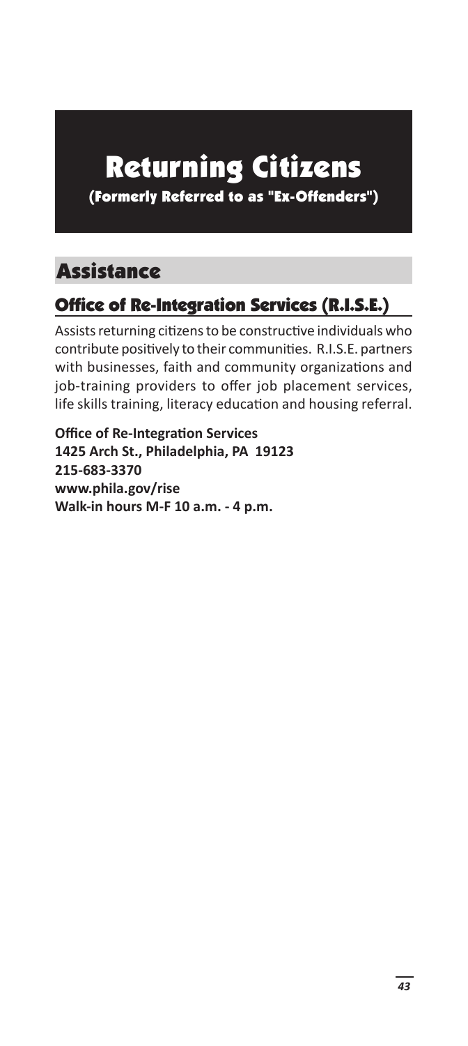# Returning Citizens

**(Formerly Referred to as "Ex-Offenders")**

## Assistance

### Office of Re-Integration Services (R.I.S.E.)

Assists returning citizens to be constructive individuals who contribute positively to their communities. R.I.S.E. partners with businesses, faith and community organizations and job-training providers to offer job placement services, life skills training, literacy education and housing referral.

**Office of Re-Integration Services**
**1425 Arch St., Philadelphia, PA 19123**
**215-683-3370**
**www.phila.gov/rise**
**Walk-in hours M-F 10 a.m. - 4 p.m.**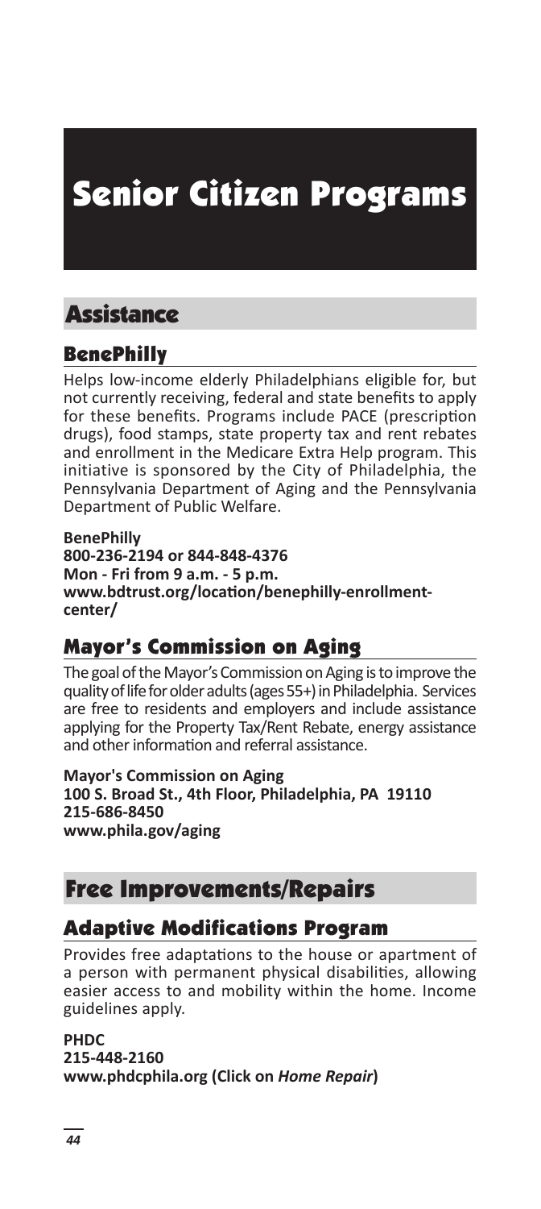# Senior Citizen Programs

## Assistance

### BenePhilly

Helps low-income elderly Philadelphians eligible for, but not currently receiving, federal and state benefits to apply for these benefits. Programs include PACE (prescription drugs), food stamps, state property tax and rent rebates and enrollment in the Medicare Extra Help program. This initiative is sponsored by the City of Philadelphia, the Pennsylvania Department of Aging and the Pennsylvania Department of Public Welfare.

**BenePhilly**
**800-236-2194 or 844-848-4376**
**Mon - Fri from 9 a.m. - 5 p.m.**
**www.bdtrust.org/location/benephilly-enrollment-center/**

### Mayor's Commission on Aging

The goal of the Mayor's Commission on Aging is to improve the quality of life for older adults (ages 55+) in Philadelphia. Services are free to residents and employers and include assistance applying for the Property Tax/Rent Rebate, energy assistance and other information and referral assistance.

**Mayor's Commission on Aging**
**100 S. Broad St., 4th Floor, Philadelphia, PA 19110**
**215-686-8450**
**www.phila.gov/aging**

## Free Improvements/Repairs

### Adaptive Modifications Program

Provides free adaptations to the house or apartment of a person with permanent physical disabilities, allowing easier access to and mobility within the home. Income guidelines apply.

**PHDC**
**215-448-2160**
**www.phdcphila.org (Click on *Home Repair*)**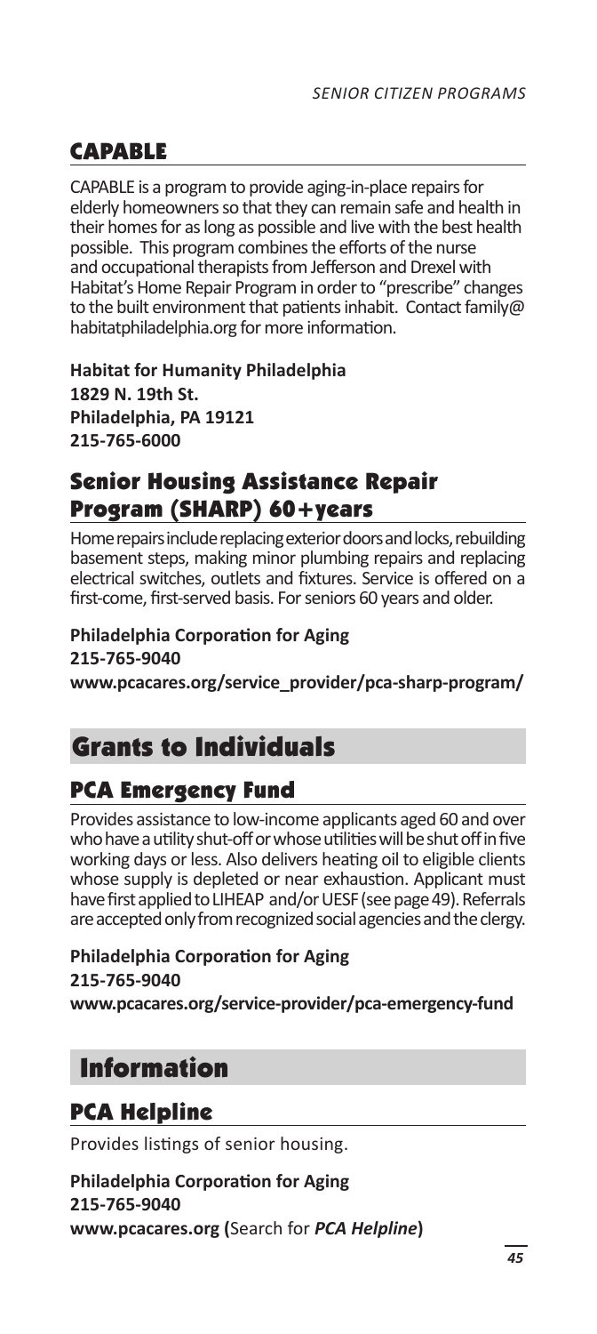## CAPABLE

CAPABLE is a program to provide aging-in-place repairs for elderly homeowners so that they can remain safe and health in their homes for as long as possible and live with the best health possible. This program combines the efforts of the nurse and occupational therapists from Jefferson and Drexel with Habitat's Home Repair Program in order to "prescribe" changes to the built environment that patients inhabit. Contact family@habitatphiladelphia.org for more information.

**Habitat for Humanity Philadelphia**
**1829 N. 19th St.**
**Philadelphia, PA 19121**
**215-765-6000**

## Senior Housing Assistance Repair Program (SHARP) 60+years

Home repairs include replacing exterior doors and locks, rebuilding basement steps, making minor plumbing repairs and replacing electrical switches, outlets and fixtures. Service is offered on a first-come, first-served basis. For seniors 60 years and older.

**Philadelphia Corporation for Aging**
**215-765-9040**
**www.pcacares.org/service_provider/pca-sharp-program/**

# Grants to Individuals

## PCA Emergency Fund

Provides assistance to low-income applicants aged 60 and over who have a utility shut-off or whose utilities will be shut off in five working days or less. Also delivers heating oil to eligible clients whose supply is depleted or near exhaustion. Applicant must have first applied to LIHEAP and/or UESF (see page 49). Referrals are accepted only from recognized social agencies and the clergy.

**Philadelphia Corporation for Aging**
**215-765-9040**
**www.pcacares.org/service-provider/pca-emergency-fund**

# Information

## PCA Helpline

Provides listings of senior housing.

**Philadelphia Corporation for Aging**
**215-765-9040**
**www.pcacares.org (**Search for ***PCA Helpline*****)**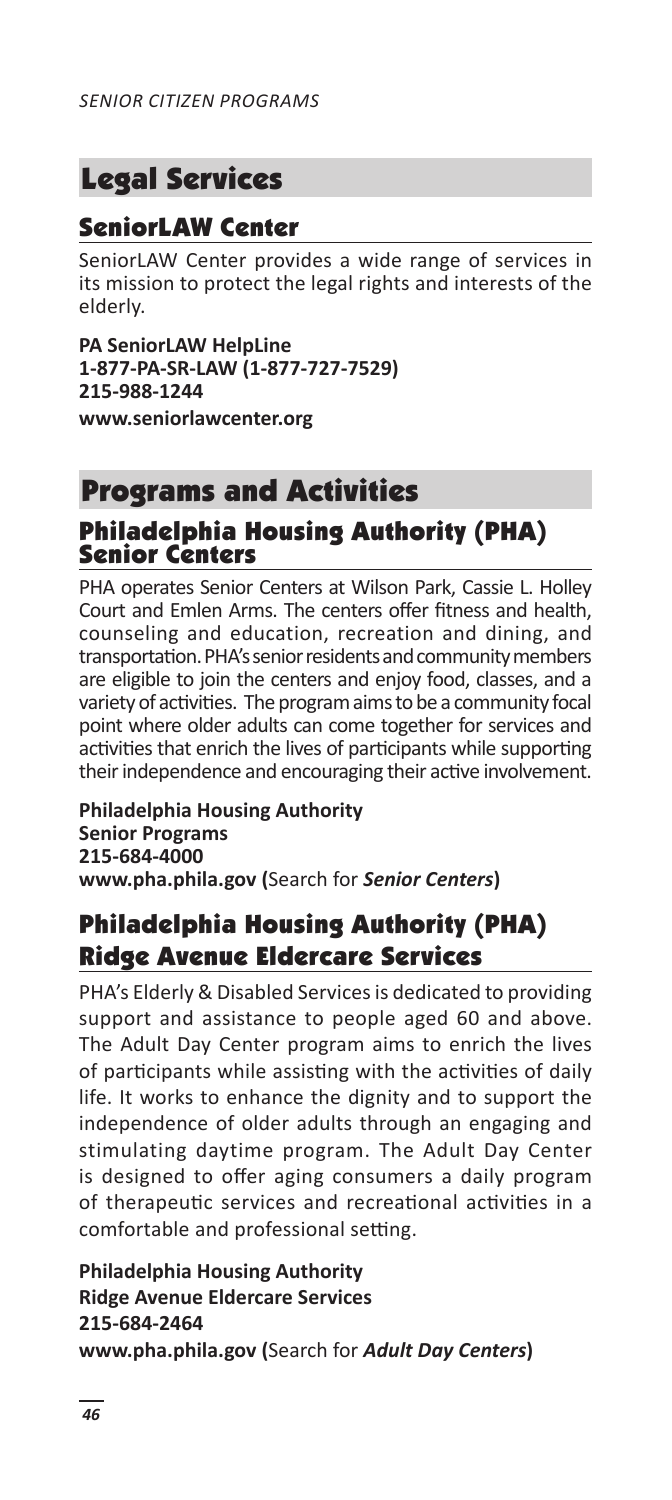# Legal Services

## SeniorLAW Center

SeniorLAW Center provides a wide range of services in its mission to protect the legal rights and interests of the elderly.

**PA SeniorLAW HelpLine**
**1-877-PA-SR-LAW (1-877-727-7529)**
**215-988-1244**
**www.seniorlawcenter.org**

# Programs and Activities

## Philadelphia Housing Authority (PHA) Senior Centers

PHA operates Senior Centers at Wilson Park, Cassie L. Holley Court and Emlen Arms. The centers offer fitness and health, counseling and education, recreation and dining, and transportation. PHA's senior residents and community members are eligible to join the centers and enjoy food, classes, and a variety of activities. The program aims to be a community focal point where older adults can come together for services and activities that enrich the lives of participants while supporting their independence and encouraging their active involvement.

**Philadelphia Housing Authority**
**Senior Programs**
**215-684-4000**
**www.pha.phila.gov (**Search for ***Senior Centers*****)**

## Philadelphia Housing Authority (PHA) Ridge Avenue Eldercare Services

PHA's Elderly & Disabled Services is dedicated to providing support and assistance to people aged 60 and above. The Adult Day Center program aims to enrich the lives of participants while assisting with the activities of daily life. It works to enhance the dignity and to support the independence of older adults through an engaging and stimulating daytime program. The Adult Day Center is designed to offer aging consumers a daily program of therapeutic services and recreational activities in a comfortable and professional setting.

**Philadelphia Housing Authority**
**Ridge Avenue Eldercare Services**
**215-684-2464**
**www.pha.phila.gov (**Search for ***Adult Day Centers*****)**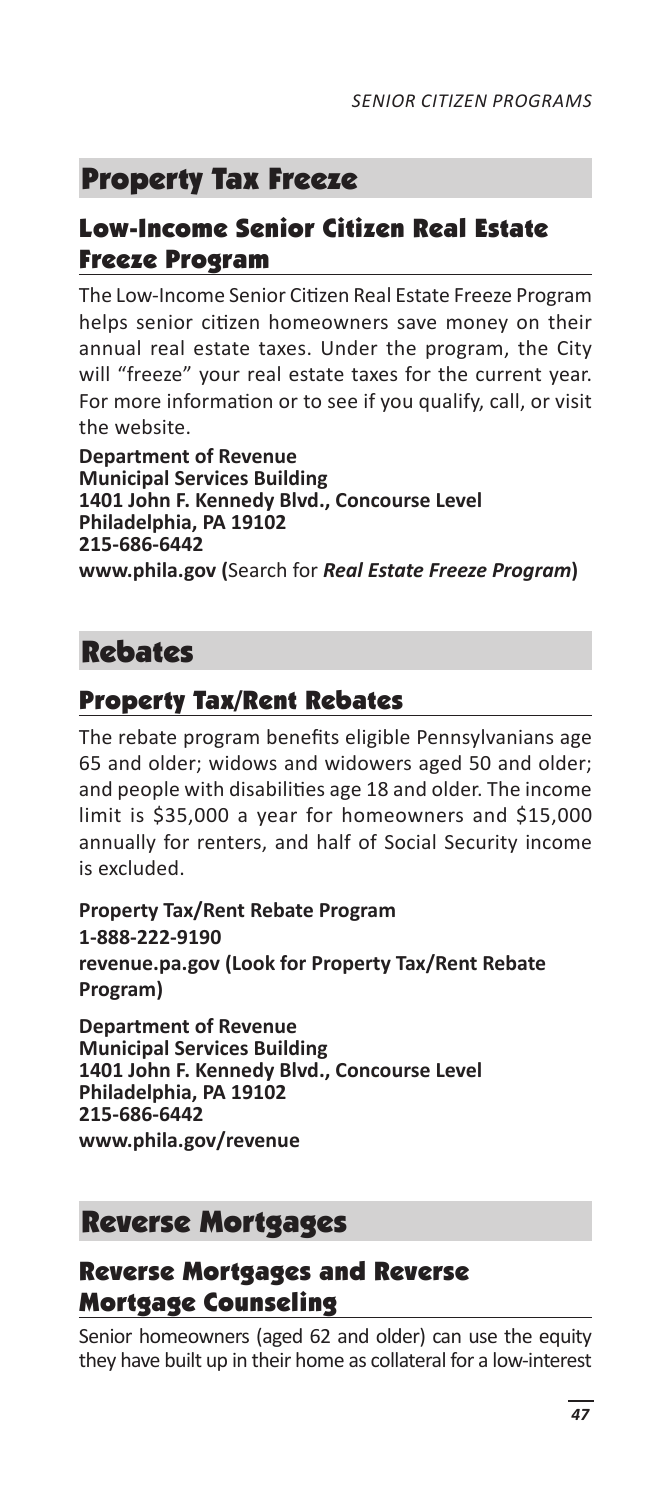# Property Tax Freeze

## Low-Income Senior Citizen Real Estate Freeze Program

The Low-Income Senior Citizen Real Estate Freeze Program helps senior citizen homeowners save money on their annual real estate taxes. Under the program, the City will "freeze" your real estate taxes for the current year. For more information or to see if you qualify, call, or visit the website.

**Department of Revenue**
**Municipal Services Building**
**1401 John F. Kennedy Blvd., Concourse Level**
**Philadelphia, PA 19102**
**215-686-6442**
**www.phila.gov (**Search for ***Real Estate Freeze Program*****)**

# Rebates

## Property Tax/Rent Rebates

The rebate program benefits eligible Pennsylvanians age 65 and older; widows and widowers aged 50 and older; and people with disabilities age 18 and older. The income limit is $35,000 a year for homeowners and $15,000 annually for renters, and half of Social Security income is excluded.

**Property Tax/Rent Rebate Program**
**1-888-222-9190**
**revenue.pa.gov (Look for Property Tax/Rent Rebate Program)**

**Department of Revenue**
**Municipal Services Building**
**1401 John F. Kennedy Blvd., Concourse Level**
**Philadelphia, PA 19102**
**215-686-6442**
**www.phila.gov/revenue**

# Reverse Mortgages

## Reverse Mortgages and Reverse Mortgage Counseling

Senior homeowners (aged 62 and older) can use the equity they have built up in their home as collateral for a low-interest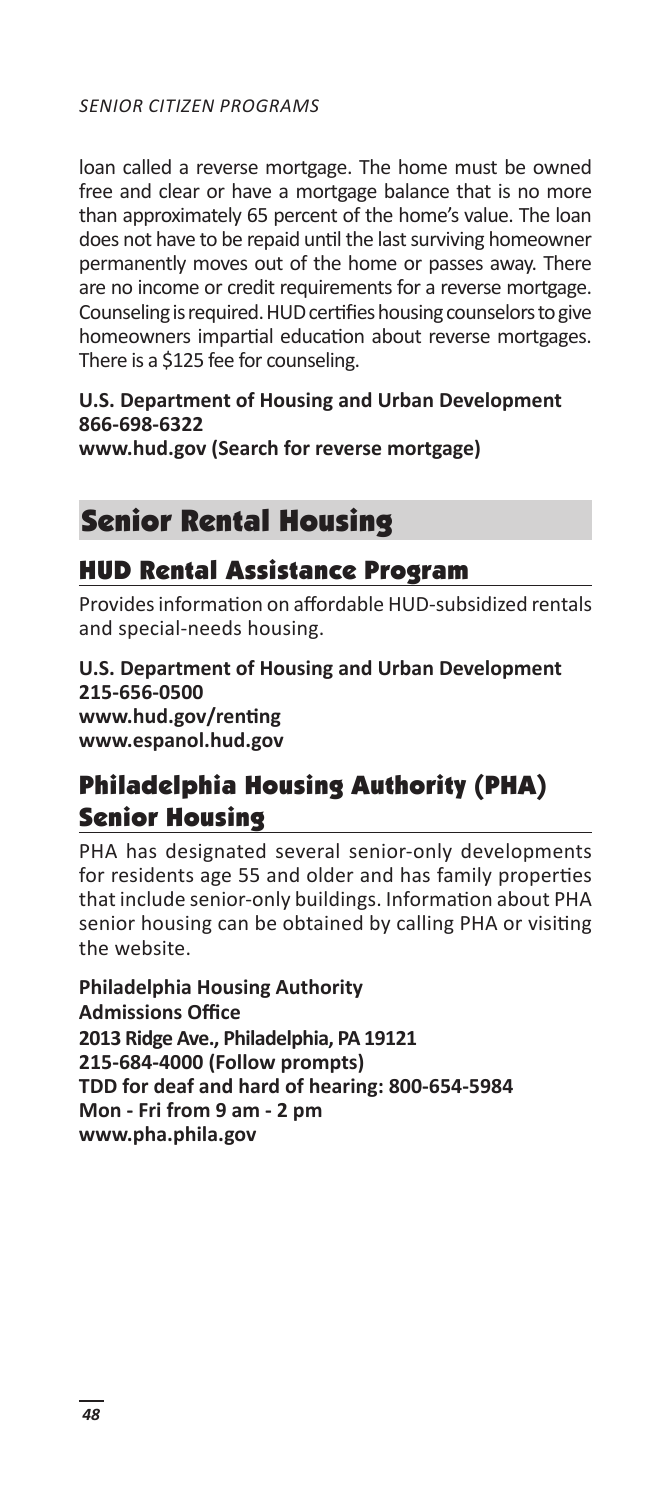loan called a reverse mortgage. The home must be owned free and clear or have a mortgage balance that is no more than approximately 65 percent of the home's value. The loan does not have to be repaid until the last surviving homeowner permanently moves out of the home or passes away. There are no income or credit requirements for a reverse mortgage. Counseling is required. HUD certifies housing counselors to give homeowners impartial education about reverse mortgages. There is a $125 fee for counseling.

**U.S. Department of Housing and Urban Development**
**866-698-6322**
**www.hud.gov (Search for reverse mortgage)**

# Senior Rental Housing

## HUD Rental Assistance Program

Provides information on affordable HUD-subsidized rentals and special-needs housing.

**U.S. Department of Housing and Urban Development**
**215-656-0500**
**www.hud.gov/renting**
**www.espanol.hud.gov**

## Philadelphia Housing Authority (PHA) Senior Housing

PHA has designated several senior-only developments for residents age 55 and older and has family properties that include senior-only buildings. Information about PHA senior housing can be obtained by calling PHA or visiting the website.

**Philadelphia Housing Authority**
**Admissions Office**
**2013 Ridge Ave., Philadelphia, PA 19121**
**215-684-4000 (Follow prompts)**
**TDD for deaf and hard of hearing: 800-654-5984**
**Mon - Fri from 9 am - 2 pm**
**www.pha.phila.gov**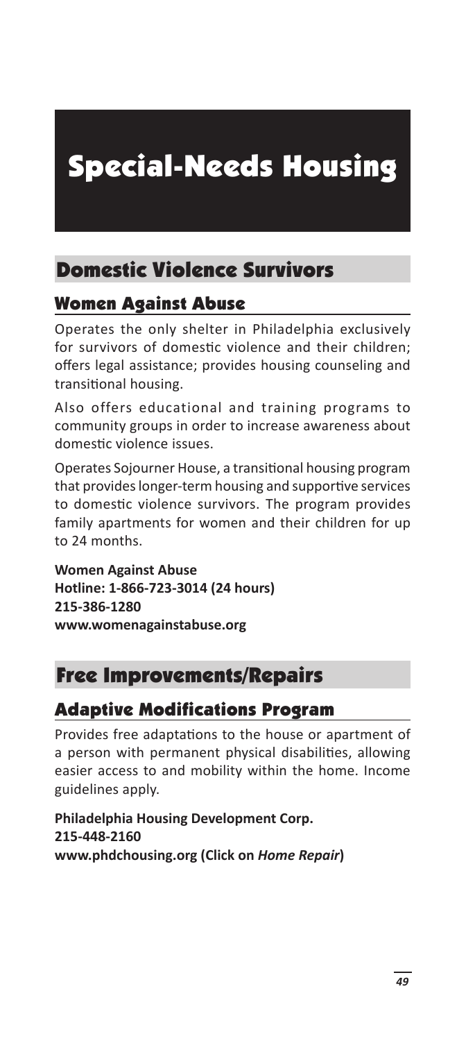# Special-Needs Housing

## Domestic Violence Survivors

### Women Against Abuse

Operates the only shelter in Philadelphia exclusively for survivors of domestic violence and their children; offers legal assistance; provides housing counseling and transitional housing.

Also offers educational and training programs to community groups in order to increase awareness about domestic violence issues.

Operates Sojourner House, a transitional housing program that provides longer-term housing and supportive services to domestic violence survivors. The program provides family apartments for women and their children for up to 24 months.

**Women Against Abuse**
**Hotline: 1-866-723-3014 (24 hours)**
**215-386-1280**
**www.womenagainstabuse.org**

## Free Improvements/Repairs

### Adaptive Modifications Program

Provides free adaptations to the house or apartment of a person with permanent physical disabilities, allowing easier access to and mobility within the home. Income guidelines apply.

**Philadelphia Housing Development Corp.**
**215-448-2160**
**www.phdchousing.org (Click on *Home Repair*)**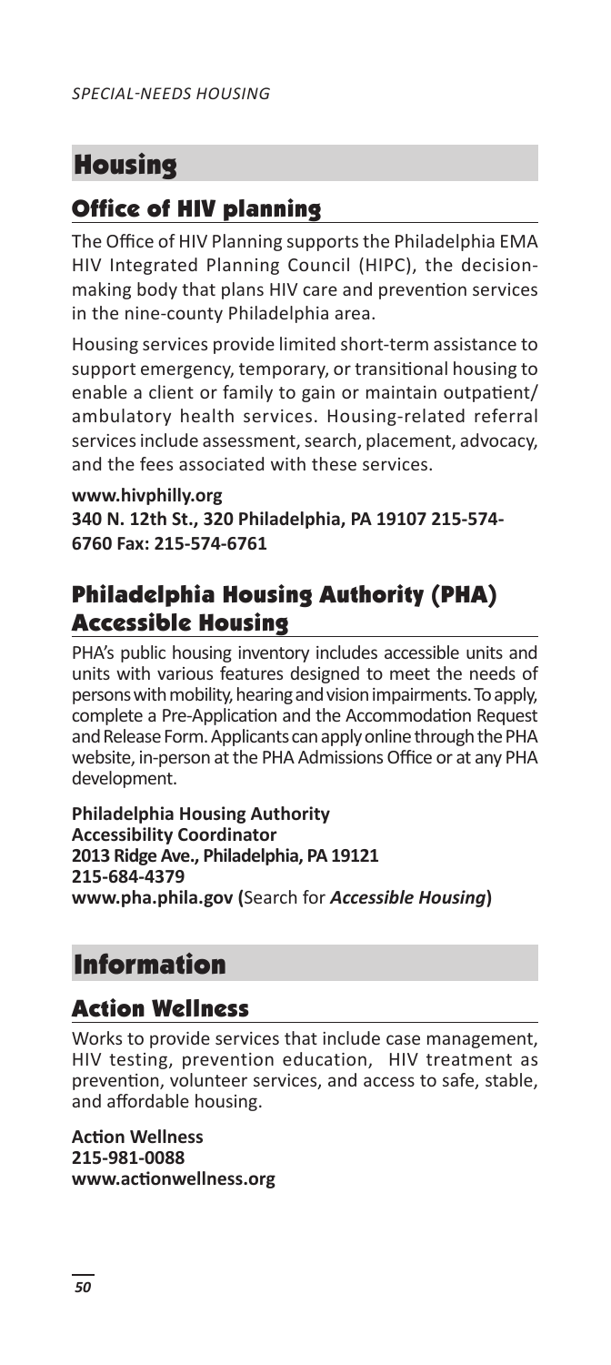# Housing

## Office of HIV planning

The Office of HIV Planning supports the Philadelphia EMA HIV Integrated Planning Council (HIPC), the decision-making body that plans HIV care and prevention services in the nine-county Philadelphia area.

Housing services provide limited short-term assistance to support emergency, temporary, or transitional housing to enable a client or family to gain or maintain outpatient/ambulatory health services. Housing-related referral services include assessment, search, placement, advocacy, and the fees associated with these services.

**www.hivphilly.org**
**340 N. 12th St., 320 Philadelphia, PA 19107 215-574-6760 Fax: 215-574-6761**

## Philadelphia Housing Authority (PHA) Accessible Housing

PHA's public housing inventory includes accessible units and units with various features designed to meet the needs of persons with mobility, hearing and vision impairments. To apply, complete a Pre-Application and the Accommodation Request and Release Form. Applicants can apply online through the PHA website, in-person at the PHA Admissions Office or at any PHA development.

**Philadelphia Housing Authority**
**Accessibility Coordinator**
**2013 Ridge Ave., Philadelphia, PA 19121**
**215-684-4379**
**www.pha.phila.gov (**Search for ***Accessible Housing*****)**

# Information

## Action Wellness

Works to provide services that include case management, HIV testing, prevention education, HIV treatment as prevention, volunteer services, and access to safe, stable, and affordable housing.

**Action Wellness**
**215-981-0088**
**www.actionwellness.org**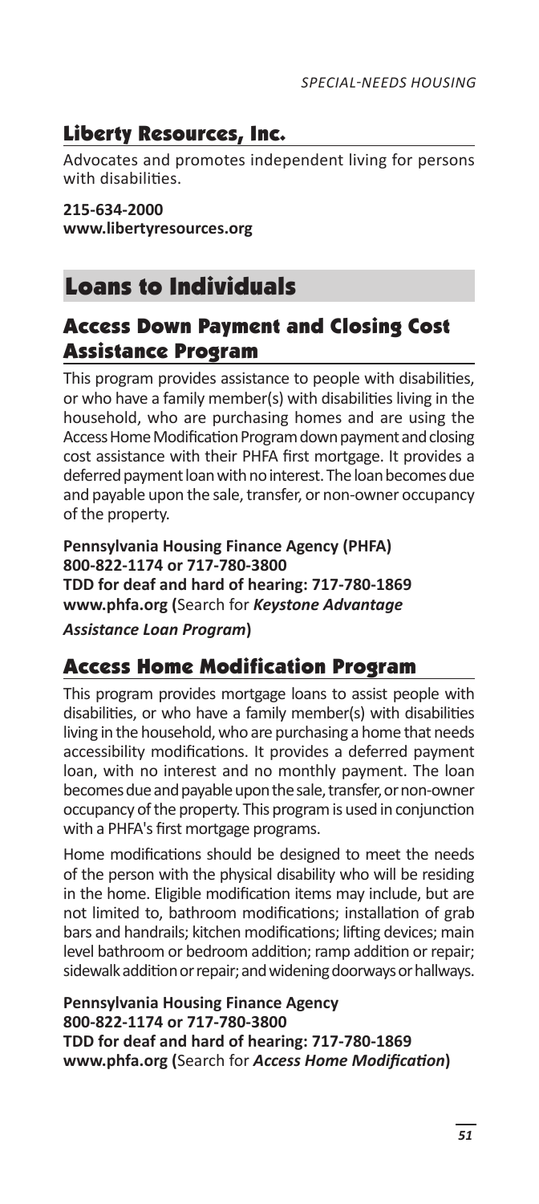### Liberty Resources, Inc.

Advocates and promotes independent living for persons with disabilities.

**215-634-2000**
**www.libertyresources.org**

## Loans to Individuals

### Access Down Payment and Closing Cost Assistance Program

This program provides assistance to people with disabilities, or who have a family member(s) with disabilities living in the household, who are purchasing homes and are using the Access Home Modification Program down payment and closing cost assistance with their PHFA first mortgage. It provides a deferred payment loan with no interest. The loan becomes due and payable upon the sale, transfer, or non-owner occupancy of the property.

**Pennsylvania Housing Finance Agency (PHFA)**
**800-822-1174 or 717-780-3800**
**TDD for deaf and hard of hearing: 717-780-1869**
**www.phfa.org (**Search for ***Keystone Advantage Assistance Loan Program*****)**

### Access Home Modification Program

This program provides mortgage loans to assist people with disabilities, or who have a family member(s) with disabilities living in the household, who are purchasing a home that needs accessibility modifications. It provides a deferred payment loan, with no interest and no monthly payment. The loan becomes due and payable upon the sale, transfer, or non-owner occupancy of the property. This program is used in conjunction with a PHFA's first mortgage programs.

Home modifications should be designed to meet the needs of the person with the physical disability who will be residing in the home. Eligible modification items may include, but are not limited to, bathroom modifications; installation of grab bars and handrails; kitchen modifications; lifting devices; main level bathroom or bedroom addition; ramp addition or repair; sidewalk addition or repair; and widening doorways or hallways.

**Pennsylvania Housing Finance Agency**
**800-822-1174 or 717-780-3800**
**TDD for deaf and hard of hearing: 717-780-1869**
**www.phfa.org (**Search for ***Access Home Modification*****)**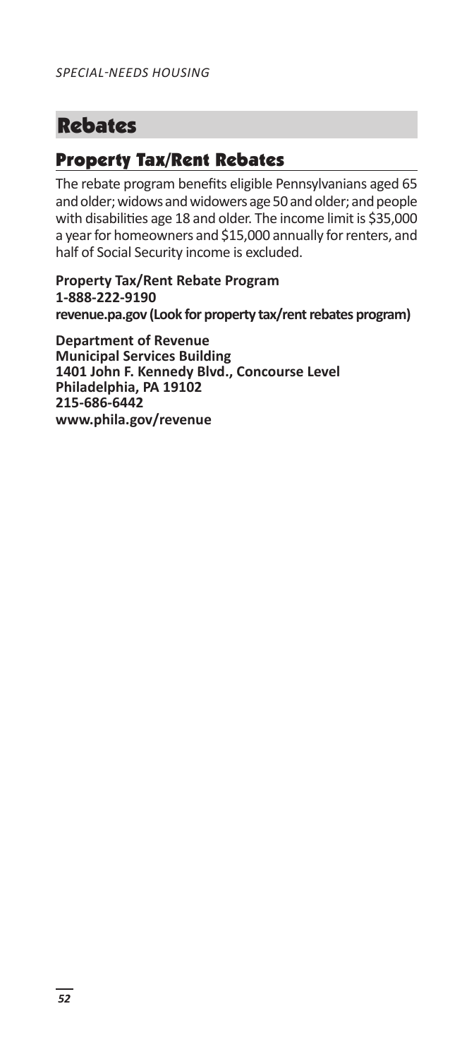# Rebates

## Property Tax/Rent Rebates

The rebate program benefits eligible Pennsylvanians aged 65 and older; widows and widowers age 50 and older; and people with disabilities age 18 and older. The income limit is $35,000 a year for homeowners and $15,000 annually for renters, and half of Social Security income is excluded.

**Property Tax/Rent Rebate Program**
**1-888-222-9190**
**revenue.pa.gov (Look for property tax/rent rebates program)**

**Department of Revenue**
**Municipal Services Building**
**1401 John F. Kennedy Blvd., Concourse Level**
**Philadelphia, PA 19102**
**215-686-6442**
**www.phila.gov/revenue**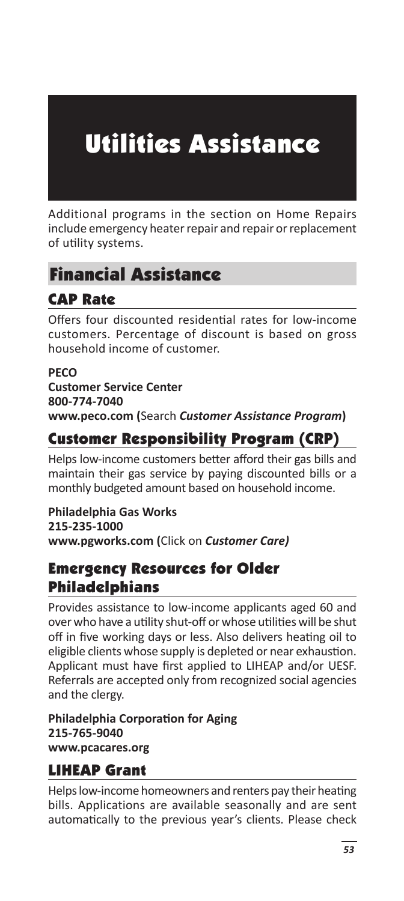# Utilities Assistance

Additional programs in the section on Home Repairs include emergency heater repair and repair or replacement of utility systems.

## Financial Assistance

### CAP Rate

Offers four discounted residential rates for low-income customers. Percentage of discount is based on gross household income of customer.

**PECO**
**Customer Service Center**
**800-774-7040**
**www.peco.com (**Search ***Customer Assistance Program*****)**

### Customer Responsibility Program (CRP)

Helps low-income customers better afford their gas bills and maintain their gas service by paying discounted bills or a monthly budgeted amount based on household income.

**Philadelphia Gas Works**
**215-235-1000**
**www.pgworks.com (**Click on ***Customer Care)***

### Emergency Resources for Older Philadelphians

Provides assistance to low-income applicants aged 60 and over who have a utility shut-off or whose utilities will be shut off in five working days or less. Also delivers heating oil to eligible clients whose supply is depleted or near exhaustion. Applicant must have first applied to LIHEAP and/or UESF. Referrals are accepted only from recognized social agencies and the clergy.

**Philadelphia Corporation for Aging**
**215-765-9040**
**www.pcacares.org**

### LIHEAP Grant

Helps low-income homeowners and renters pay their heating bills. Applications are available seasonally and are sent automatically to the previous year's clients. Please check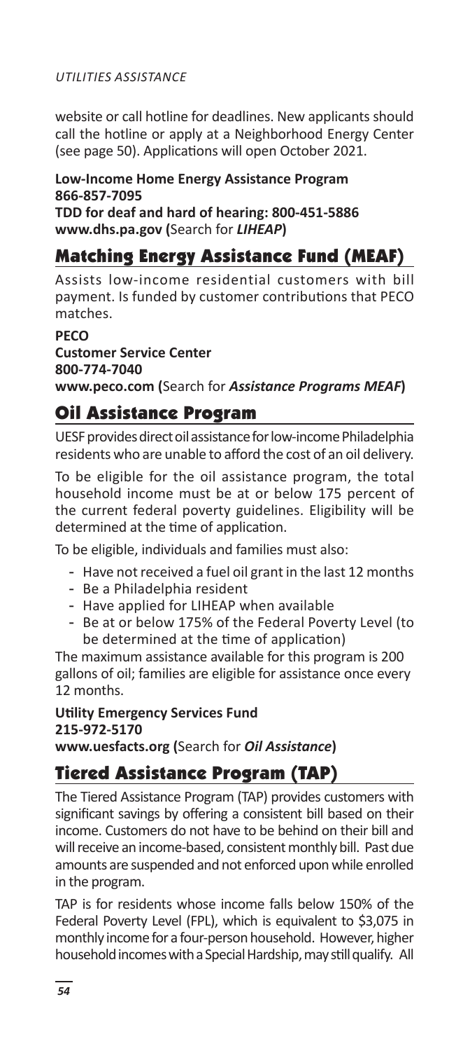website or call hotline for deadlines. New applicants should call the hotline or apply at a Neighborhood Energy Center (see page 50). Applications will open October 2021.

**Low-Income Home Energy Assistance Program**
**866-857-7095**
**TDD for deaf and hard of hearing: 800-451-5886**
**www.dhs.pa.gov (**Search for ***LIHEAP*****)**

## Matching Energy Assistance Fund (MEAF)

Assists low-income residential customers with bill payment. Is funded by customer contributions that PECO matches.

**PECO**
**Customer Service Center**
**800-774-7040**
**www.peco.com (**Search for ***Assistance Programs MEAF*****)**

## Oil Assistance Program

UESF provides direct oil assistance for low-income Philadelphia residents who are unable to afford the cost of an oil delivery.

To be eligible for the oil assistance program, the total household income must be at or below 175 percent of the current federal poverty guidelines. Eligibility will be determined at the time of application.

To be eligible, individuals and families must also:

- Have not received a fuel oil grant in the last 12 months
- Be a Philadelphia resident
- Have applied for LIHEAP when available
- Be at or below 175% of the Federal Poverty Level (to be determined at the time of application)

The maximum assistance available for this program is 200 gallons of oil; families are eligible for assistance once every 12 months.

**Utility Emergency Services Fund**
**215-972-5170**
**www.uesfacts.org (**Search for ***Oil Assistance*****)**

## Tiered Assistance Program (TAP)

The Tiered Assistance Program (TAP) provides customers with significant savings by offering a consistent bill based on their income. Customers do not have to be behind on their bill and will receive an income-based, consistent monthly bill. Past due amounts are suspended and not enforced upon while enrolled in the program.

TAP is for residents whose income falls below 150% of the Federal Poverty Level (FPL), which is equivalent to $3,075 in monthly income for a four-person household. However, higher household incomes with a Special Hardship, may still qualify. All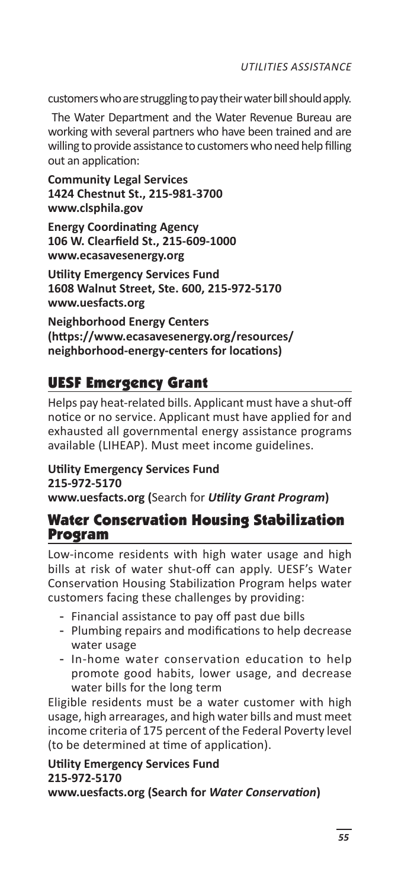customers who are struggling to pay their water bill should apply.

The Water Department and the Water Revenue Bureau are working with several partners who have been trained and are willing to provide assistance to customers who need help filling out an application:

**Community Legal Services**
**1424 Chestnut St., 215-981-3700**
**www.clsphila.gov**

**Energy Coordinating Agency**
**106 W. Clearfield St., 215-609-1000**
**www.ecasavesenergy.org**

**Utility Emergency Services Fund**
**1608 Walnut Street, Ste. 600, 215-972-5170**
**www.uesfacts.org**

**Neighborhood Energy Centers**
**(https://www.ecasavesenergy.org/resources/neighborhood-energy-centers for locations)**

## UESF Emergency Grant

Helps pay heat-related bills. Applicant must have a shut-off notice or no service. Applicant must have applied for and exhausted all governmental energy assistance programs available (LIHEAP). Must meet income guidelines.

**Utility Emergency Services Fund**
**215-972-5170**
**www.uesfacts.org (**Search for ***Utility Grant Program*****)**

## Water Conservation Housing Stabilization Program

Low-income residents with high water usage and high bills at risk of water shut-off can apply. UESF's Water Conservation Housing Stabilization Program helps water customers facing these challenges by providing:

- Financial assistance to pay off past due bills
- Plumbing repairs and modifications to help decrease water usage
- In-home water conservation education to help promote good habits, lower usage, and decrease water bills for the long term

Eligible residents must be a water customer with high usage, high arrearages, and high water bills and must meet income criteria of 175 percent of the Federal Poverty level (to be determined at time of application).

**Utility Emergency Services Fund**
**215-972-5170**
**www.uesfacts.org (Search for *Water Conservation*)**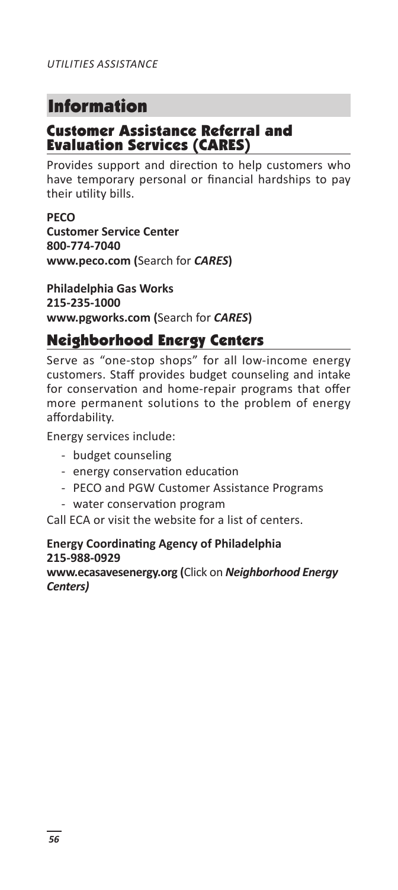# Information

## Customer Assistance Referral and Evaluation Services (CARES)

Provides support and direction to help customers who have temporary personal or financial hardships to pay their utility bills.

**PECO**
**Customer Service Center**
**800-774-7040**
**www.peco.com (**Search for ***CARES*****)**

**Philadelphia Gas Works**
**215-235-1000**
**www.pgworks.com (**Search for ***CARES*****)**

## Neighborhood Energy Centers

Serve as "one-stop shops" for all low-income energy customers. Staff provides budget counseling and intake for conservation and home-repair programs that offer more permanent solutions to the problem of energy affordability.

Energy services include:

- budget counseling
- energy conservation education
- PECO and PGW Customer Assistance Programs
- water conservation program

Call ECA or visit the website for a list of centers.

**Energy Coordinating Agency of Philadelphia**
**215-988-0929**
**www.ecasavesenergy.org (**Click on ***Neighborhood Energy Centers)***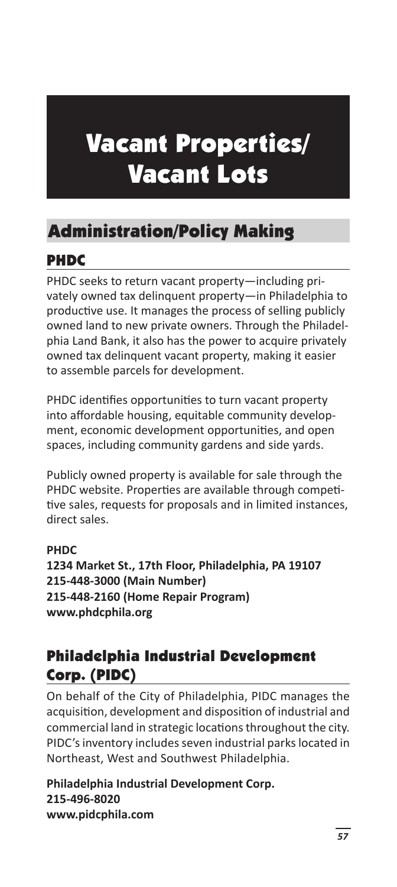# Vacant Properties/ Vacant Lots

## Administration/Policy Making

### PHDC

PHDC seeks to return vacant property—including privately owned tax delinquent property—in Philadelphia to productive use. It manages the process of selling publicly owned land to new private owners. Through the Philadelphia Land Bank, it also has the power to acquire privately owned tax delinquent vacant property, making it easier to assemble parcels for development.

PHDC identifies opportunities to turn vacant property into affordable housing, equitable community development, economic development opportunities, and open spaces, including community gardens and side yards.

Publicly owned property is available for sale through the PHDC website. Properties are available through competitive sales, requests for proposals and in limited instances, direct sales.

**PHDC**
**1234 Market St., 17th Floor, Philadelphia, PA 19107**
**215-448-3000 (Main Number)**
**215-448-2160 (Home Repair Program)**
**www.phdcphila.org**

### Philadelphia Industrial Development Corp. (PIDC)

On behalf of the City of Philadelphia, PIDC manages the acquisition, development and disposition of industrial and commercial land in strategic locations throughout the city. PIDC's inventory includes seven industrial parks located in Northeast, West and Southwest Philadelphia.

**Philadelphia Industrial Development Corp.**
**215-496-8020**
**www.pidcphila.com**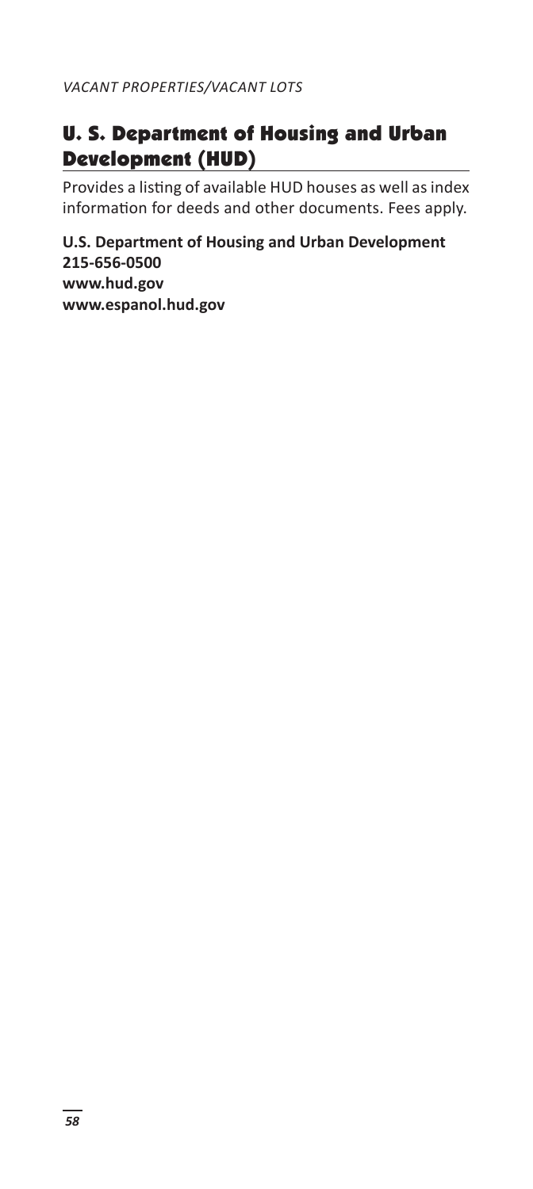## U. S. Department of Housing and Urban Development (HUD)

Provides a listing of available HUD houses as well as index information for deeds and other documents. Fees apply.

**U.S. Department of Housing and Urban Development**
**215-656-0500**
**www.hud.gov**
**www.espanol.hud.gov**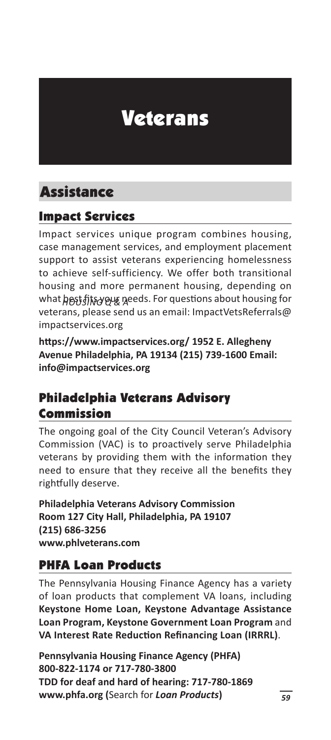# Veterans

## Assistance

### Impact Services

Impact services unique program combines housing, case management services, and employment placement support to assist veterans experiencing homelessness to achieve self-sufficiency. We offer both transitional housing and more permanent housing, depending on what best fits your needs. For questions about housing for veterans, please send us an email: ImpactVetsReferrals@impactservices.org

**https://www.impactservices.org/ 1952 E. Allegheny Avenue Philadelphia, PA 19134 (215) 739-1600 Email: info@impactservices.org**

### Philadelphia Veterans Advisory Commission

The ongoing goal of the City Council Veteran's Advisory Commission (VAC) is to proactively serve Philadelphia veterans by providing them with the information they need to ensure that they receive all the benefits they rightfully deserve.

**Philadelphia Veterans Advisory Commission**
**Room 127 City Hall, Philadelphia, PA 19107**
**(215) 686-3256**
**www.phlveterans.com**

### PHFA Loan Products

The Pennsylvania Housing Finance Agency has a variety of loan products that complement VA loans, including **Keystone Home Loan, Keystone Advantage Assistance Loan Program, Keystone Government Loan Program** and **VA Interest Rate Reduction Refinancing Loan (IRRRL)**.

**Pennsylvania Housing Finance Agency (PHFA)**
**800-822-1174 or 717-780-3800**
**TDD for deaf and hard of hearing: 717-780-1869**
**www.phfa.org (**Search for ***Loan Products*****)**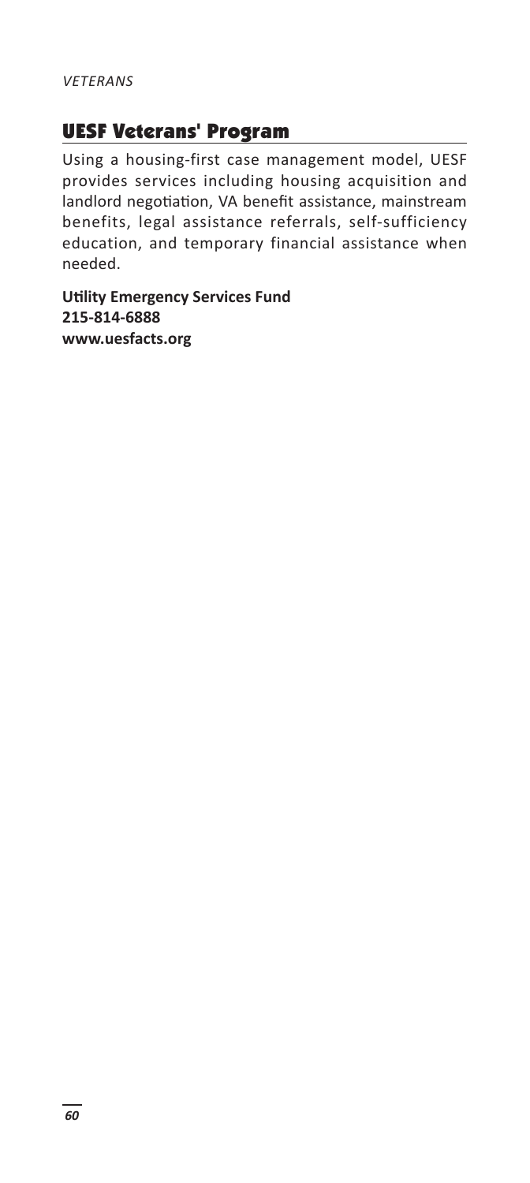## UESF Veterans' Program

Using a housing-first case management model, UESF provides services including housing acquisition and landlord negotiation, VA benefit assistance, mainstream benefits, legal assistance referrals, self-sufficiency education, and temporary financial assistance when needed.

**Utility Emergency Services Fund**
**215-814-6888**
**www.uesfacts.org**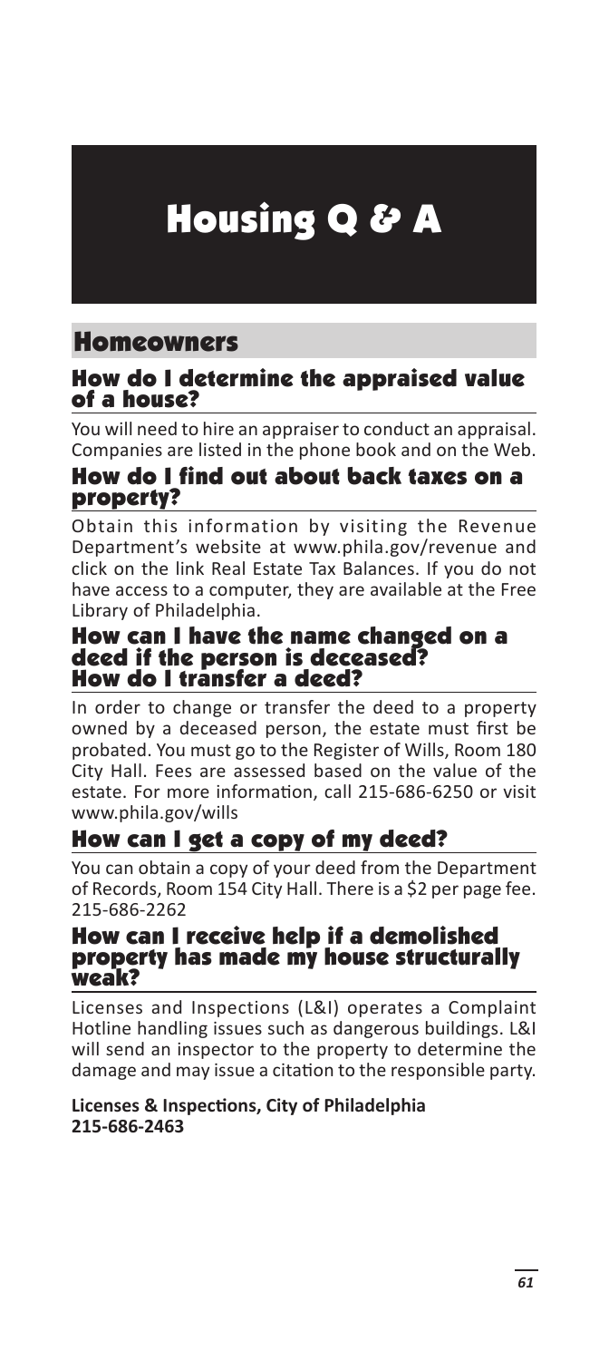# Housing Q & A

## Homeowners

### How do I determine the appraised value of a house?

You will need to hire an appraiser to conduct an appraisal. Companies are listed in the phone book and on the Web.

### How do I find out about back taxes on a property?

Obtain this information by visiting the Revenue Department's website at www.phila.gov/revenue and click on the link Real Estate Tax Balances. If you do not have access to a computer, they are available at the Free Library of Philadelphia.

### How can I have the name changed on a deed if the person is deceased? How do I transfer a deed?

In order to change or transfer the deed to a property owned by a deceased person, the estate must first be probated. You must go to the Register of Wills, Room 180 City Hall. Fees are assessed based on the value of the estate. For more information, call 215-686-6250 or visit www.phila.gov/wills

### How can I get a copy of my deed?

You can obtain a copy of your deed from the Department of Records, Room 154 City Hall. There is a $2 per page fee. 215-686-2262

### How can I receive help if a demolished property has made my house structurally weak?

Licenses and Inspections (L&I) operates a Complaint Hotline handling issues such as dangerous buildings. L&I will send an inspector to the property to determine the damage and may issue a citation to the responsible party.

**Licenses & Inspections, City of Philadelphia**
**215-686-2463**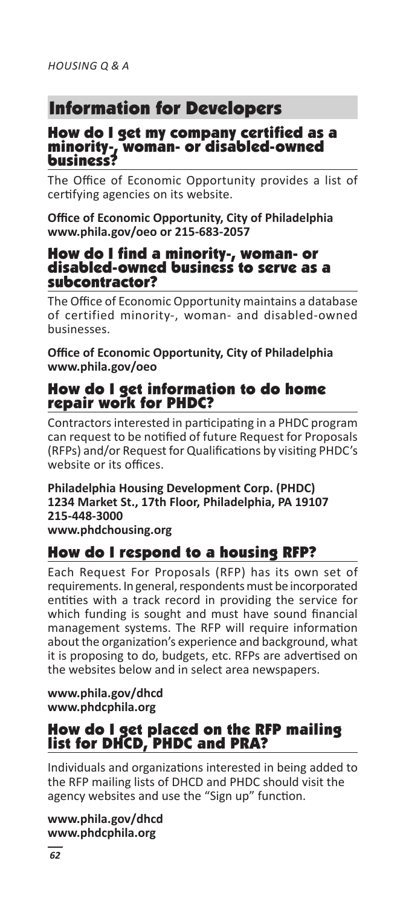# Information for Developers

### How do I get my company certified as a minority-, woman- or disabled-owned business?

The Office of Economic Opportunity provides a list of certifying agencies on its website.

**Office of Economic Opportunity, City of Philadelphia**
**www.phila.gov/oeo or 215-683-2057**

### How do I find a minority-, woman- or disabled-owned business to serve as a subcontractor?

The Office of Economic Opportunity maintains a database of certified minority-, woman- and disabled-owned businesses.

**Office of Economic Opportunity, City of Philadelphia**
**www.phila.gov/oeo**

### How do I get information to do home repair work for PHDC?

Contractors interested in participating in a PHDC program can request to be notified of future Request for Proposals (RFPs) and/or Request for Qualifications by visiting PHDC's website or its offices.

**Philadelphia Housing Development Corp. (PHDC)**
**1234 Market St., 17th Floor, Philadelphia, PA 19107**
**215-448-3000**
**www.phdchousing.org**

### How do I respond to a housing RFP?

Each Request For Proposals (RFP) has its own set of requirements. In general, respondents must be incorporated entities with a track record in providing the service for which funding is sought and must have sound financial management systems. The RFP will require information about the organization's experience and background, what it is proposing to do, budgets, etc. RFPs are advertised on the websites below and in select area newspapers.

**www.phila.gov/dhcd**
**www.phdcphila.org**

### How do I get placed on the RFP mailing list for DHCD, PHDC and PRA?

Individuals and organizations interested in being added to the RFP mailing lists of DHCD and PHDC should visit the agency websites and use the "Sign up" function.

**www.phila.gov/dhcd**
**www.phdcphila.org**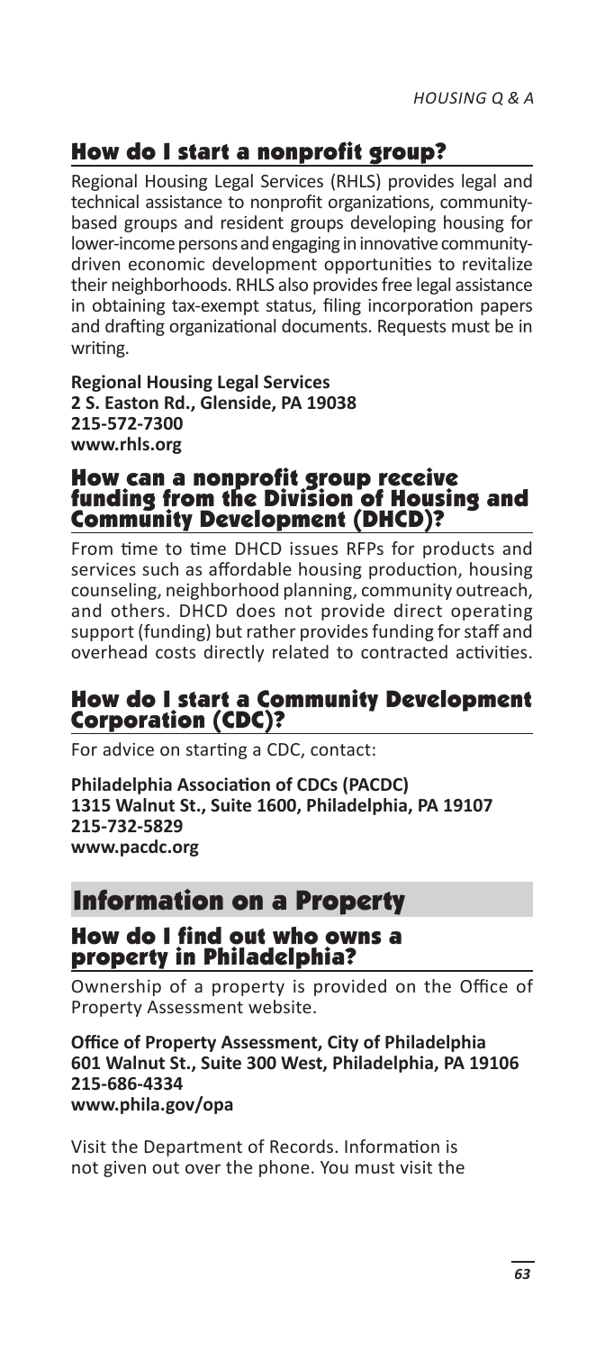## How do I start a nonprofit group?

Regional Housing Legal Services (RHLS) provides legal and technical assistance to nonprofit organizations, community-based groups and resident groups developing housing for lower-income persons and engaging in innovative community-driven economic development opportunities to revitalize their neighborhoods. RHLS also provides free legal assistance in obtaining tax-exempt status, filing incorporation papers and drafting organizational documents. Requests must be in writing.

**Regional Housing Legal Services**
**2 S. Easton Rd., Glenside, PA 19038**
**215-572-7300**
**www.rhls.org**

## How can a nonprofit group receive funding from the Division of Housing and Community Development (DHCD)?

From time to time DHCD issues RFPs for products and services such as affordable housing production, housing counseling, neighborhood planning, community outreach, and others. DHCD does not provide direct operating support (funding) but rather provides funding for staff and overhead costs directly related to contracted activities.

## How do I start a Community Development Corporation (CDC)?

For advice on starting a CDC, contact:

**Philadelphia Association of CDCs (PACDC)**
**1315 Walnut St., Suite 1600, Philadelphia, PA 19107**
**215-732-5829**
**www.pacdc.org**

# Information on a Property

## How do I find out who owns a property in Philadelphia?

Ownership of a property is provided on the Office of Property Assessment website.

**Office of Property Assessment, City of Philadelphia**
**601 Walnut St., Suite 300 West, Philadelphia, PA 19106**
**215-686-4334**
**www.phila.gov/opa**

Visit the Department of Records. Information is not given out over the phone. You must visit the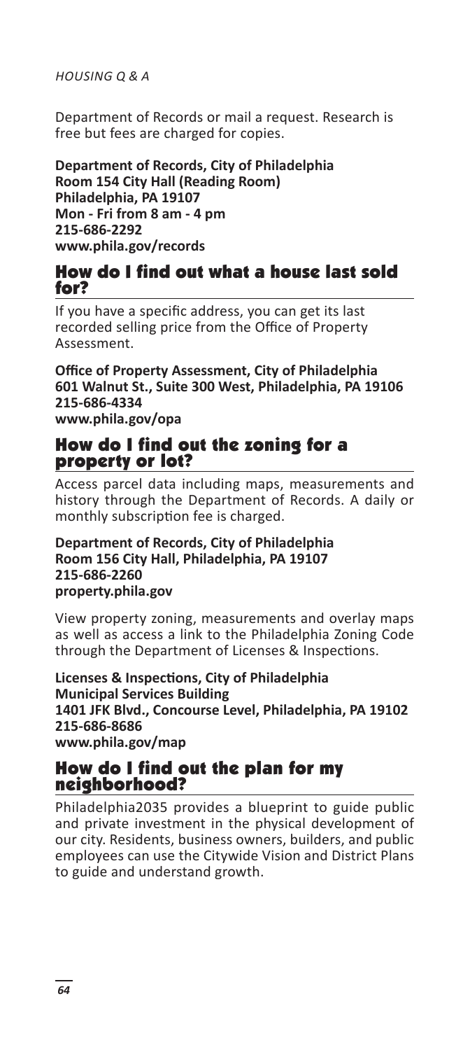Department of Records or mail a request. Research is free but fees are charged for copies.

**Department of Records, City of Philadelphia**
**Room 154 City Hall (Reading Room)**
**Philadelphia, PA 19107**
**Mon - Fri from 8 am - 4 pm**
**215-686-2292**
**www.phila.gov/records**

## How do I find out what a house last sold for?

If you have a specific address, you can get its last recorded selling price from the Office of Property Assessment.

**Office of Property Assessment, City of Philadelphia**
**601 Walnut St., Suite 300 West, Philadelphia, PA 19106**
**215-686-4334**
**www.phila.gov/opa**

## How do I find out the zoning for a property or lot?

Access parcel data including maps, measurements and history through the Department of Records. A daily or monthly subscription fee is charged.

**Department of Records, City of Philadelphia**
**Room 156 City Hall, Philadelphia, PA 19107**
**215-686-2260**
**property.phila.gov**

View property zoning, measurements and overlay maps as well as access a link to the Philadelphia Zoning Code through the Department of Licenses & Inspections.

**Licenses & Inspections, City of Philadelphia**
**Municipal Services Building**
**1401 JFK Blvd., Concourse Level, Philadelphia, PA 19102**
**215-686-8686**
**www.phila.gov/map**

## How do I find out the plan for my neighborhood?

Philadelphia2035 provides a blueprint to guide public and private investment in the physical development of our city. Residents, business owners, builders, and public employees can use the Citywide Vision and District Plans to guide and understand growth.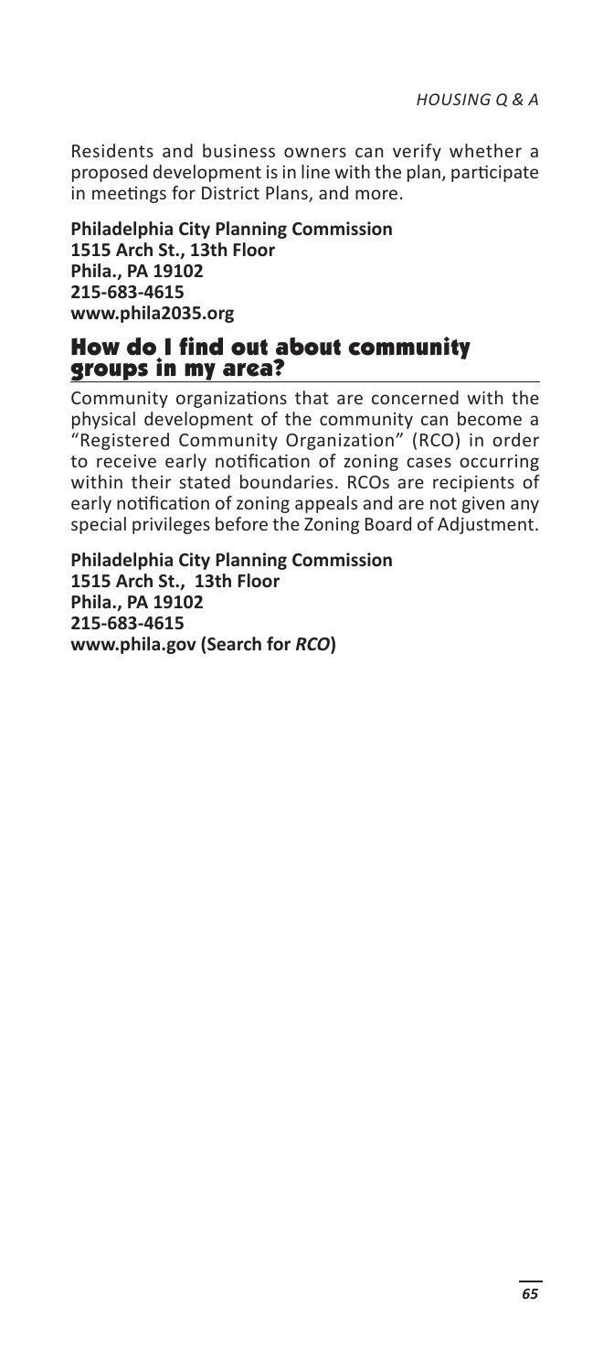Residents and business owners can verify whether a proposed development is in line with the plan, participate in meetings for District Plans, and more.

**Philadelphia City Planning Commission**
**1515 Arch St., 13th Floor**
**Phila., PA 19102**
**215-683-4615**
**www.phila2035.org**

## How do I find out about community groups in my area?

Community organizations that are concerned with the physical development of the community can become a "Registered Community Organization" (RCO) in order to receive early notification of zoning cases occurring within their stated boundaries. RCOs are recipients of early notification of zoning appeals and are not given any special privileges before the Zoning Board of Adjustment.

**Philadelphia City Planning Commission**
**1515 Arch St., 13th Floor**
**Phila., PA 19102**
**215-683-4615**
**www.phila.gov (Search for *RCO*)**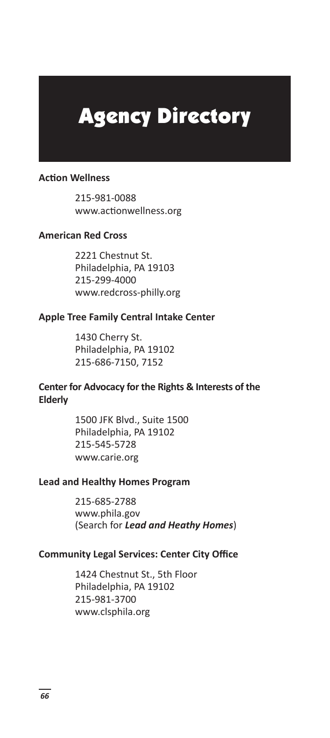# Agency Directory

**Action Wellness**

215-981-0088
www.actionwellness.org

**American Red Cross**

2221 Chestnut St.
Philadelphia, PA 19103
215-299-4000
www.redcross-philly.org

**Apple Tree Family Central Intake Center**

1430 Cherry St.
Philadelphia, PA 19102
215-686-7150, 7152

**Center for Advocacy for the Rights & Interests of the Elderly**

1500 JFK Blvd., Suite 1500
Philadelphia, PA 19102
215-545-5728
www.carie.org

**Lead and Healthy Homes Program**

215-685-2788
www.phila.gov
(Search for ***Lead and Heathy Homes***)

**Community Legal Services: Center City Office**

1424 Chestnut St., 5th Floor
Philadelphia, PA 19102
215-981-3700
www.clsphila.org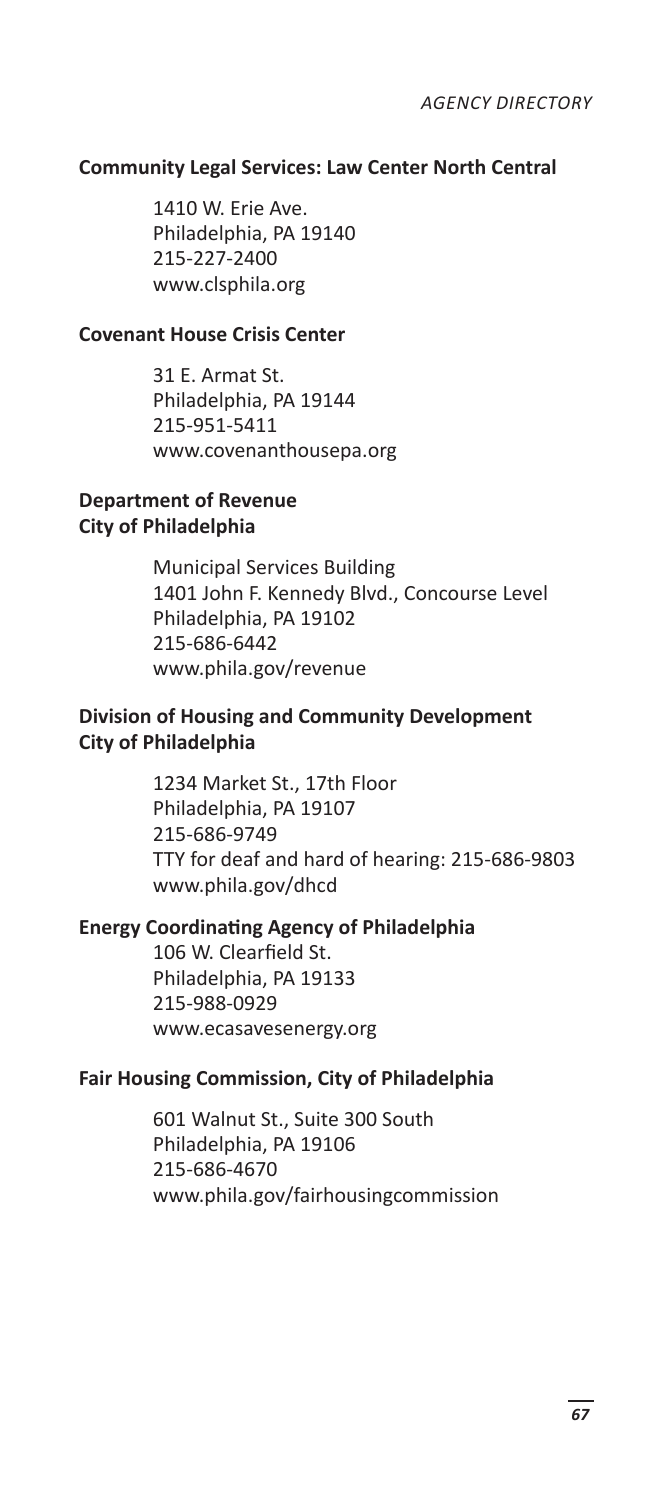**Community Legal Services: Law Center North Central**

1410 W. Erie Ave.
Philadelphia, PA 19140
215-227-2400
www.clsphila.org

**Covenant House Crisis Center**

31 E. Armat St.
Philadelphia, PA 19144
215-951-5411
www.covenanthousepa.org

**Department of Revenue**
**City of Philadelphia**

Municipal Services Building
1401 John F. Kennedy Blvd., Concourse Level
Philadelphia, PA 19102
215-686-6442
www.phila.gov/revenue

**Division of Housing and Community Development**
**City of Philadelphia**

1234 Market St., 17th Floor
Philadelphia, PA 19107
215-686-9749
TTY for deaf and hard of hearing: 215-686-9803
www.phila.gov/dhcd

**Energy Coordinating Agency of Philadelphia**

106 W. Clearfield St.
Philadelphia, PA 19133
215-988-0929
www.ecasavesenergy.org

**Fair Housing Commission, City of Philadelphia**

601 Walnut St., Suite 300 South
Philadelphia, PA 19106
215-686-4670
www.phila.gov/fairhousingcommission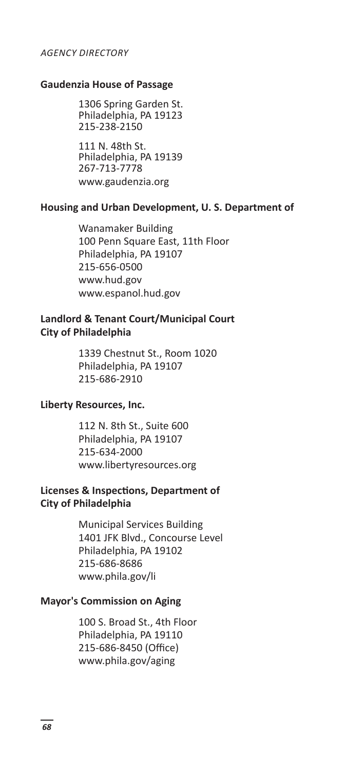**Gaudenzia House of Passage**

1306 Spring Garden St.
Philadelphia, PA 19123
215-238-2150

111 N. 48th St.
Philadelphia, PA 19139
267-713-7778
www.gaudenzia.org

**Housing and Urban Development, U. S. Department of**

Wanamaker Building
100 Penn Square East, 11th Floor
Philadelphia, PA 19107
215-656-0500
www.hud.gov
www.espanol.hud.gov

**Landlord & Tenant Court/Municipal Court City of Philadelphia**

1339 Chestnut St., Room 1020
Philadelphia, PA 19107
215-686-2910

**Liberty Resources, Inc.**

112 N. 8th St., Suite 600
Philadelphia, PA 19107
215-634-2000
www.libertyresources.org

**Licenses & Inspections, Department of City of Philadelphia**

Municipal Services Building
1401 JFK Blvd., Concourse Level
Philadelphia, PA 19102
215-686-8686
www.phila.gov/li

**Mayor's Commission on Aging**

100 S. Broad St., 4th Floor
Philadelphia, PA 19110
215-686-8450 (Office)
www.phila.gov/aging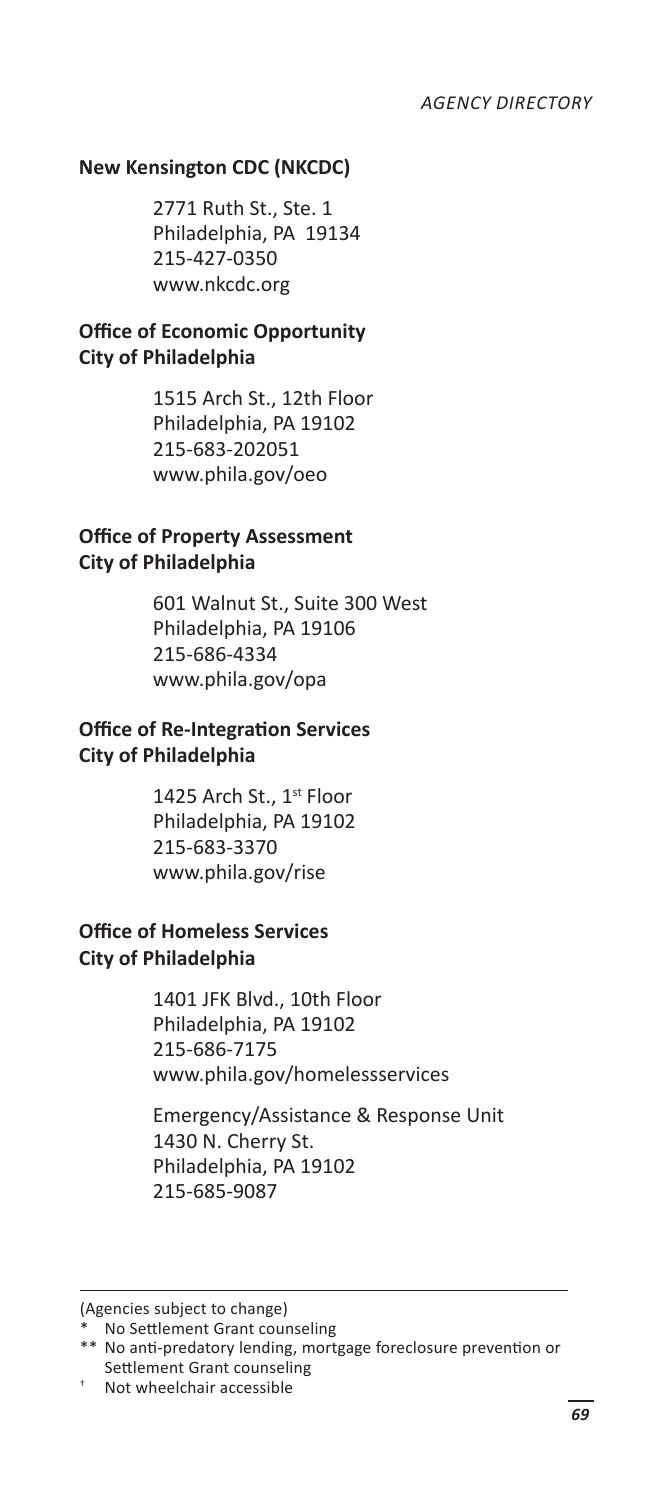**New Kensington CDC (NKCDC)**

2771 Ruth St., Ste. 1
Philadelphia, PA 19134
215-427-0350
www.nkcdc.org

**Office of Economic Opportunity**
**City of Philadelphia**

1515 Arch St., 12th Floor
Philadelphia, PA 19102
215-683-202051
www.phila.gov/oeo

**Office of Property Assessment**
**City of Philadelphia**

601 Walnut St., Suite 300 West
Philadelphia, PA 19106
215-686-4334
www.phila.gov/opa

**Office of Re-Integration Services**
**City of Philadelphia**

1425 Arch St., 1st Floor
Philadelphia, PA 19102
215-683-3370
www.phila.gov/rise

**Office of Homeless Services**
**City of Philadelphia**

1401 JFK Blvd., 10th Floor
Philadelphia, PA 19102
215-686-7175
www.phila.gov/homelessservices

Emergency/Assistance & Response Unit
1430 N. Cherry St.
Philadelphia, PA 19102
215-685-9087

---

(Agencies subject to change)

\* No Settlement Grant counseling

\*\* No anti-predatory lending, mortgage foreclosure prevention or Settlement Grant counseling

† Not wheelchair accessible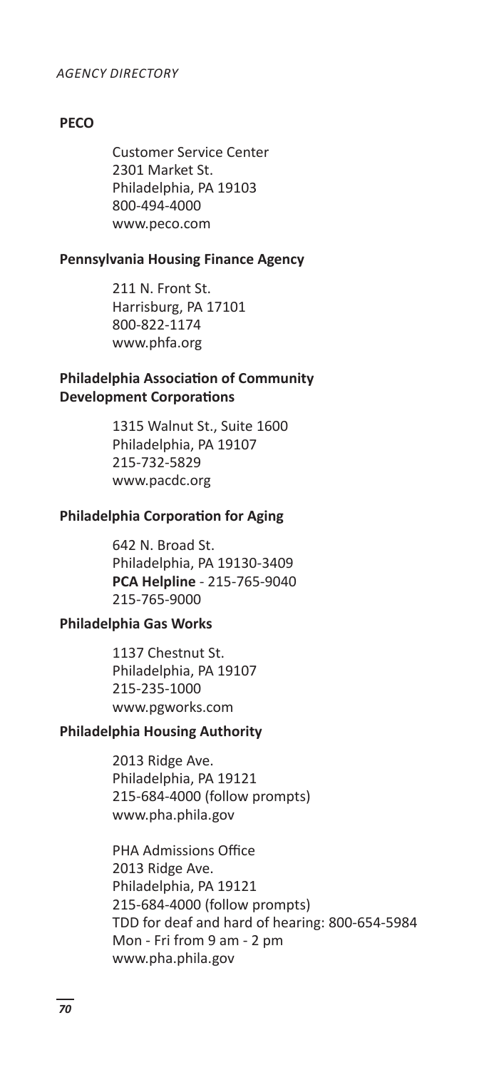**PECO**

Customer Service Center
2301 Market St.
Philadelphia, PA 19103
800-494-4000
www.peco.com

**Pennsylvania Housing Finance Agency**

211 N. Front St.
Harrisburg, PA 17101
800-822-1174
www.phfa.org

**Philadelphia Association of Community Development Corporations**

1315 Walnut St., Suite 1600
Philadelphia, PA 19107
215-732-5829
www.pacdc.org

**Philadelphia Corporation for Aging**

642 N. Broad St.
Philadelphia, PA 19130-3409
**PCA Helpline** - 215-765-9040
215-765-9000

**Philadelphia Gas Works**

1137 Chestnut St.
Philadelphia, PA 19107
215-235-1000
www.pgworks.com

**Philadelphia Housing Authority**

2013 Ridge Ave.
Philadelphia, PA 19121
215-684-4000 (follow prompts)
www.pha.phila.gov

PHA Admissions Office
2013 Ridge Ave.
Philadelphia, PA 19121
215-684-4000 (follow prompts)
TDD for deaf and hard of hearing: 800-654-5984
Mon - Fri from 9 am - 2 pm
www.pha.phila.gov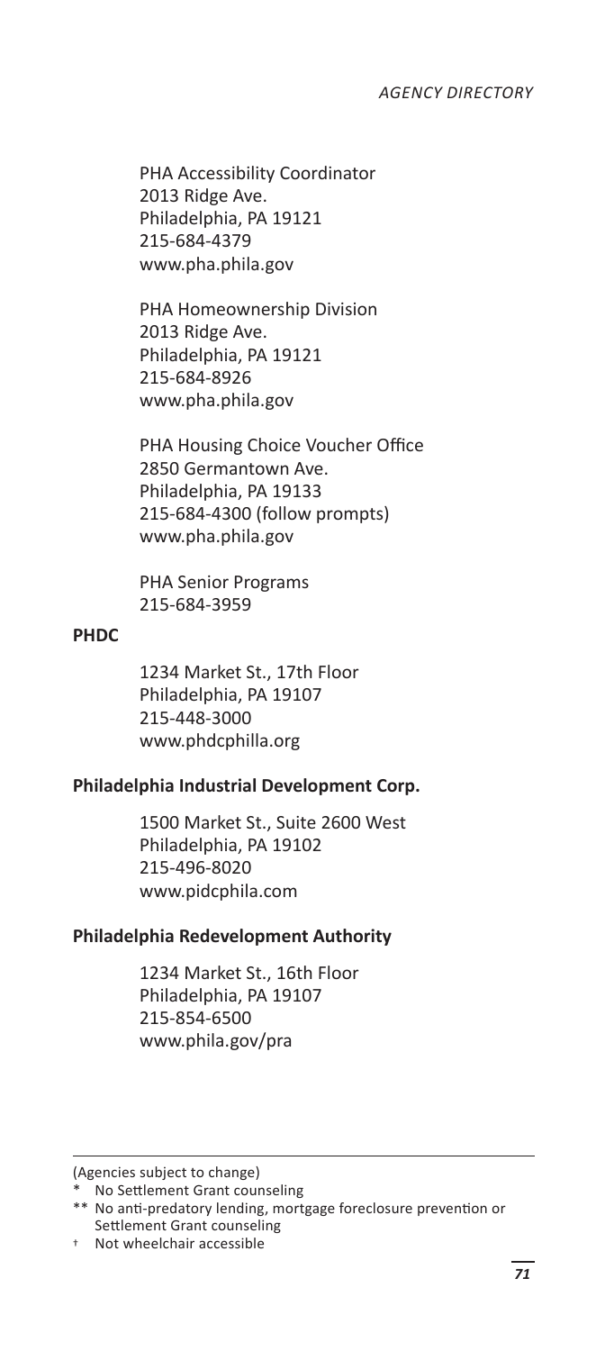PHA Accessibility Coordinator
2013 Ridge Ave.
Philadelphia, PA 19121
215-684-4379
www.pha.phila.gov

PHA Homeownership Division
2013 Ridge Ave.
Philadelphia, PA 19121
215-684-8926
www.pha.phila.gov

PHA Housing Choice Voucher Office
2850 Germantown Ave.
Philadelphia, PA 19133
215-684-4300 (follow prompts)
www.pha.phila.gov

PHA Senior Programs
215-684-3959

**PHDC**

1234 Market St., 17th Floor
Philadelphia, PA 19107
215-448-3000
www.phdcphilla.org

**Philadelphia Industrial Development Corp.**

1500 Market St., Suite 2600 West
Philadelphia, PA 19102
215-496-8020
www.pidcphila.com

**Philadelphia Redevelopment Authority**

1234 Market St., 16th Floor
Philadelphia, PA 19107
215-854-6500
www.phila.gov/pra

---

(Agencies subject to change)

\* No Settlement Grant counseling

\*\* No anti-predatory lending, mortgage foreclosure prevention or Settlement Grant counseling

† Not wheelchair accessible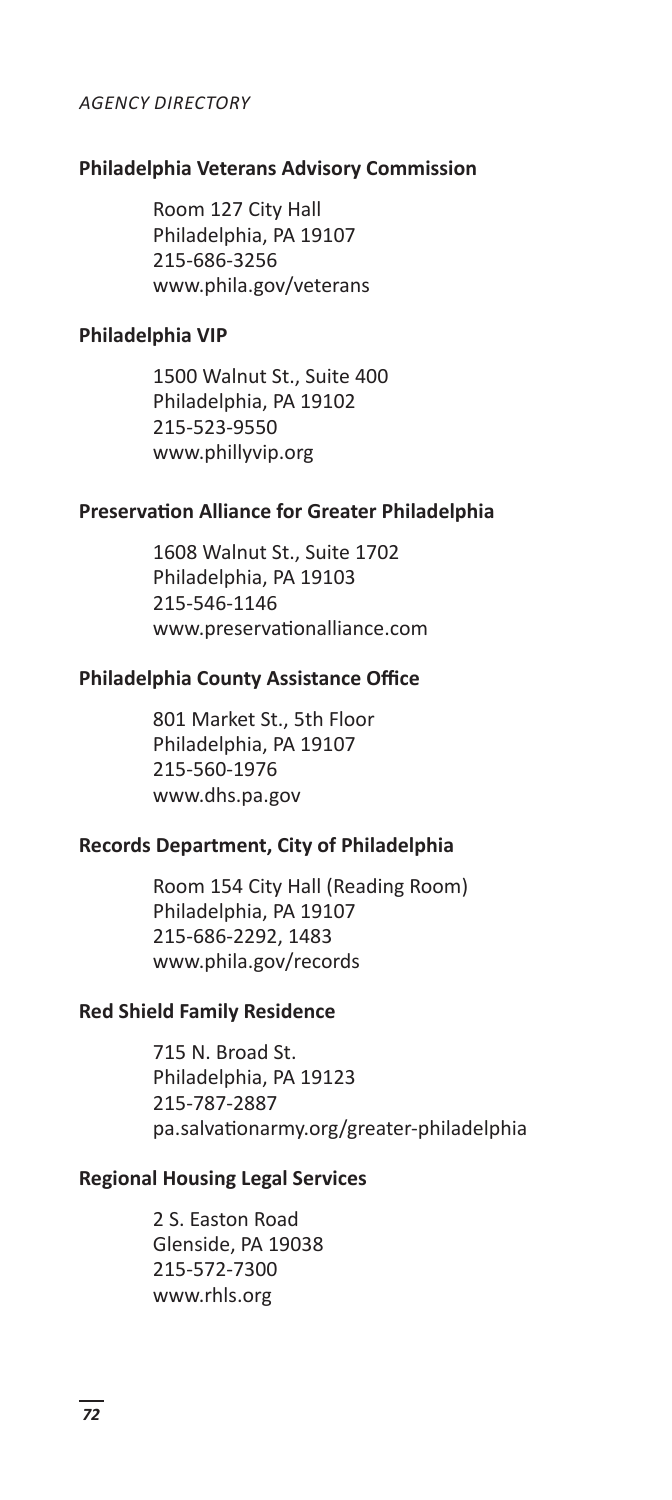### Philadelphia Veterans Advisory Commission

Room 127 City Hall
Philadelphia, PA 19107
215-686-3256
www.phila.gov/veterans

### Philadelphia VIP

1500 Walnut St., Suite 400
Philadelphia, PA 19102
215-523-9550
www.phillyvip.org

### Preservation Alliance for Greater Philadelphia

1608 Walnut St., Suite 1702
Philadelphia, PA 19103
215-546-1146
www.preservationalliance.com

### Philadelphia County Assistance Office

801 Market St., 5th Floor
Philadelphia, PA 19107
215-560-1976
www.dhs.pa.gov

### Records Department, City of Philadelphia

Room 154 City Hall (Reading Room)
Philadelphia, PA 19107
215-686-2292, 1483
www.phila.gov/records

### Red Shield Family Residence

715 N. Broad St.
Philadelphia, PA 19123
215-787-2887
pa.salvationarmy.org/greater-philadelphia

### Regional Housing Legal Services

2 S. Easton Road
Glenside, PA 19038
215-572-7300
www.rhls.org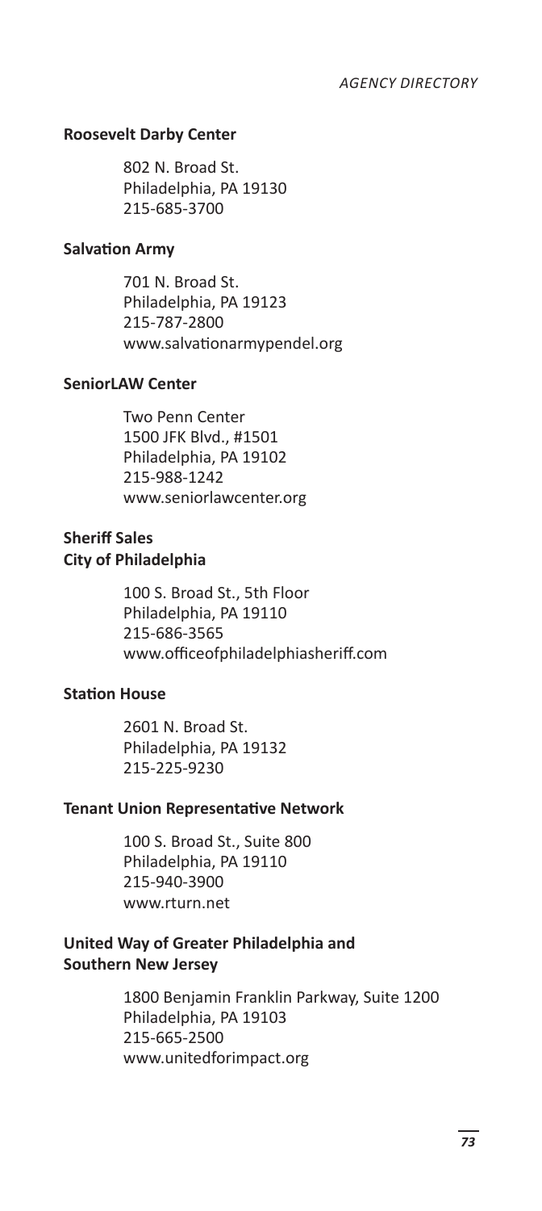**Roosevelt Darby Center**

802 N. Broad St.
Philadelphia, PA 19130
215-685-3700

**Salvation Army**

701 N. Broad St.
Philadelphia, PA 19123
215-787-2800
www.salvationarmypendel.org

**SeniorLAW Center**

Two Penn Center
1500 JFK Blvd., #1501
Philadelphia, PA 19102
215-988-1242
www.seniorlawcenter.org

**Sheriff Sales**
**City of Philadelphia**

100 S. Broad St., 5th Floor
Philadelphia, PA 19110
215-686-3565
www.officeofphiladelphiasheriff.com

**Station House**

2601 N. Broad St.
Philadelphia, PA 19132
215-225-9230

**Tenant Union Representative Network**

100 S. Broad St., Suite 800
Philadelphia, PA 19110
215-940-3900
www.rturn.net

**United Way of Greater Philadelphia and Southern New Jersey**

1800 Benjamin Franklin Parkway, Suite 1200
Philadelphia, PA 19103
215-665-2500
www.unitedforimpact.org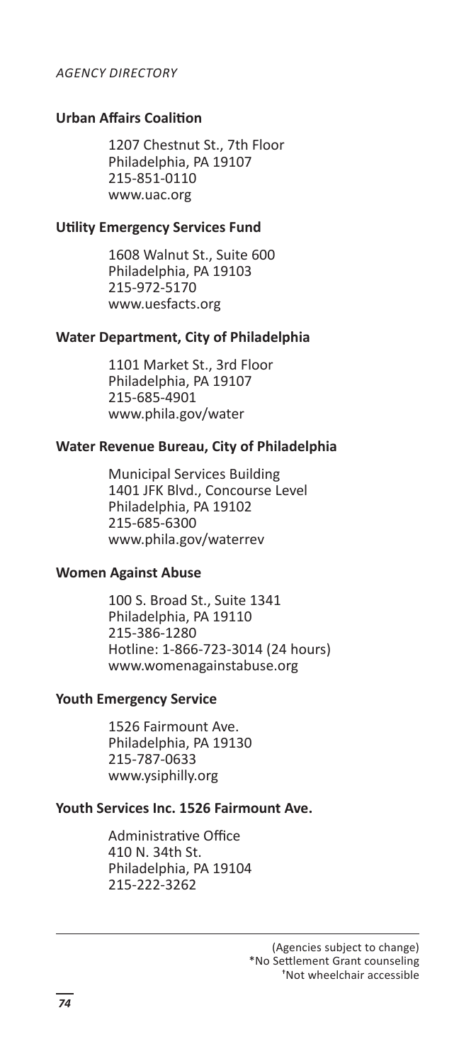**Urban Affairs Coalition**

1207 Chestnut St., 7th Floor
Philadelphia, PA 19107
215-851-0110
www.uac.org

**Utility Emergency Services Fund**

1608 Walnut St., Suite 600
Philadelphia, PA 19103
215-972-5170
www.uesfacts.org

**Water Department, City of Philadelphia**

1101 Market St., 3rd Floor
Philadelphia, PA 19107
215-685-4901
www.phila.gov/water

**Water Revenue Bureau, City of Philadelphia**

Municipal Services Building
1401 JFK Blvd., Concourse Level
Philadelphia, PA 19102
215-685-6300
www.phila.gov/waterrev

**Women Against Abuse**

100 S. Broad St., Suite 1341
Philadelphia, PA 19110
215-386-1280
Hotline: 1-866-723-3014 (24 hours)
www.womenagainstabuse.org

**Youth Emergency Service**

1526 Fairmount Ave.
Philadelphia, PA 19130
215-787-0633
www.ysiphilly.org

**Youth Services Inc. 1526 Fairmount Ave.**

Administrative Office
410 N. 34th St.
Philadelphia, PA 19104
215-222-3262

---

(Agencies subject to change)
*No Settlement Grant counseling
†Not wheelchair accessible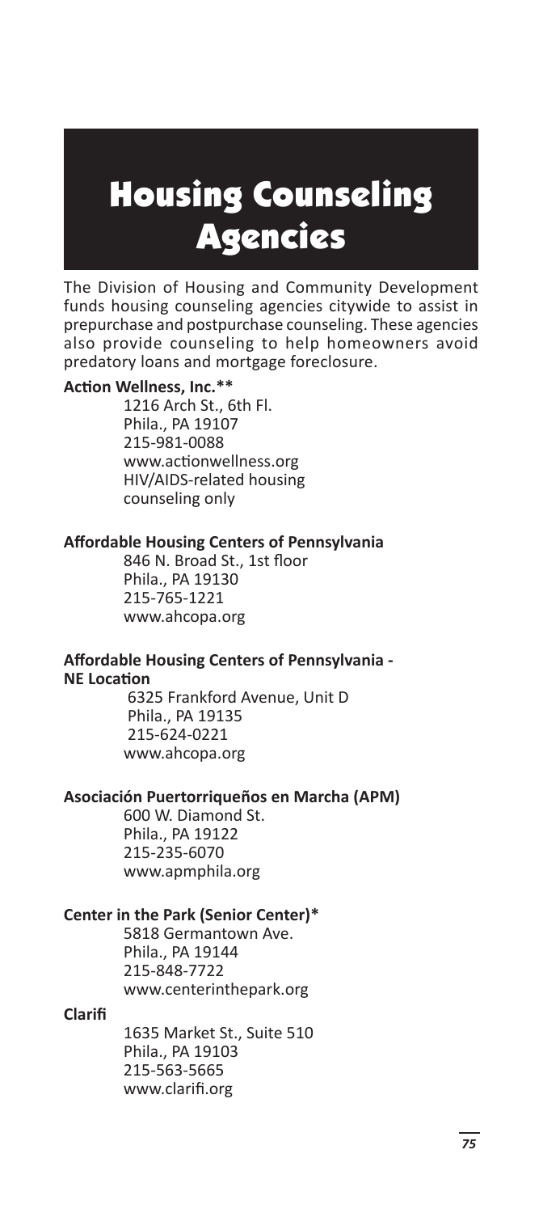# Housing Counseling Agencies

The Division of Housing and Community Development funds housing counseling agencies citywide to assist in prepurchase and postpurchase counseling. These agencies also provide counseling to help homeowners avoid predatory loans and mortgage foreclosure.

**Action Wellness, Inc.****

1216 Arch St., 6th Fl.
Phila., PA 19107
215-981-0088
www.actionwellness.org
HIV/AIDS-related housing counseling only

**Affordable Housing Centers of Pennsylvania**

846 N. Broad St., 1st floor
Phila., PA 19130
215-765-1221
www.ahcopa.org

**Affordable Housing Centers of Pennsylvania - NE Location**

6325 Frankford Avenue, Unit D
Phila., PA 19135
215-624-0221
www.ahcopa.org

**Asociación Puertorriqueños en Marcha (APM)**

600 W. Diamond St.
Phila., PA 19122
215-235-6070
www.apmphila.org

**Center in the Park (Senior Center)***

5818 Germantown Ave.
Phila., PA 19144
215-848-7722
www.centerinthepark.org

**Clarifi**

1635 Market St., Suite 510
Phila., PA 19103
215-563-5665
www.clarifi.org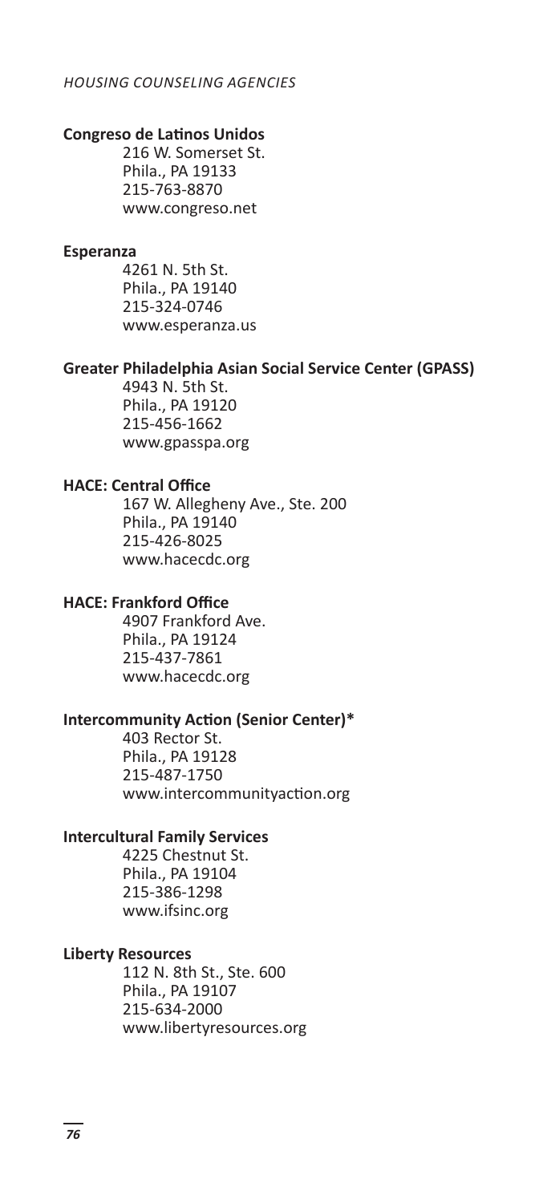**Congreso de Latinos Unidos**
216 W. Somerset St.
Phila., PA 19133
215-763-8870
www.congreso.net

**Esperanza**
4261 N. 5th St.
Phila., PA 19140
215-324-0746
www.esperanza.us

**Greater Philadelphia Asian Social Service Center (GPASS)**
4943 N. 5th St.
Phila., PA 19120
215-456-1662
www.gpasspa.org

**HACE: Central Office**
167 W. Allegheny Ave., Ste. 200
Phila., PA 19140
215-426-8025
www.hacecdc.org

**HACE: Frankford Office**
4907 Frankford Ave.
Phila., PA 19124
215-437-7861
www.hacecdc.org

**Intercommunity Action (Senior Center)***
403 Rector St.
Phila., PA 19128
215-487-1750
www.intercommunityaction.org

**Intercultural Family Services**
4225 Chestnut St.
Phila., PA 19104
215-386-1298
www.ifsinc.org

**Liberty Resources**
112 N. 8th St., Ste. 600
Phila., PA 19107
215-634-2000
www.libertyresources.org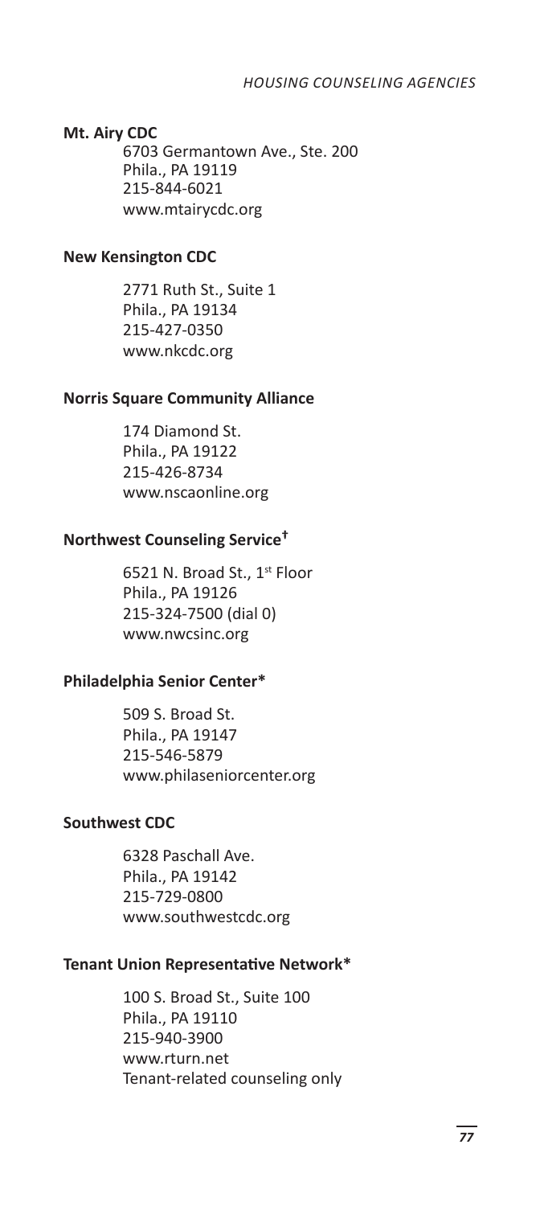**Mt. Airy CDC**

6703 Germantown Ave., Ste. 200
Phila., PA 19119
215-844-6021
www.mtairycdc.org

**New Kensington CDC**

2771 Ruth St., Suite 1
Phila., PA 19134
215-427-0350
www.nkcdc.org

**Norris Square Community Alliance**

174 Diamond St.
Phila., PA 19122
215-426-8734
www.nscaonline.org

**Northwest Counseling Service†**

6521 N. Broad St., 1st Floor
Phila., PA 19126
215-324-7500 (dial 0)
www.nwcsinc.org

**Philadelphia Senior Center***

509 S. Broad St.
Phila., PA 19147
215-546-5879
www.philaseniorcenter.org

**Southwest CDC**

6328 Paschall Ave.
Phila., PA 19142
215-729-0800
www.southwestcdc.org

**Tenant Union Representative Network***

100 S. Broad St., Suite 100
Phila., PA 19110
215-940-3900
www.rturn.net
Tenant-related counseling only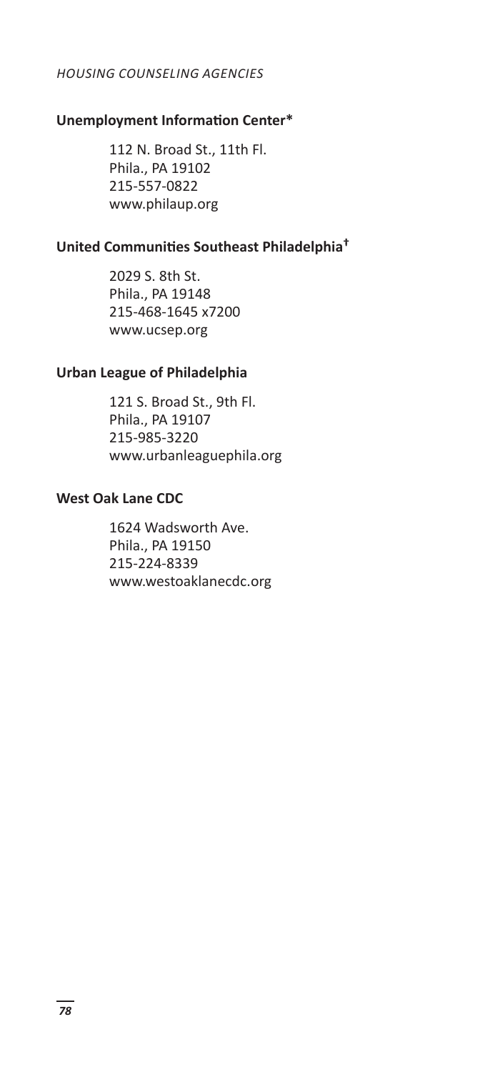**Unemployment Information Center***

112 N. Broad St., 11th Fl.
Phila., PA 19102
215-557-0822
www.philaup.org

**United Communities Southeast Philadelphia†**

2029 S. 8th St.
Phila., PA 19148
215-468-1645 x7200
www.ucsep.org

**Urban League of Philadelphia**

121 S. Broad St., 9th Fl.
Phila., PA 19107
215-985-3220
www.urbanleaguephila.org

**West Oak Lane CDC**

1624 Wadsworth Ave.
Phila., PA 19150
215-224-8339
www.westoaklanecdc.org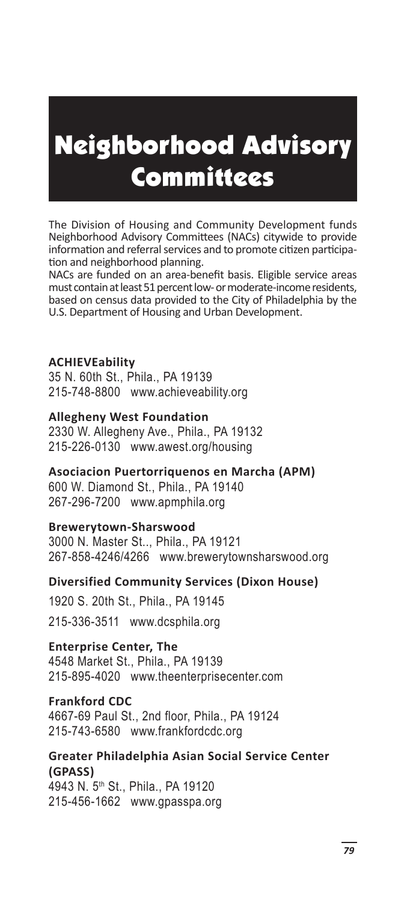# Neighborhood Advisory Committees

The Division of Housing and Community Development funds Neighborhood Advisory Committees (NACs) citywide to provide information and referral services and to promote citizen participation and neighborhood planning.

NACs are funded on an area-benefit basis. Eligible service areas must contain at least 51 percent low- or moderate-income residents, based on census data provided to the City of Philadelphia by the U.S. Department of Housing and Urban Development.

**ACHIEVEability**
35 N. 60th St., Phila., PA 19139
215-748-8800 www.achieveability.org

**Allegheny West Foundation**
2330 W. Allegheny Ave., Phila., PA 19132
215-226-0130 www.awest.org/housing

**Asociacion Puertorriquenos en Marcha (APM)**
600 W. Diamond St., Phila., PA 19140
267-296-7200 www.apmphila.org

**Brewerytown-Sharswood**
3000 N. Master St.., Phila., PA 19121
267-858-4246/4266 www.brewerytownsharswood.org

**Diversified Community Services (Dixon House)**
1920 S. 20th St., Phila., PA 19145
215-336-3511 www.dcsphila.org

**Enterprise Center, The**
4548 Market St., Phila., PA 19139
215-895-4020 www.theenterprisecenter.com

**Frankford CDC**
4667-69 Paul St., 2nd floor, Phila., PA 19124
215-743-6580 www.frankfordcdc.org

**Greater Philadelphia Asian Social Service Center (GPASS)**
4943 N. 5th St., Phila., PA 19120
215-456-1662 www.gpasspa.org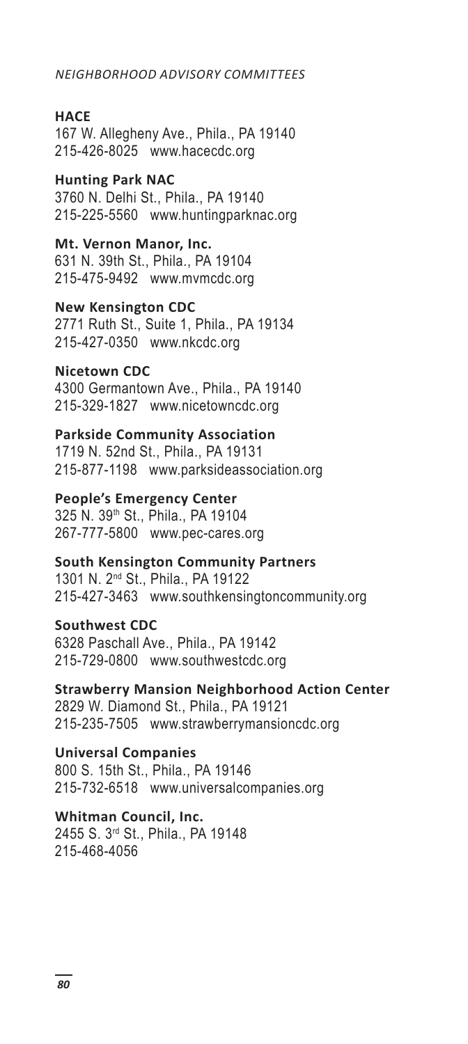*NEIGHBORHOOD ADVISORY COMMITTEES*

**HACE**
167 W. Allegheny Ave., Phila., PA 19140
215-426-8025 www.hacecdc.org

**Hunting Park NAC**
3760 N. Delhi St., Phila., PA 19140
215-225-5560 www.huntingparknac.org

**Mt. Vernon Manor, Inc.**
631 N. 39th St., Phila., PA 19104
215-475-9492 www.mvmcdc.org

**New Kensington CDC**
2771 Ruth St., Suite 1, Phila., PA 19134
215-427-0350 www.nkcdc.org

**Nicetown CDC**
4300 Germantown Ave., Phila., PA 19140
215-329-1827 www.nicetowncdc.org

**Parkside Community Association**
1719 N. 52nd St., Phila., PA 19131
215-877-1198 www.parksideassociation.org

**People's Emergency Center**
325 N. 39th St., Phila., PA 19104
267-777-5800 www.pec-cares.org

**South Kensington Community Partners**
1301 N. 2nd St., Phila., PA 19122
215-427-3463 www.southkensingtoncommunity.org

**Southwest CDC**
6328 Paschall Ave., Phila., PA 19142
215-729-0800 www.southwestcdc.org

**Strawberry Mansion Neighborhood Action Center**
2829 W. Diamond St., Phila., PA 19121
215-235-7505 www.strawberrymansioncdc.org

**Universal Companies**
800 S. 15th St., Phila., PA 19146
215-732-6518 www.universalcompanies.org

**Whitman Council, Inc.**
2455 S. 3rd St., Phila., PA 19148
215-468-4056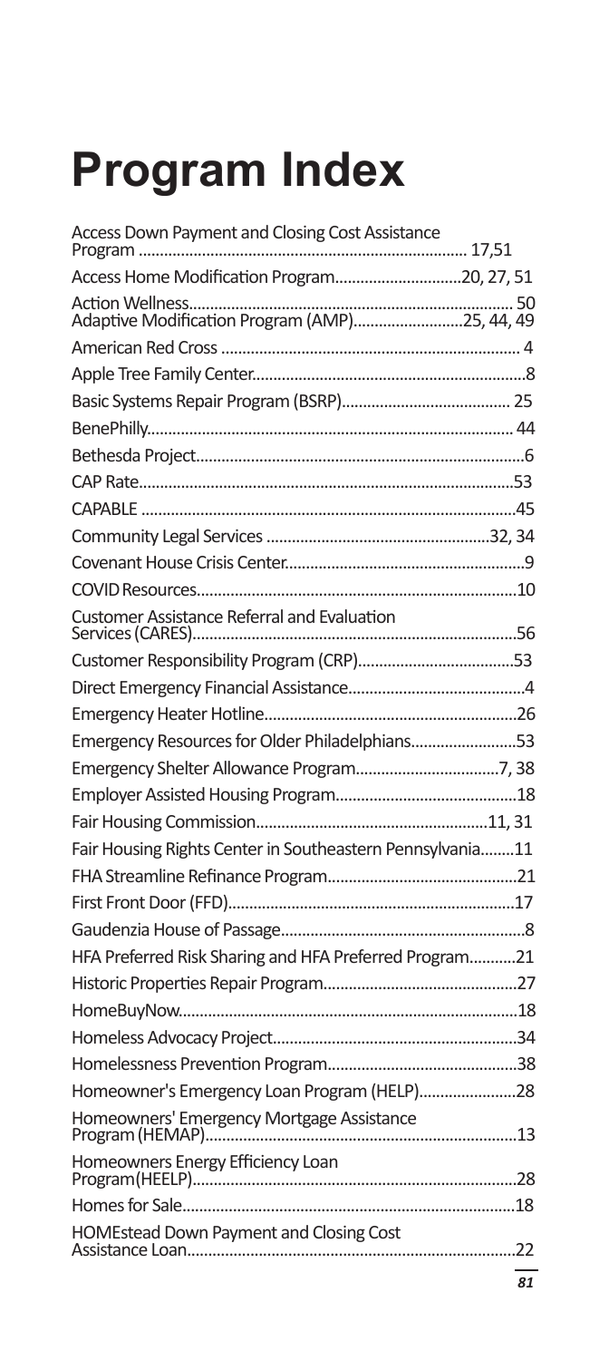# Program Index

Access Down Payment and Closing Cost Assistance Program ............................................................................ 17,51

Access Home Modification Program..............................20, 27, 51

Action Wellness............................................................................ 50

Adaptive Modification Program (AMP)..........................25, 44, 49

American Red Cross ...................................................................... 4

Apple Tree Family Center................................................................8

Basic Systems Repair Program (BSRP)........................................ 25

BenePhilly...................................................................................... 44

Bethesda Project.............................................................................6

CAP Rate........................................................................................53

CAPABLE .......................................................................................45

Community Legal Services ....................................................32, 34

Covenant House Crisis Center........................................................9

COVID Resources...........................................................................10

Customer Assistance Referral and Evaluation Services (CARES)...........................................................................56

Customer Responsibility Program (CRP)....................................53

Direct Emergency Financial Assistance.........................................4

Emergency Heater Hotline...........................................................26

Emergency Resources for Older Philadelphians.........................53

Emergency Shelter Allowance Program.................................7, 38

Employer Assisted Housing Program...........................................18

Fair Housing Commission......................................................11, 31

Fair Housing Rights Center in Southeastern Pennsylvania........11

FHA Streamline Refinance Program............................................21

First Front Door (FFD)...................................................................17

Gaudenzia House of Passage.........................................................8

HFA Preferred Risk Sharing and HFA Preferred Program...........21

Historic Properties Repair Program.............................................27

HomeBuyNow................................................................................18

Homeless Advocacy Project..........................................................34

Homelessness Prevention Program............................................38

Homeowner's Emergency Loan Program (HELP).......................28

Homeowners' Emergency Mortgage Assistance Program (HEMAP).........................................................................13

Homeowners Energy Efficiency Loan Program(HEELP)...........................................................................28

Homes for Sale.............................................................................18

HOMEstead Down Payment and Closing Cost Assistance Loan.............................................................................22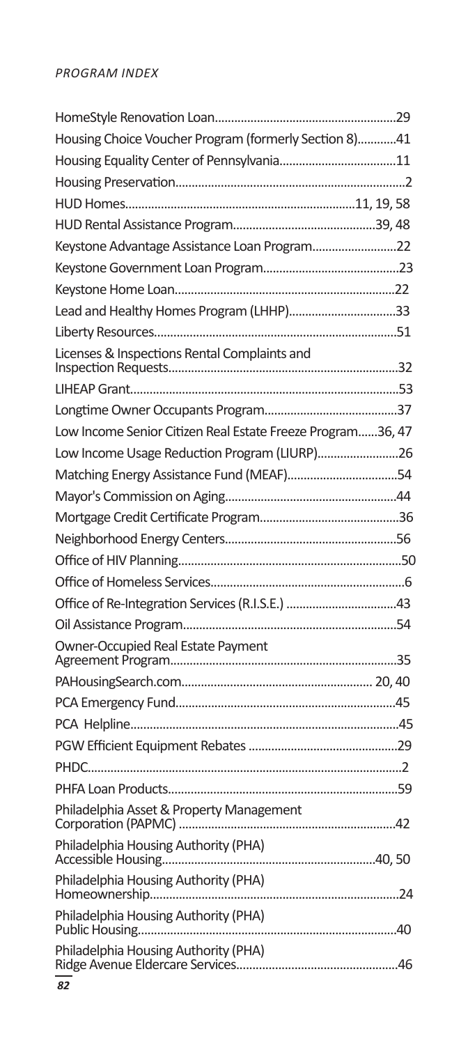HomeStyle Renovation Loan........................................................29
Housing Choice Voucher Program (formerly Section 8)............41
Housing Equality Center of Pennsylvania....................................11
Housing Preservation.......................................................................2
HUD Homes......................................................................11, 19, 58
HUD Rental Assistance Program............................................39, 48
Keystone Advantage Assistance Loan Program..........................22
Keystone Government Loan Program..........................................23
Keystone Home Loan....................................................................22
Lead and Healthy Homes Program (LHHP).................................33
Liberty Resources..........................................................................51
Licenses & Inspections Rental Complaints and Inspection Requests.......................................................................32
LIHEAP Grant..................................................................................53
Longtime Owner Occupants Program.........................................37
Low Income Senior Citizen Real Estate Freeze Program......36, 47
Low Income Usage Reduction Program (LIURP).........................26
Matching Energy Assistance Fund (MEAF)..................................54
Mayor's Commission on Aging....................................................44
Mortgage Credit Certificate Program...........................................36
Neighborhood Energy Centers.....................................................56
Office of HIV Planning.....................................................................50
Office of Homeless Services............................................................6
Office of Re-Integration Services (R.I.S.E.) .................................43
Oil Assistance Program.................................................................54
Owner-Occupied Real Estate Payment Agreement Program......................................................................35
PAHousingSearch.com.......................................................... 20, 40
PCA Emergency Fund...................................................................45
PCA Helpline...................................................................................45
PGW Efficient Equipment Rebates .............................................29
PHDC................................................................................................2
PHFA Loan Products......................................................................59
Philadelphia Asset & Property Management Corporation (PAPMC) ..................................................................42
Philadelphia Housing Authority (PHA) Accessible Housing.................................................................40, 50
Philadelphia Housing Authority (PHA) Homeownership............................................................................24
Philadelphia Housing Authority (PHA) Public Housing...............................................................................40
Philadelphia Housing Authority (PHA) Ridge Avenue Eldercare Services.................................................46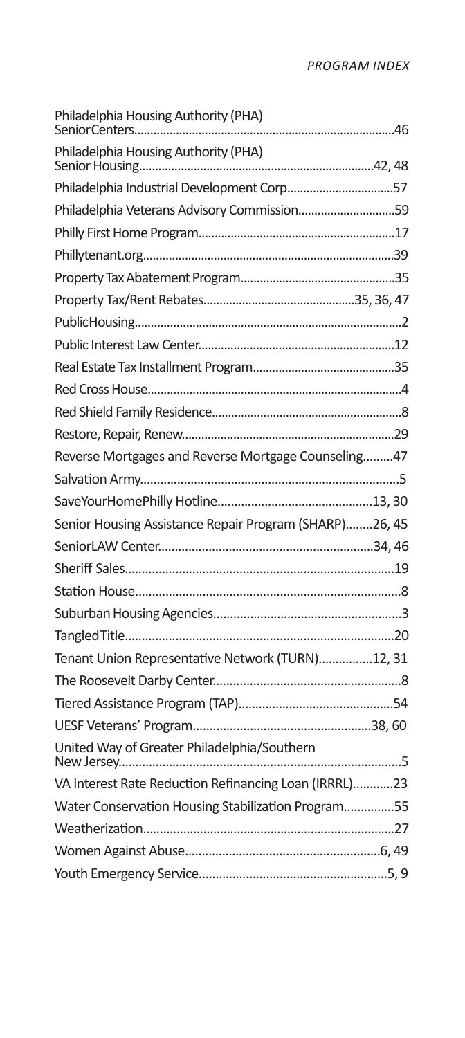Philadelphia Housing Authority (PHA) Senior Centers....................46

Philadelphia Housing Authority (PHA) Senior Housing....................42, 48

Philadelphia Industrial Development Corp....................57

Philadelphia Veterans Advisory Commission....................59

Philly First Home Program....................17

Phillytenant.org....................39

Property Tax Abatement Program....................35

Property Tax/Rent Rebates....................35, 36, 47

Public Housing....................2

Public Interest Law Center....................12

Real Estate Tax Installment Program....................35

Red Cross House....................4

Red Shield Family Residence....................8

Restore, Repair, Renew....................29

Reverse Mortgages and Reverse Mortgage Counseling.........47

Salvation Army....................5

SaveYourHomePhilly Hotline....................13, 30

Senior Housing Assistance Repair Program (SHARP)........26, 45

SeniorLAW Center....................34, 46

Sheriff Sales....................19

Station House....................8

Suburban Housing Agencies....................3

Tangled Title....................20

Tenant Union Representative Network (TURN)................12, 31

The Roosevelt Darby Center....................8

Tiered Assistance Program (TAP)....................54

UESF Veterans' Program....................38, 60

United Way of Greater Philadelphia/Southern New Jersey....................5

VA Interest Rate Reduction Refinancing Loan (IRRRL)............23

Water Conservation Housing Stabilization Program...............55

Weatherization....................27

Women Against Abuse....................6, 49

Youth Emergency Service....................5, 9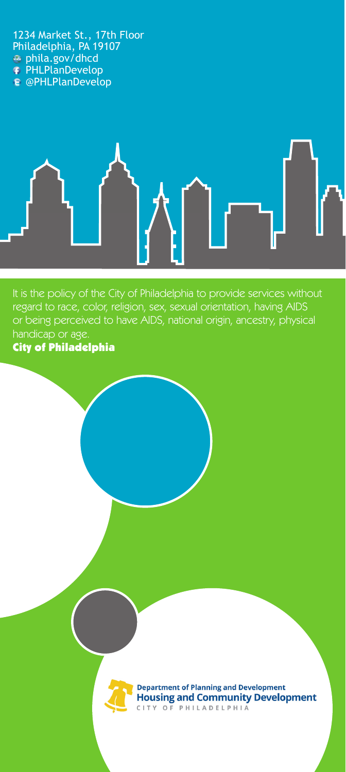1234 Market St., 17th Floor
Philadelphia, PA 19107
phila.gov/dhcd
PHLPlanDevelop
@PHLPlanDevelop

It is the policy of the City of Philadelphia to provide services without regard to race, color, religion, sex, sexual orientation, having AIDS or being perceived to have AIDS, national origin, ancestry, physical handicap or age.

**City of Philadelphia**

**Department of Planning and Development**
**Housing and Community Development**
CITY OF PHILADELPHIA